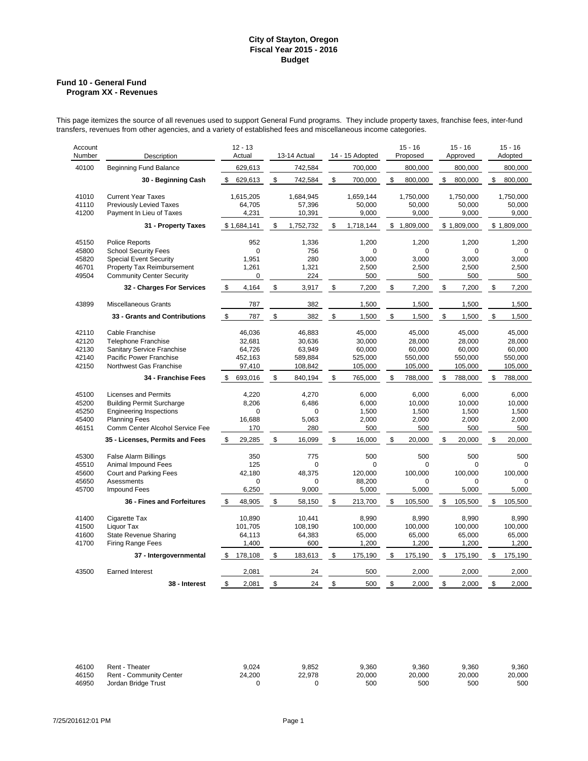**City of Stayton, Oregon**
**Fiscal Year 2015 - 2016**
**Budget**

## Fund 10 - General Fund
### Program XX - Revenues

This page itemizes the source of all revenues used to support General Fund programs. They include property taxes, franchise fees, inter-fund transfers, revenues from other agencies, and a variety of established fees and miscellaneous income categories.

| Account Number | Description | 12 - 13 Actual | 13-14 Actual | 14 - 15 Adopted | 15 - 16 Proposed | 15 - 16 Approved | 15 - 16 Adopted |
|---|---|---|---|---|---|---|---|
| 40100 | Beginning Fund Balance | 629,613 | 742,584 | 700,000 | 800,000 | 800,000 | 800,000 |
| | **30 - Beginning Cash** | $ 629,613 | $ 742,584 | $ 700,000 | $ 800,000 | $ 800,000 | $ 800,000 |
| 41010 | Current Year Taxes | 1,615,205 | 1,684,945 | 1,659,144 | 1,750,000 | 1,750,000 | 1,750,000 |
| 41110 | Previously Levied Taxes | 64,705 | 57,396 | 50,000 | 50,000 | 50,000 | 50,000 |
| 41200 | Payment In Lieu of Taxes | 4,231 | 10,391 | 9,000 | 9,000 | 9,000 | 9,000 |
| | **31 - Property Taxes** | $ 1,684,141 | $ 1,752,732 | $ 1,718,144 | $ 1,809,000 | $ 1,809,000 | $ 1,809,000 |
| 45150 | Police Reports | 952 | 1,336 | 1,200 | 1,200 | 1,200 | 1,200 |
| 45800 | School Security Fees | 0 | 756 | 0 | 0 | 0 | 0 |
| 45820 | Special Event Security | 1,951 | 280 | 3,000 | 3,000 | 3,000 | 3,000 |
| 46701 | Property Tax Reimbursement | 1,261 | 1,321 | 2,500 | 2,500 | 2,500 | 2,500 |
| 49504 | Community Center Security | 0 | 224 | 500 | 500 | 500 | 500 |
| | **32 - Charges For Services** | $ 4,164 | $ 3,917 | $ 7,200 | $ 7,200 | $ 7,200 | $ 7,200 |
| 43899 | Miscellaneous Grants | 787 | 382 | 1,500 | 1,500 | 1,500 | 1,500 |
| | **33 - Grants and Contributions** | $ 787 | $ 382 | $ 1,500 | $ 1,500 | $ 1,500 | $ 1,500 |
| 42110 | Cable Franchise | 46,036 | 46,883 | 45,000 | 45,000 | 45,000 | 45,000 |
| 42120 | Telephone Franchise | 32,681 | 30,636 | 30,000 | 28,000 | 28,000 | 28,000 |
| 42130 | Sanitary Service Franchise | 64,726 | 63,949 | 60,000 | 60,000 | 60,000 | 60,000 |
| 42140 | Pacific Power Franchise | 452,163 | 589,884 | 525,000 | 550,000 | 550,000 | 550,000 |
| 42150 | Northwest Gas Franchise | 97,410 | 108,842 | 105,000 | 105,000 | 105,000 | 105,000 |
| | **34 - Franchise Fees** | $ 693,016 | $ 840,194 | $ 765,000 | $ 788,000 | $ 788,000 | $ 788,000 |
| 45100 | Licenses and Permits | 4,220 | 4,270 | 6,000 | 6,000 | 6,000 | 6,000 |
| 45200 | Building Permit Surcharge | 8,206 | 6,486 | 6,000 | 10,000 | 10,000 | 10,000 |
| 45250 | Engineering Inspections | 0 | 0 | 1,500 | 1,500 | 1,500 | 1,500 |
| 45400 | Planning Fees | 16,688 | 5,063 | 2,000 | 2,000 | 2,000 | 2,000 |
| 46151 | Comm Center Alcohol Service Fee | 170 | 280 | 500 | 500 | 500 | 500 |
| | **35 - Licenses, Permits and Fees** | $ 29,285 | $ 16,099 | $ 16,000 | $ 20,000 | $ 20,000 | $ 20,000 |
| 45300 | False Alarm Billings | 350 | 775 | 500 | 500 | 500 | 500 |
| 45510 | Animal Impound Fees | 125 | 0 | 0 | 0 | 0 | 0 |
| 45600 | Court and Parking Fees | 42,180 | 48,375 | 120,000 | 100,000 | 100,000 | 100,000 |
| 45650 | Asessments | 0 | 0 | 88,200 | 0 | 0 | 0 |
| 45700 | Impound Fees | 6,250 | 9,000 | 5,000 | 5,000 | 5,000 | 5,000 |
| | **36 - Fines and Forfeitures** | $ 48,905 | $ 58,150 | $ 213,700 | $ 105,500 | $ 105,500 | $ 105,500 |
| 41400 | Cigarette Tax | 10,890 | 10,441 | 8,990 | 8,990 | 8,990 | 8,990 |
| 41500 | Liquor Tax | 101,705 | 108,190 | 100,000 | 100,000 | 100,000 | 100,000 |
| 41600 | State Revenue Sharing | 64,113 | 64,383 | 65,000 | 65,000 | 65,000 | 65,000 |
| 41700 | Firing Range Fees | 1,400 | 600 | 1,200 | 1,200 | 1,200 | 1,200 |
| | **37 - Intergovernmental** | $ 178,108 | $ 183,613 | $ 175,190 | $ 175,190 | $ 175,190 | $ 175,190 |
| 43500 | Earned Interest | 2,081 | 24 | 500 | 2,000 | 2,000 | 2,000 |
| | **38 - Interest** | $ 2,081 | $ 24 | $ 500 | $ 2,000 | $ 2,000 | $ 2,000 |
| 46100 | Rent - Theater | 9,024 | 9,852 | 9,360 | 9,360 | 9,360 | 9,360 |
| 46150 | Rent - Community Center | 24,200 | 22,978 | 20,000 | 20,000 | 20,000 | 20,000 |
| 46950 | Jordan Bridge Trust | 0 | 0 | 500 | 500 | 500 | 500 |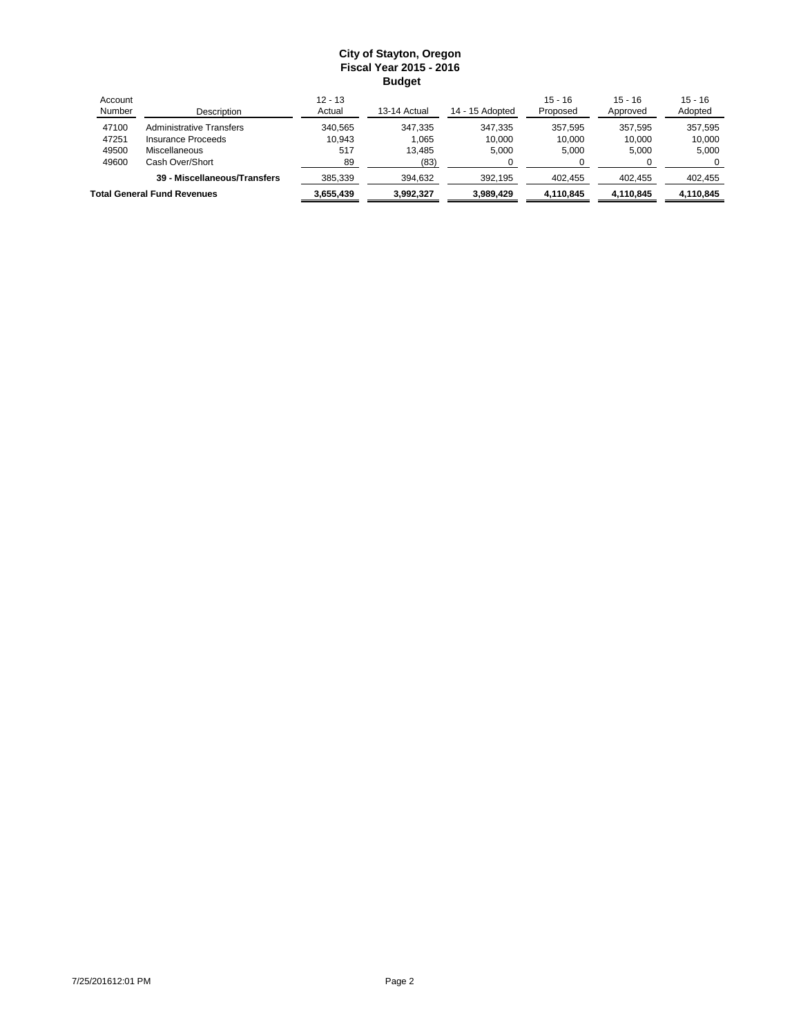**City of Stayton, Oregon**
**Fiscal Year 2015 - 2016**
**Budget**

| Account Number | Description | 12 - 13 Actual | 13-14 Actual | 14 - 15 Adopted | 15 - 16 Proposed | 15 - 16 Approved | 15 - 16 Adopted |
|---|---|---|---|---|---|---|---|
| 47100 | Administrative Transfers | 340,565 | 347,335 | 347,335 | 357,595 | 357,595 | 357,595 |
| 47251 | Insurance Proceeds | 10,943 | 1,065 | 10,000 | 10,000 | 10,000 | 10,000 |
| 49500 | Miscellaneous | 517 | 13,485 | 5,000 | 5,000 | 5,000 | 5,000 |
| 49600 | Cash Over/Short | 89 | (83) | 0 | 0 | 0 | 0 |
| | **39 - Miscellaneous/Transfers** | 385,339 | 394,632 | 392,195 | 402,455 | 402,455 | 402,455 |
| **Total General Fund Revenues** | | **3,655,439** | **3,992,327** | **3,989,429** | **4,110,845** | **4,110,845** | **4,110,845** |

7/25/201612:01 PM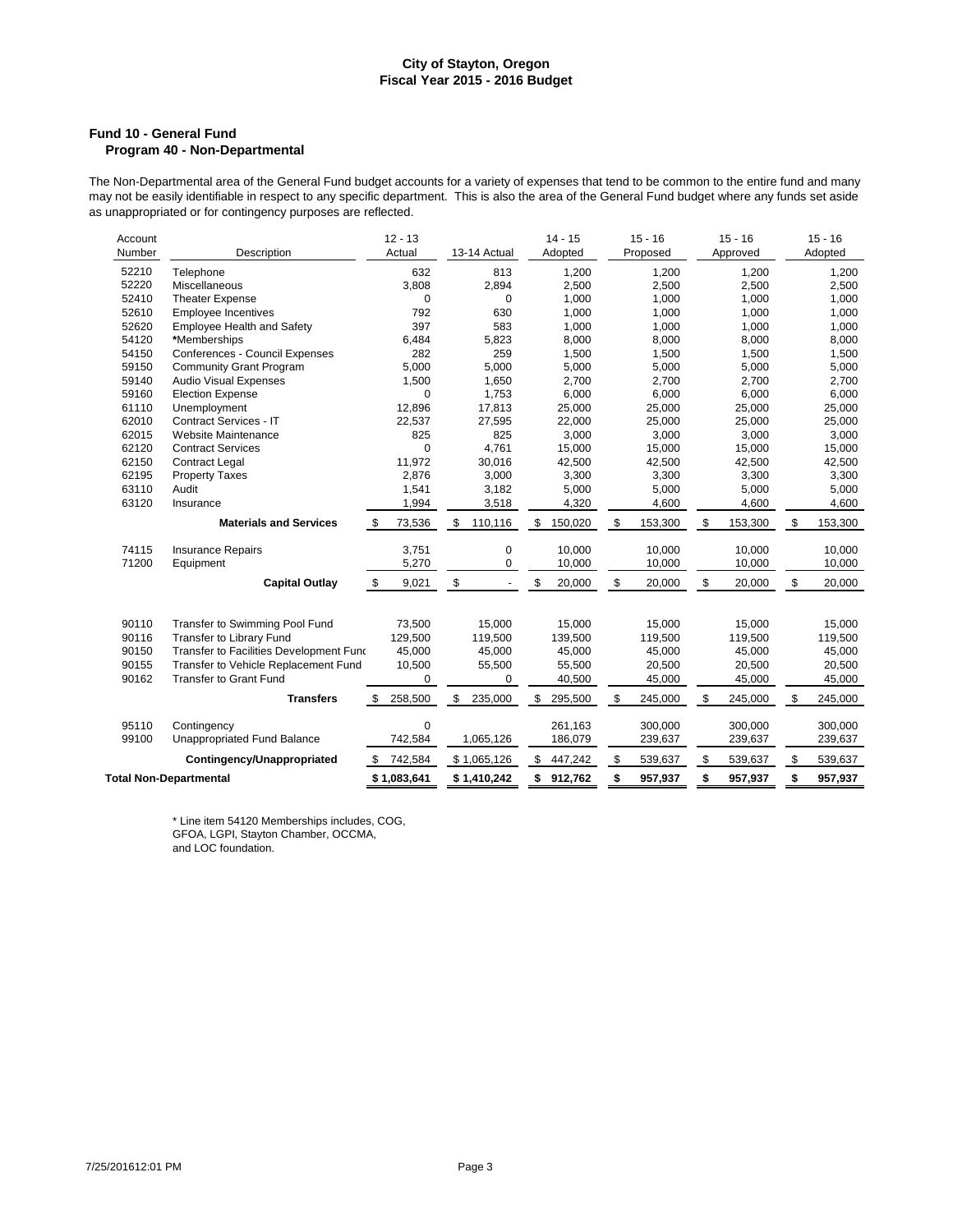# City of Stayton, Oregon
## Fiscal Year 2015 - 2016 Budget

### Fund 10 - General Fund
#### Program 40 - Non-Departmental

The Non-Departmental area of the General Fund budget accounts for a variety of expenses that tend to be common to the entire fund and many may not be easily identifiable in respect to any specific department. This is also the area of the General Fund budget where any funds set aside as unappropriated or for contingency purposes are reflected.

| Account Number | Description | 12 - 13 Actual | 13-14 Actual | 14 - 15 Adopted | 15 - 16 Proposed | 15 - 16 Approved | 15 - 16 Adopted |
|---|---|---|---|---|---|---|---|
| 52210 | Telephone | 632 | 813 | 1,200 | 1,200 | 1,200 | 1,200 |
| 52220 | Miscellaneous | 3,808 | 2,894 | 2,500 | 2,500 | 2,500 | 2,500 |
| 52410 | Theater Expense | 0 | 0 | 1,000 | 1,000 | 1,000 | 1,000 |
| 52610 | Employee Incentives | 792 | 630 | 1,000 | 1,000 | 1,000 | 1,000 |
| 52620 | Employee Health and Safety | 397 | 583 | 1,000 | 1,000 | 1,000 | 1,000 |
| 54120 | *Memberships | 6,484 | 5,823 | 8,000 | 8,000 | 8,000 | 8,000 |
| 54150 | Conferences - Council Expenses | 282 | 259 | 1,500 | 1,500 | 1,500 | 1,500 |
| 59150 | Community Grant Program | 5,000 | 5,000 | 5,000 | 5,000 | 5,000 | 5,000 |
| 59140 | Audio Visual Expenses | 1,500 | 1,650 | 2,700 | 2,700 | 2,700 | 2,700 |
| 59160 | Election Expense | 0 | 1,753 | 6,000 | 6,000 | 6,000 | 6,000 |
| 61110 | Unemployment | 12,896 | 17,813 | 25,000 | 25,000 | 25,000 | 25,000 |
| 62010 | Contract Services - IT | 22,537 | 27,595 | 22,000 | 25,000 | 25,000 | 25,000 |
| 62015 | Website Maintenance | 825 | 825 | 3,000 | 3,000 | 3,000 | 3,000 |
| 62120 | Contract Services | 0 | 4,761 | 15,000 | 15,000 | 15,000 | 15,000 |
| 62150 | Contract Legal | 11,972 | 30,016 | 42,500 | 42,500 | 42,500 | 42,500 |
| 62195 | Property Taxes | 2,876 | 3,000 | 3,300 | 3,300 | 3,300 | 3,300 |
| 63110 | Audit | 1,541 | 3,182 | 5,000 | 5,000 | 5,000 | 5,000 |
| 63120 | Insurance | 1,994 | 3,518 | 4,320 | 4,600 | 4,600 | 4,600 |
| | **Materials and Services** | $ 73,536 | $ 110,116 | $ 150,020 | $ 153,300 | $ 153,300 | $ 153,300 |
| 74115 | Insurance Repairs | 3,751 | 0 | 10,000 | 10,000 | 10,000 | 10,000 |
| 71200 | Equipment | 5,270 | 0 | 10,000 | 10,000 | 10,000 | 10,000 |
| | **Capital Outlay** | $ 9,021 | $ - | $ 20,000 | $ 20,000 | $ 20,000 | $ 20,000 |
| 90110 | Transfer to Swimming Pool Fund | 73,500 | 15,000 | 15,000 | 15,000 | 15,000 | 15,000 |
| 90116 | Transfer to Library Fund | 129,500 | 119,500 | 139,500 | 119,500 | 119,500 | 119,500 |
| 90150 | Transfer to Facilities Development Fund | 45,000 | 45,000 | 45,000 | 45,000 | 45,000 | 45,000 |
| 90155 | Transfer to Vehicle Replacement Fund | 10,500 | 55,500 | 55,500 | 20,500 | 20,500 | 20,500 |
| 90162 | Transfer to Grant Fund | 0 | 0 | 40,500 | 45,000 | 45,000 | 45,000 |
| | **Transfers** | $ 258,500 | $ 235,000 | $ 295,500 | $ 245,000 | $ 245,000 | $ 245,000 |
| 95110 | Contingency | 0 | | 261,163 | 300,000 | 300,000 | 300,000 |
| 99100 | Unappropriated Fund Balance | 742,584 | 1,065,126 | 186,079 | 239,637 | 239,637 | 239,637 |
| | **Contingency/Unappropriated** | $ 742,584 | $ 1,065,126 | $ 447,242 | $ 539,637 | $ 539,637 | $ 539,637 |
| **Total Non-Departmental** | | **$ 1,083,641** | **$ 1,410,242** | **$ 912,762** | **$ 957,937** | **$ 957,937** | **$ 957,937** |

\* Line item 54120 Memberships includes, COG, GFOA, LGPI, Stayton Chamber, OCCMA, and LOC foundation.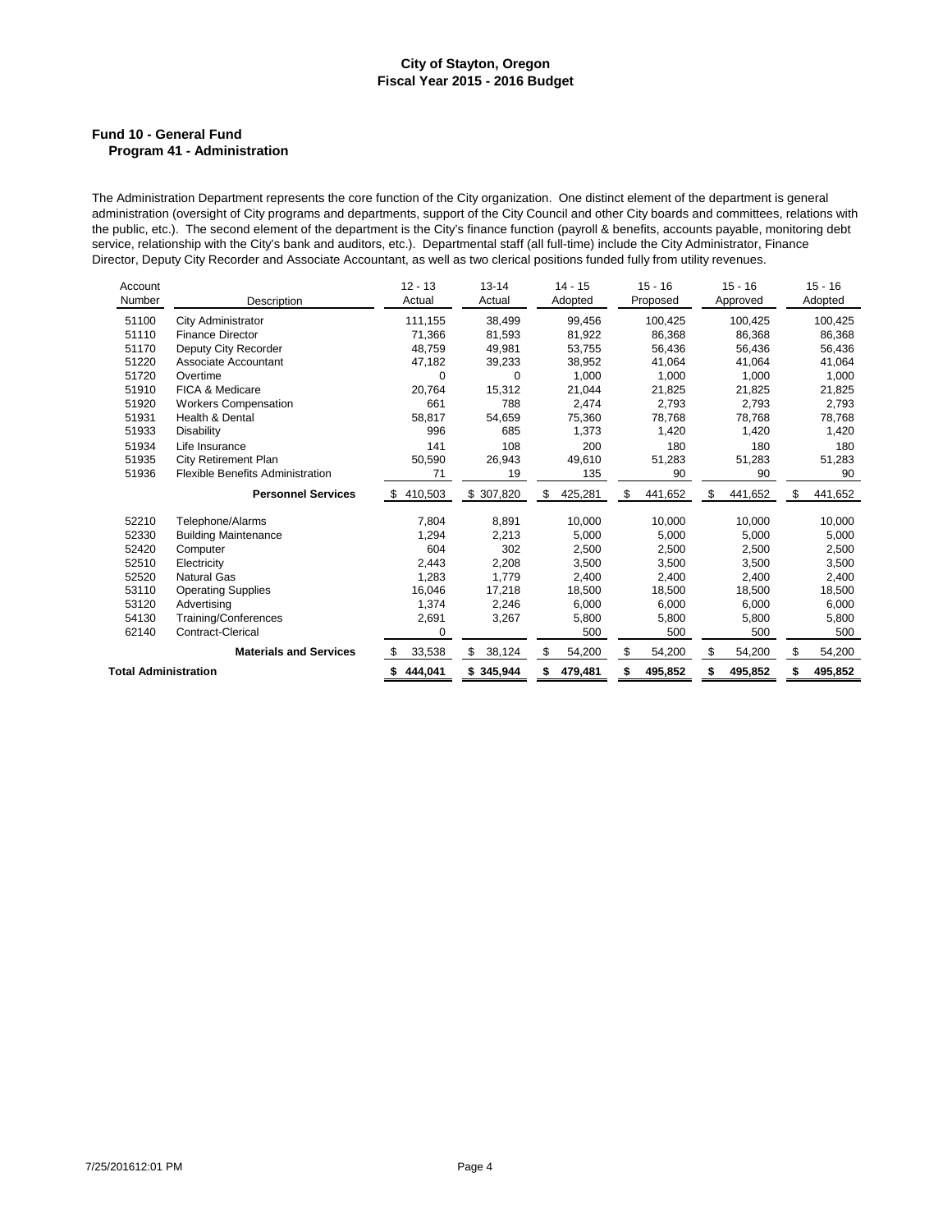# City of Stayton, Oregon
## Fiscal Year 2015 - 2016 Budget

### Fund 10 - General Fund
#### Program 41 - Administration

The Administration Department represents the core function of the City organization. One distinct element of the department is general administration (oversight of City programs and departments, support of the City Council and other City boards and committees, relations with the public, etc.). The second element of the department is the City's finance function (payroll & benefits, accounts payable, monitoring debt service, relationship with the City's bank and auditors, etc.). Departmental staff (all full-time) include the City Administrator, Finance Director, Deputy City Recorder and Associate Accountant, as well as two clerical positions funded fully from utility revenues.

| Account Number | Description | 12 - 13 Actual | 13-14 Actual | 14 - 15 Adopted | 15 - 16 Proposed | 15 - 16 Approved | 15 - 16 Adopted |
|---|---|---|---|---|---|---|---|
| 51100 | City Administrator | 111,155 | 38,499 | 99,456 | 100,425 | 100,425 | 100,425 |
| 51110 | Finance Director | 71,366 | 81,593 | 81,922 | 86,368 | 86,368 | 86,368 |
| 51170 | Deputy City Recorder | 48,759 | 49,981 | 53,755 | 56,436 | 56,436 | 56,436 |
| 51220 | Associate Accountant | 47,182 | 39,233 | 38,952 | 41,064 | 41,064 | 41,064 |
| 51720 | Overtime | 0 | 0 | 1,000 | 1,000 | 1,000 | 1,000 |
| 51910 | FICA & Medicare | 20,764 | 15,312 | 21,044 | 21,825 | 21,825 | 21,825 |
| 51920 | Workers Compensation | 661 | 788 | 2,474 | 2,793 | 2,793 | 2,793 |
| 51931 | Health & Dental | 58,817 | 54,659 | 75,360 | 78,768 | 78,768 | 78,768 |
| 51933 | Disability | 996 | 685 | 1,373 | 1,420 | 1,420 | 1,420 |
| 51934 | Life Insurance | 141 | 108 | 200 | 180 | 180 | 180 |
| 51935 | City Retirement Plan | 50,590 | 26,943 | 49,610 | 51,283 | 51,283 | 51,283 |
| 51936 | Flexible Benefits Administration | 71 | 19 | 135 | 90 | 90 | 90 |
| | **Personnel Services** | $ 410,503 | $ 307,820 | $ 425,281 | $ 441,652 | $ 441,652 | $ 441,652 |
| 52210 | Telephone/Alarms | 7,804 | 8,891 | 10,000 | 10,000 | 10,000 | 10,000 |
| 52330 | Building Maintenance | 1,294 | 2,213 | 5,000 | 5,000 | 5,000 | 5,000 |
| 52420 | Computer | 604 | 302 | 2,500 | 2,500 | 2,500 | 2,500 |
| 52510 | Electricity | 2,443 | 2,208 | 3,500 | 3,500 | 3,500 | 3,500 |
| 52520 | Natural Gas | 1,283 | 1,779 | 2,400 | 2,400 | 2,400 | 2,400 |
| 53110 | Operating Supplies | 16,046 | 17,218 | 18,500 | 18,500 | 18,500 | 18,500 |
| 53120 | Advertising | 1,374 | 2,246 | 6,000 | 6,000 | 6,000 | 6,000 |
| 54130 | Training/Conferences | 2,691 | 3,267 | 5,800 | 5,800 | 5,800 | 5,800 |
| 62140 | Contract-Clerical | 0 | | 500 | 500 | 500 | 500 |
| | **Materials and Services** | $ 33,538 | $ 38,124 | $ 54,200 | $ 54,200 | $ 54,200 | $ 54,200 |
| **Total Administration** | | **$ 444,041** | **$ 345,944** | **$ 479,481** | **$ 495,852** | **$ 495,852** | **$ 495,852** |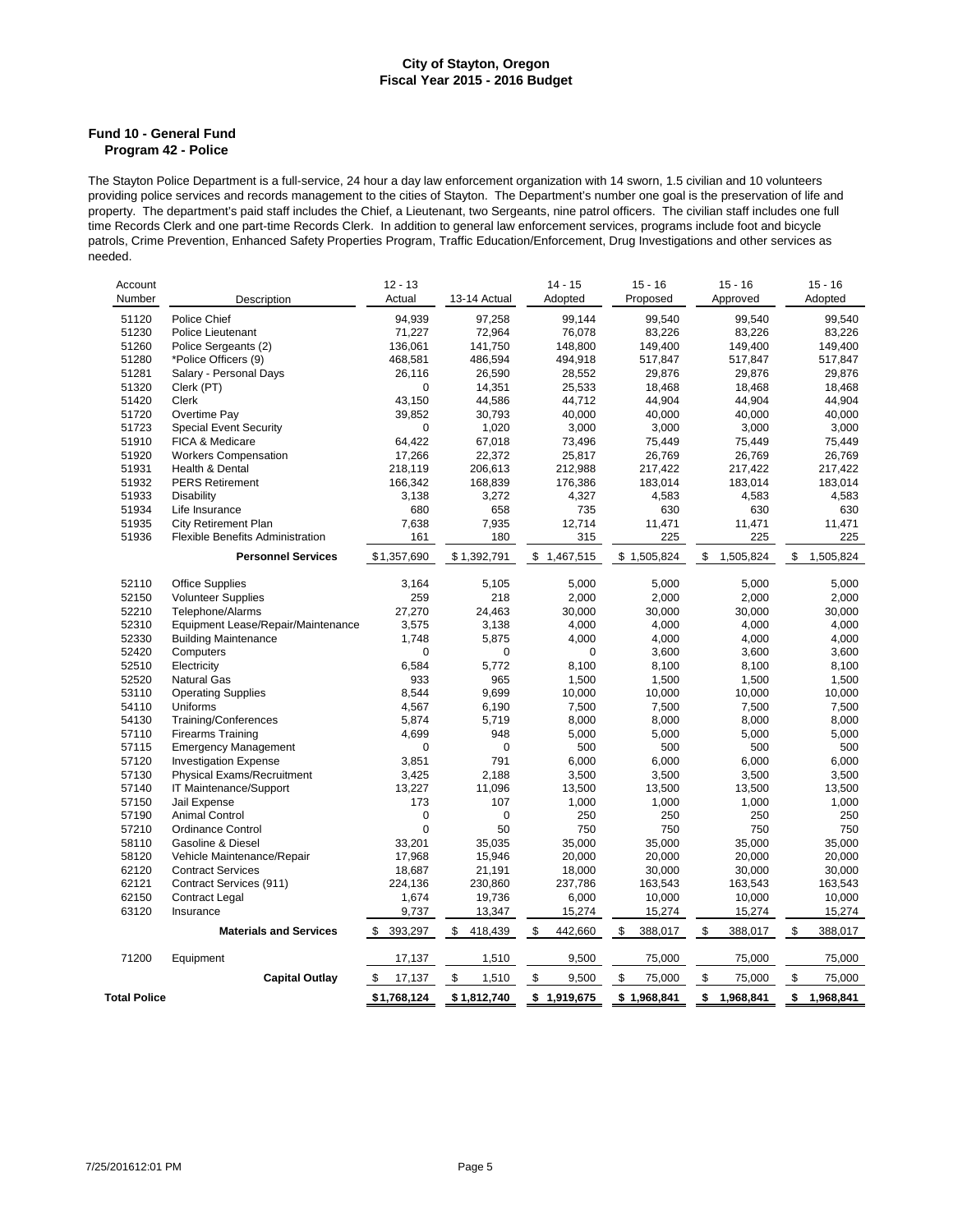# City of Stayton, Oregon
## Fiscal Year 2015 - 2016 Budget

### Fund 10 - General Fund
#### Program 42 - Police

The Stayton Police Department is a full-service, 24 hour a day law enforcement organization with 14 sworn, 1.5 civilian and 10 volunteers providing police services and records management to the cities of Stayton. The Department's number one goal is the preservation of life and property. The department's paid staff includes the Chief, a Lieutenant, two Sergeants, nine patrol officers. The civilian staff includes one full time Records Clerk and one part-time Records Clerk. In addition to general law enforcement services, programs include foot and bicycle patrols, Crime Prevention, Enhanced Safety Properties Program, Traffic Education/Enforcement, Drug Investigations and other services as needed.

| Account Number | Description | 12 - 13 Actual | 13-14 Actual | 14 - 15 Adopted | 15 - 16 Proposed | 15 - 16 Approved | 15 - 16 Adopted |
|---|---|---|---|---|---|---|---|
| 51120 | Police Chief | 94,939 | 97,258 | 99,144 | 99,540 | 99,540 | 99,540 |
| 51230 | Police Lieutenant | 71,227 | 72,964 | 76,078 | 83,226 | 83,226 | 83,226 |
| 51260 | Police Sergeants (2) | 136,061 | 141,750 | 148,800 | 149,400 | 149,400 | 149,400 |
| 51280 | *Police Officers (9) | 468,581 | 486,594 | 494,918 | 517,847 | 517,847 | 517,847 |
| 51281 | Salary - Personal Days | 26,116 | 26,590 | 28,552 | 29,876 | 29,876 | 29,876 |
| 51320 | Clerk (PT) | 0 | 14,351 | 25,533 | 18,468 | 18,468 | 18,468 |
| 51420 | Clerk | 43,150 | 44,586 | 44,712 | 44,904 | 44,904 | 44,904 |
| 51720 | Overtime Pay | 39,852 | 30,793 | 40,000 | 40,000 | 40,000 | 40,000 |
| 51723 | Special Event Security | 0 | 1,020 | 3,000 | 3,000 | 3,000 | 3,000 |
| 51910 | FICA & Medicare | 64,422 | 67,018 | 73,496 | 75,449 | 75,449 | 75,449 |
| 51920 | Workers Compensation | 17,266 | 22,372 | 25,817 | 26,769 | 26,769 | 26,769 |
| 51931 | Health & Dental | 218,119 | 206,613 | 212,988 | 217,422 | 217,422 | 217,422 |
| 51932 | PERS Retirement | 166,342 | 168,839 | 176,386 | 183,014 | 183,014 | 183,014 |
| 51933 | Disability | 3,138 | 3,272 | 4,327 | 4,583 | 4,583 | 4,583 |
| 51934 | Life Insurance | 680 | 658 | 735 | 630 | 630 | 630 |
| 51935 | City Retirement Plan | 7,638 | 7,935 | 12,714 | 11,471 | 11,471 | 11,471 |
| 51936 | Flexible Benefits Administration | 161 | 180 | 315 | 225 | 225 | 225 |
| | **Personnel Services** | $1,357,690 | $1,392,791 | $ 1,467,515 | $ 1,505,824 | $ 1,505,824 | $ 1,505,824 |
| 52110 | Office Supplies | 3,164 | 5,105 | 5,000 | 5,000 | 5,000 | 5,000 |
| 52150 | Volunteer Supplies | 259 | 218 | 2,000 | 2,000 | 2,000 | 2,000 |
| 52210 | Telephone/Alarms | 27,270 | 24,463 | 30,000 | 30,000 | 30,000 | 30,000 |
| 52310 | Equipment Lease/Repair/Maintenance | 3,575 | 3,138 | 4,000 | 4,000 | 4,000 | 4,000 |
| 52330 | Building Maintenance | 1,748 | 5,875 | 4,000 | 4,000 | 4,000 | 4,000 |
| 52420 | Computers | 0 | 0 | 0 | 3,600 | 3,600 | 3,600 |
| 52510 | Electricity | 6,584 | 5,772 | 8,100 | 8,100 | 8,100 | 8,100 |
| 52520 | Natural Gas | 933 | 965 | 1,500 | 1,500 | 1,500 | 1,500 |
| 53110 | Operating Supplies | 8,544 | 9,699 | 10,000 | 10,000 | 10,000 | 10,000 |
| 54110 | Uniforms | 4,567 | 6,190 | 7,500 | 7,500 | 7,500 | 7,500 |
| 54130 | Training/Conferences | 5,874 | 5,719 | 8,000 | 8,000 | 8,000 | 8,000 |
| 57110 | Firearms Training | 4,699 | 948 | 5,000 | 5,000 | 5,000 | 5,000 |
| 57115 | Emergency Management | 0 | 0 | 500 | 500 | 500 | 500 |
| 57120 | Investigation Expense | 3,851 | 791 | 6,000 | 6,000 | 6,000 | 6,000 |
| 57130 | Physical Exams/Recruitment | 3,425 | 2,188 | 3,500 | 3,500 | 3,500 | 3,500 |
| 57140 | IT Maintenance/Support | 13,227 | 11,096 | 13,500 | 13,500 | 13,500 | 13,500 |
| 57150 | Jail Expense | 173 | 107 | 1,000 | 1,000 | 1,000 | 1,000 |
| 57190 | Animal Control | 0 | 0 | 250 | 250 | 250 | 250 |
| 57210 | Ordinance Control | 0 | 50 | 750 | 750 | 750 | 750 |
| 58110 | Gasoline & Diesel | 33,201 | 35,035 | 35,000 | 35,000 | 35,000 | 35,000 |
| 58120 | Vehicle Maintenance/Repair | 17,968 | 15,946 | 20,000 | 20,000 | 20,000 | 20,000 |
| 62120 | Contract Services | 18,687 | 21,191 | 18,000 | 30,000 | 30,000 | 30,000 |
| 62121 | Contract Services (911) | 224,136 | 230,860 | 237,786 | 163,543 | 163,543 | 163,543 |
| 62150 | Contract Legal | 1,674 | 19,736 | 6,000 | 10,000 | 10,000 | 10,000 |
| 63120 | Insurance | 9,737 | 13,347 | 15,274 | 15,274 | 15,274 | 15,274 |
| | **Materials and Services** | $ 393,297 | $ 418,439 | $ 442,660 | $ 388,017 | $ 388,017 | $ 388,017 |
| 71200 | Equipment | 17,137 | 1,510 | 9,500 | 75,000 | 75,000 | 75,000 |
| | **Capital Outlay** | $ 17,137 | $ 1,510 | $ 9,500 | $ 75,000 | $ 75,000 | $ 75,000 |
| **Total Police** | | $1,768,124 | $1,812,740 | $ 1,919,675 | $ 1,968,841 | $ 1,968,841 | $ 1,968,841 |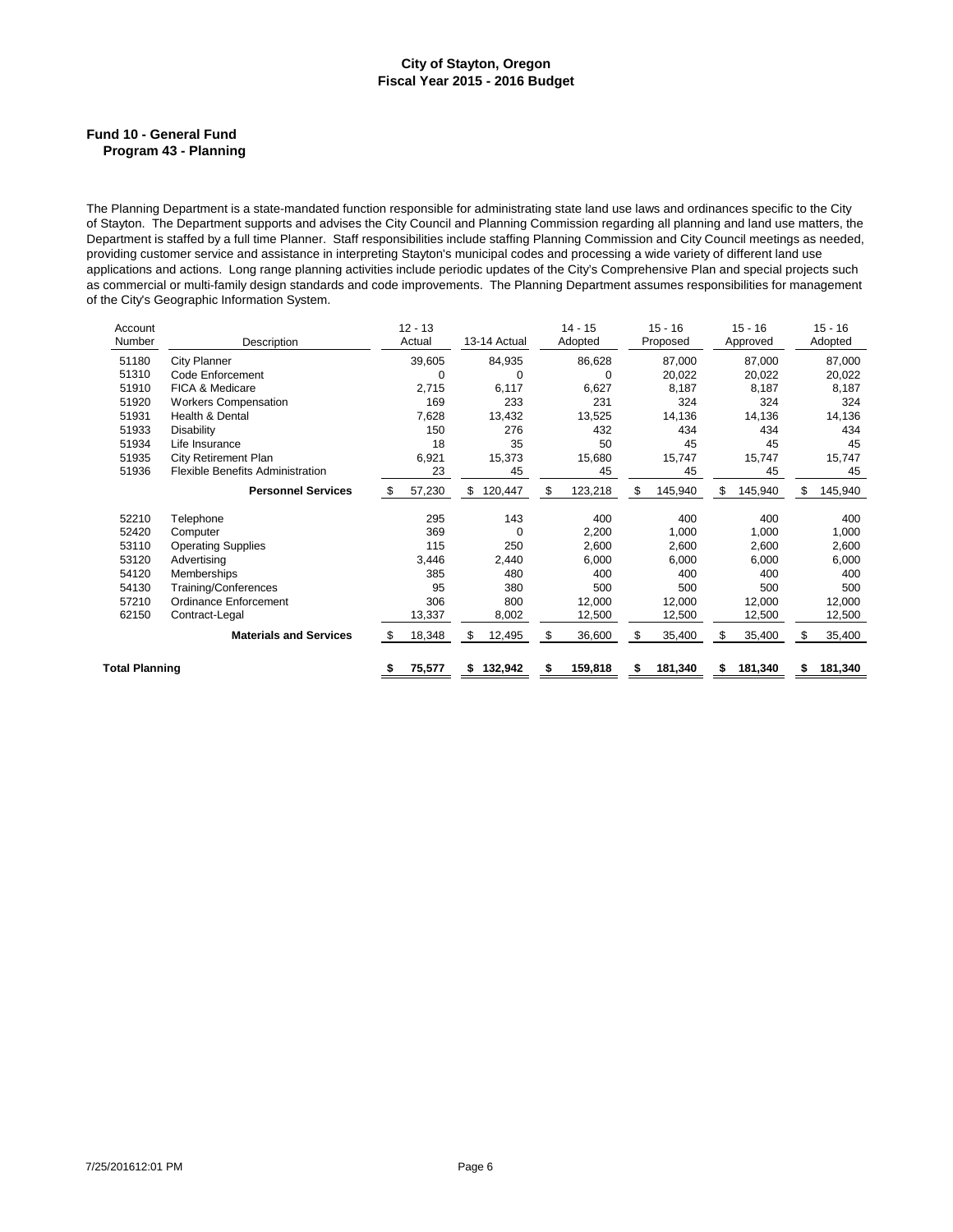# City of Stayton, Oregon
## Fiscal Year 2015 - 2016 Budget

### Fund 10 - General Fund
#### Program 43 - Planning

The Planning Department is a state-mandated function responsible for administrating state land use laws and ordinances specific to the City of Stayton. The Department supports and advises the City Council and Planning Commission regarding all planning and land use matters, the Department is staffed by a full time Planner. Staff responsibilities include staffing Planning Commission and City Council meetings as needed, providing customer service and assistance in interpreting Stayton's municipal codes and processing a wide variety of different land use applications and actions. Long range planning activities include periodic updates of the City's Comprehensive Plan and special projects such as commercial or multi-family design standards and code improvements. The Planning Department assumes responsibilities for management of the City's Geographic Information System.

| Account Number | Description | 12 - 13 Actual | 13-14 Actual | 14 - 15 Adopted | 15 - 16 Proposed | 15 - 16 Approved | 15 - 16 Adopted |
|---|---|---|---|---|---|---|---|
| 51180 | City Planner | 39,605 | 84,935 | 86,628 | 87,000 | 87,000 | 87,000 |
| 51310 | Code Enforcement | 0 | 0 | 0 | 20,022 | 20,022 | 20,022 |
| 51910 | FICA & Medicare | 2,715 | 6,117 | 6,627 | 8,187 | 8,187 | 8,187 |
| 51920 | Workers Compensation | 169 | 233 | 231 | 324 | 324 | 324 |
| 51931 | Health & Dental | 7,628 | 13,432 | 13,525 | 14,136 | 14,136 | 14,136 |
| 51933 | Disability | 150 | 276 | 432 | 434 | 434 | 434 |
| 51934 | Life Insurance | 18 | 35 | 50 | 45 | 45 | 45 |
| 51935 | City Retirement Plan | 6,921 | 15,373 | 15,680 | 15,747 | 15,747 | 15,747 |
| 51936 | Flexible Benefits Administration | 23 | 45 | 45 | 45 | 45 | 45 |
| | **Personnel Services** | $ 57,230 | $ 120,447 | $ 123,218 | $ 145,940 | $ 145,940 | $ 145,940 |
| 52210 | Telephone | 295 | 143 | 400 | 400 | 400 | 400 |
| 52420 | Computer | 369 | 0 | 2,200 | 1,000 | 1,000 | 1,000 |
| 53110 | Operating Supplies | 115 | 250 | 2,600 | 2,600 | 2,600 | 2,600 |
| 53120 | Advertising | 3,446 | 2,440 | 6,000 | 6,000 | 6,000 | 6,000 |
| 54120 | Memberships | 385 | 480 | 400 | 400 | 400 | 400 |
| 54130 | Training/Conferences | 95 | 380 | 500 | 500 | 500 | 500 |
| 57210 | Ordinance Enforcement | 306 | 800 | 12,000 | 12,000 | 12,000 | 12,000 |
| 62150 | Contract-Legal | 13,337 | 8,002 | 12,500 | 12,500 | 12,500 | 12,500 |
| | **Materials and Services** | $ 18,348 | $ 12,495 | $ 36,600 | $ 35,400 | $ 35,400 | $ 35,400 |
| **Total Planning** | | **$ 75,577** | **$ 132,942** | **$ 159,818** | **$ 181,340** | **$ 181,340** | **$ 181,340** |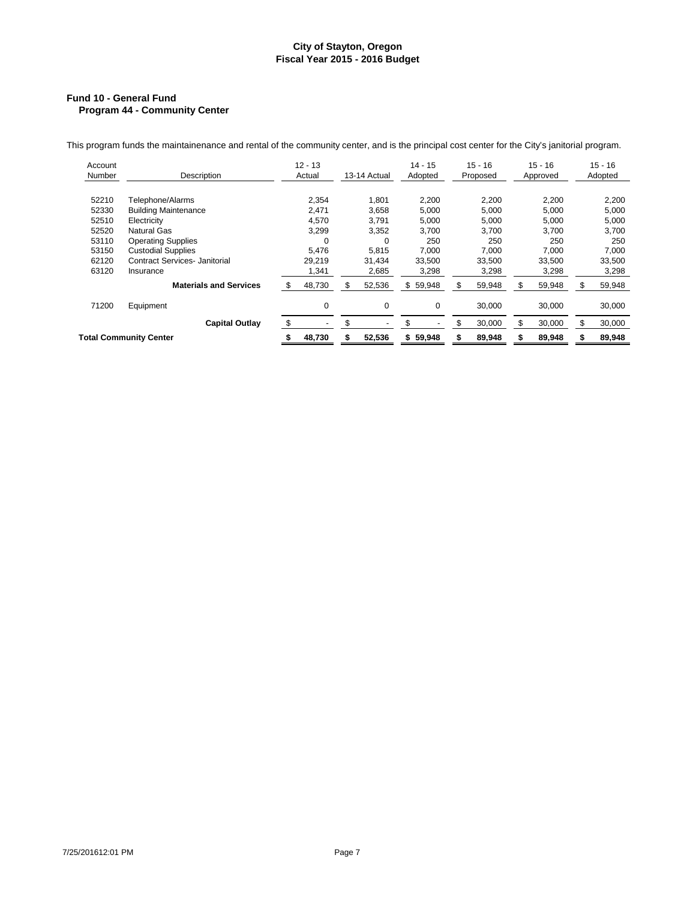# City of Stayton, Oregon
## Fiscal Year 2015 - 2016 Budget

### Fund 10 - General Fund
#### Program 44 - Community Center

This program funds the maintainenance and rental of the community center, and is the principal cost center for the City's janitorial program.

| Account Number | Description | 12 - 13 Actual | 13-14 Actual | 14 - 15 Adopted | 15 - 16 Proposed | 15 - 16 Approved | 15 - 16 Adopted |
|---|---|---|---|---|---|---|---|
| 52210 | Telephone/Alarms | 2,354 | 1,801 | 2,200 | 2,200 | 2,200 | 2,200 |
| 52330 | Building Maintenance | 2,471 | 3,658 | 5,000 | 5,000 | 5,000 | 5,000 |
| 52510 | Electricity | 4,570 | 3,791 | 5,000 | 5,000 | 5,000 | 5,000 |
| 52520 | Natural Gas | 3,299 | 3,352 | 3,700 | 3,700 | 3,700 | 3,700 |
| 53110 | Operating Supplies | 0 | 0 | 250 | 250 | 250 | 250 |
| 53150 | Custodial Supplies | 5,476 | 5,815 | 7,000 | 7,000 | 7,000 | 7,000 |
| 62120 | Contract Services- Janitorial | 29,219 | 31,434 | 33,500 | 33,500 | 33,500 | 33,500 |
| 63120 | Insurance | 1,341 | 2,685 | 3,298 | 3,298 | 3,298 | 3,298 |
| | **Materials and Services** | $ 48,730 | $ 52,536 | $ 59,948 | $ 59,948 | $ 59,948 | $ 59,948 |
| 71200 | Equipment | 0 | 0 | 0 | 30,000 | 30,000 | 30,000 |
| | **Capital Outlay** | $ - | $ - | $ - | $ 30,000 | $ 30,000 | $ 30,000 |
| **Total Community Center** | | **$ 48,730** | **$ 52,536** | **$ 59,948** | **$ 89,948** | **$ 89,948** | **$ 89,948** |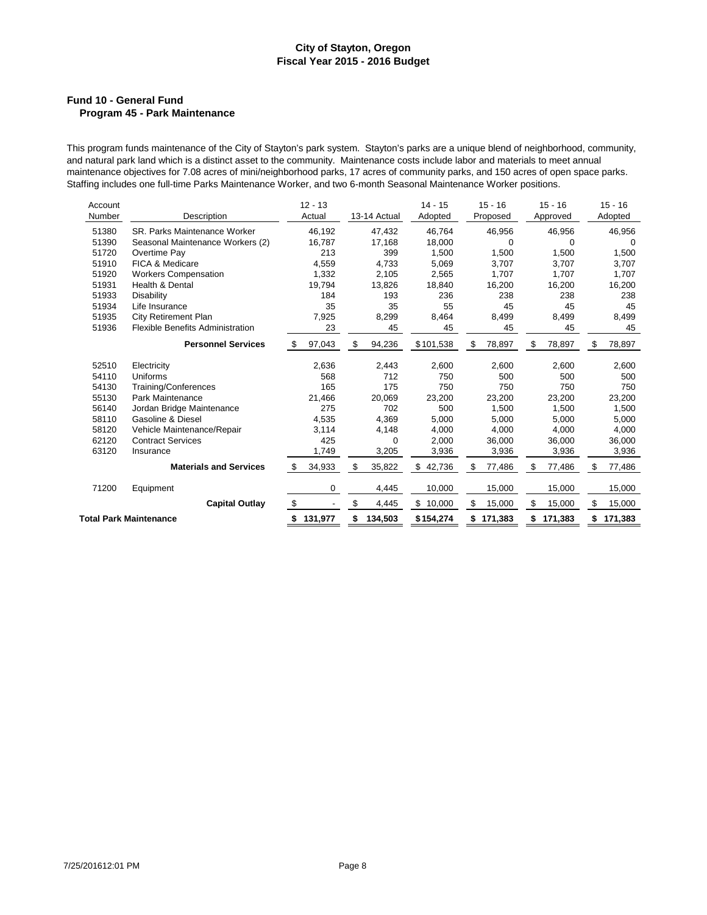# City of Stayton, Oregon
## Fiscal Year 2015 - 2016 Budget

### Fund 10 - General Fund
#### Program 45 - Park Maintenance

This program funds maintenance of the City of Stayton's park system. Stayton's parks are a unique blend of neighborhood, community, and natural park land which is a distinct asset to the community. Maintenance costs include labor and materials to meet annual maintenance objectives for 7.08 acres of mini/neighborhood parks, 17 acres of community parks, and 150 acres of open space parks. Staffing includes one full-time Parks Maintenance Worker, and two 6-month Seasonal Maintenance Worker positions.

| Account Number | Description | 12 - 13 Actual | 13-14 Actual | 14 - 15 Adopted | 15 - 16 Proposed | 15 - 16 Approved | 15 - 16 Adopted |
|---|---|---|---|---|---|---|---|
| 51380 | SR. Parks Maintenance Worker | 46,192 | 47,432 | 46,764 | 46,956 | 46,956 | 46,956 |
| 51390 | Seasonal Maintenance Workers (2) | 16,787 | 17,168 | 18,000 | 0 | 0 | 0 |
| 51720 | Overtime Pay | 213 | 399 | 1,500 | 1,500 | 1,500 | 1,500 |
| 51910 | FICA & Medicare | 4,559 | 4,733 | 5,069 | 3,707 | 3,707 | 3,707 |
| 51920 | Workers Compensation | 1,332 | 2,105 | 2,565 | 1,707 | 1,707 | 1,707 |
| 51931 | Health & Dental | 19,794 | 13,826 | 18,840 | 16,200 | 16,200 | 16,200 |
| 51933 | Disability | 184 | 193 | 236 | 238 | 238 | 238 |
| 51934 | Life Insurance | 35 | 35 | 55 | 45 | 45 | 45 |
| 51935 | City Retirement Plan | 7,925 | 8,299 | 8,464 | 8,499 | 8,499 | 8,499 |
| 51936 | Flexible Benefits Administration | 23 | 45 | 45 | 45 | 45 | 45 |
| | **Personnel Services** | $ 97,043 | $ 94,236 | $ 101,538 | $ 78,897 | $ 78,897 | $ 78,897 |
| 52510 | Electricity | 2,636 | 2,443 | 2,600 | 2,600 | 2,600 | 2,600 |
| 54110 | Uniforms | 568 | 712 | 750 | 500 | 500 | 500 |
| 54130 | Training/Conferences | 165 | 175 | 750 | 750 | 750 | 750 |
| 55130 | Park Maintenance | 21,466 | 20,069 | 23,200 | 23,200 | 23,200 | 23,200 |
| 56140 | Jordan Bridge Maintenance | 275 | 702 | 500 | 1,500 | 1,500 | 1,500 |
| 58110 | Gasoline & Diesel | 4,535 | 4,369 | 5,000 | 5,000 | 5,000 | 5,000 |
| 58120 | Vehicle Maintenance/Repair | 3,114 | 4,148 | 4,000 | 4,000 | 4,000 | 4,000 |
| 62120 | Contract Services | 425 | 0 | 2,000 | 36,000 | 36,000 | 36,000 |
| 63120 | Insurance | 1,749 | 3,205 | 3,936 | 3,936 | 3,936 | 3,936 |
| | **Materials and Services** | $ 34,933 | $ 35,822 | $ 42,736 | $ 77,486 | $ 77,486 | $ 77,486 |
| 71200 | Equipment | 0 | 4,445 | 10,000 | 15,000 | 15,000 | 15,000 |
| | **Capital Outlay** | $ - | $ 4,445 | $ 10,000 | $ 15,000 | $ 15,000 | $ 15,000 |
| **Total Park Maintenance** | | **$ 131,977** | **$ 134,503** | **$ 154,274** | **$ 171,383** | **$ 171,383** | **$ 171,383** |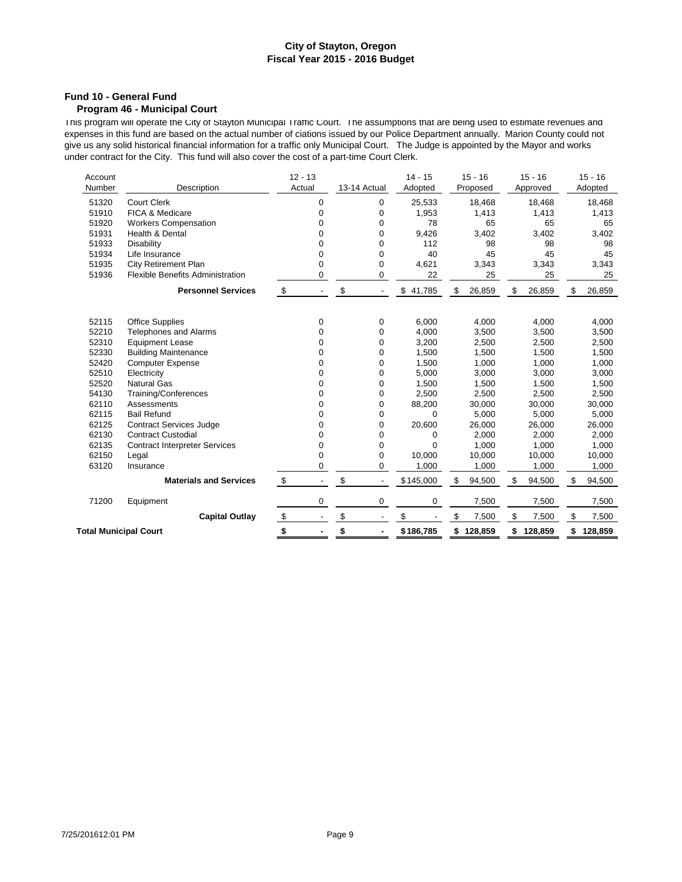# City of Stayton, Oregon
## Fiscal Year 2015 - 2016 Budget

### Fund 10 - General Fund
#### Program 46 - Municipal Court

This program will operate the City of Stayton Municipal Traffic Court. The assumptions that are being used to estimate revenues and expenses in this fund are based on the actual number of ciations issued by our Police Department annually. Marion County could not give us any solid historical financial information for a traffic only Municipal Court. The Judge is appointed by the Mayor and works under contract for the City. This fund will also cover the cost of a part-time Court Clerk.

| Account Number | Description | 12 - 13 Actual | 13-14 Actual | 14 - 15 Adopted | 15 - 16 Proposed | 15 - 16 Approved | 15 - 16 Adopted |
|---|---|---|---|---|---|---|---|
| 51320 | Court Clerk | 0 | 0 | 25,533 | 18,468 | 18,468 | 18,468 |
| 51910 | FICA & Medicare | 0 | 0 | 1,953 | 1,413 | 1,413 | 1,413 |
| 51920 | Workers Compensation | 0 | 0 | 78 | 65 | 65 | 65 |
| 51931 | Health & Dental | 0 | 0 | 9,426 | 3,402 | 3,402 | 3,402 |
| 51933 | Disability | 0 | 0 | 112 | 98 | 98 | 98 |
| 51934 | Life Insurance | 0 | 0 | 40 | 45 | 45 | 45 |
| 51935 | City Retirement Plan | 0 | 0 | 4,621 | 3,343 | 3,343 | 3,343 |
| 51936 | Flexible Benefits Administration | 0 | 0 | 22 | 25 | 25 | 25 |
| | **Personnel Services** | $ - | $ - | $ 41,785 | $ 26,859 | $ 26,859 | $ 26,859 |
| 52115 | Office Supplies | 0 | 0 | 6,000 | 4,000 | 4,000 | 4,000 |
| 52210 | Telephones and Alarms | 0 | 0 | 4,000 | 3,500 | 3,500 | 3,500 |
| 52310 | Equipment Lease | 0 | 0 | 3,200 | 2,500 | 2,500 | 2,500 |
| 52330 | Building Maintenance | 0 | 0 | 1,500 | 1,500 | 1,500 | 1,500 |
| 52420 | Computer Expense | 0 | 0 | 1,500 | 1,000 | 1,000 | 1,000 |
| 52510 | Electricity | 0 | 0 | 5,000 | 3,000 | 3,000 | 3,000 |
| 52520 | Natural Gas | 0 | 0 | 1,500 | 1,500 | 1,500 | 1,500 |
| 54130 | Training/Conferences | 0 | 0 | 2,500 | 2,500 | 2,500 | 2,500 |
| 62110 | Assessments | 0 | 0 | 88,200 | 30,000 | 30,000 | 30,000 |
| 62115 | Bail Refund | 0 | 0 | 0 | 5,000 | 5,000 | 5,000 |
| 62125 | Contract Services Judge | 0 | 0 | 20,600 | 26,000 | 26,000 | 26,000 |
| 62130 | Contract Custodial | 0 | 0 | 0 | 2,000 | 2,000 | 2,000 |
| 62135 | Contract Interpreter Services | 0 | 0 | 0 | 1,000 | 1,000 | 1,000 |
| 62150 | Legal | 0 | 0 | 10,000 | 10,000 | 10,000 | 10,000 |
| 63120 | Insurance | 0 | 0 | 1,000 | 1,000 | 1,000 | 1,000 |
| | **Materials and Services** | $ - | $ - | $145,000 | $ 94,500 | $ 94,500 | $ 94,500 |
| 71200 | Equipment | 0 | 0 | 0 | 7,500 | 7,500 | 7,500 |
| | **Capital Outlay** | $ - | $ - | $ - | $ 7,500 | $ 7,500 | $ 7,500 |
| **Total Municipal Court** | | **$ -** | **$ -** | **$186,785** | **$ 128,859** | **$ 128,859** | **$ 128,859** |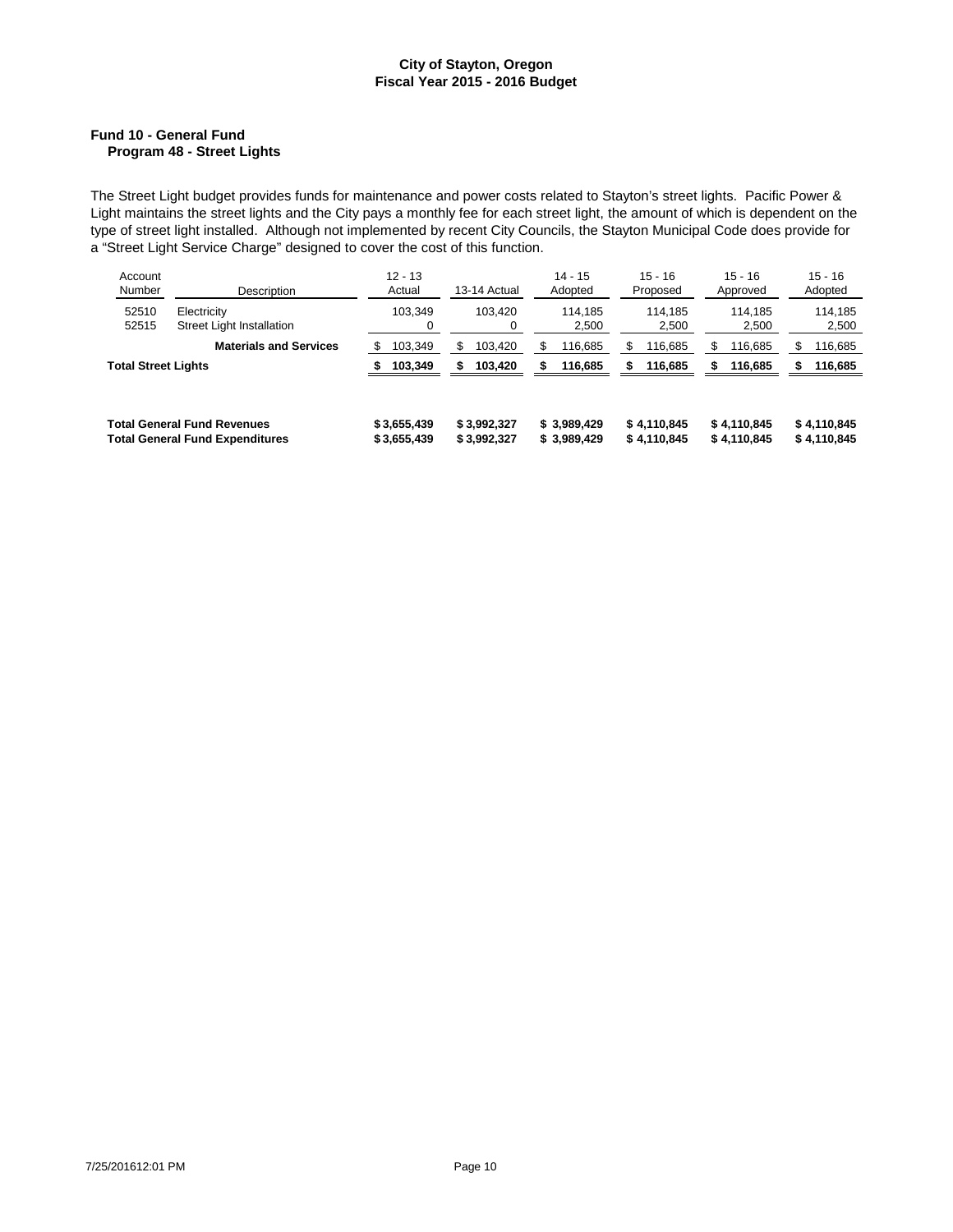**City of Stayton, Oregon**
**Fiscal Year 2015 - 2016 Budget**

## Fund 10 - General Fund
### Program 48 - Street Lights

The Street Light budget provides funds for maintenance and power costs related to Stayton's street lights. Pacific Power & Light maintains the street lights and the City pays a monthly fee for each street light, the amount of which is dependent on the type of street light installed. Although not implemented by recent City Councils, the Stayton Municipal Code does provide for a "Street Light Service Charge" designed to cover the cost of this function.

| Account Number | Description | 12 - 13 Actual | 13-14 Actual | 14 - 15 Adopted | 15 - 16 Proposed | 15 - 16 Approved | 15 - 16 Adopted |
|---|---|---|---|---|---|---|---|
| 52510 | Electricity | 103,349 | 103,420 | 114,185 | 114,185 | 114,185 | 114,185 |
| 52515 | Street Light Installation | 0 | 0 | 2,500 | 2,500 | 2,500 | 2,500 |
| | **Materials and Services** | $ 103,349 | $ 103,420 | $ 116,685 | $ 116,685 | $ 116,685 | $ 116,685 |
| **Total Street Lights** | | **$ 103,349** | **$ 103,420** | **$ 116,685** | **$ 116,685** | **$ 116,685** | **$ 116,685** |
| | | | | | | | |
| **Total General Fund Revenues** | | **$ 3,655,439** | **$ 3,992,327** | **$ 3,989,429** | **$ 4,110,845** | **$ 4,110,845** | **$ 4,110,845** |
| **Total General Fund Expenditures** | | **$ 3,655,439** | **$ 3,992,327** | **$ 3,989,429** | **$ 4,110,845** | **$ 4,110,845** | **$ 4,110,845** |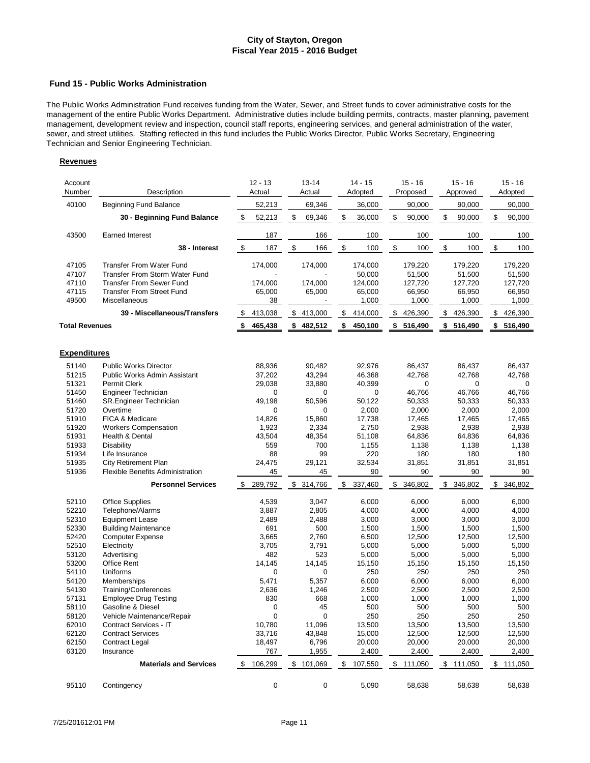## City of Stayton, Oregon
## Fiscal Year 2015 - 2016 Budget

### Fund 15 - Public Works Administration

The Public Works Administration Fund receives funding from the Water, Sewer, and Street funds to cover administrative costs for the management of the entire Public Works Department. Administrative duties include building permits, contracts, master planning, pavement management, development review and inspection, council staff reports, engineering services, and general administration of the water, sewer, and street utilities. Staffing reflected in this fund includes the Public Works Director, Public Works Secretary, Engineering Technician and Senior Engineering Technician.

**Revenues**

| Account Number | Description | 12 - 13 Actual | 13-14 Actual | 14 - 15 Adopted | 15 - 16 Proposed | 15 - 16 Approved | 15 - 16 Adopted |
|---|---|---|---|---|---|---|---|
| 40100 | Beginning Fund Balance | 52,213 | 69,346 | 36,000 | 90,000 | 90,000 | 90,000 |
| | **30 - Beginning Fund Balance** | $ 52,213 | $ 69,346 | $ 36,000 | $ 90,000 | $ 90,000 | $ 90,000 |
| 43500 | Earned Interest | 187 | 166 | 100 | 100 | 100 | 100 |
| | **38 - Interest** | $ 187 | $ 166 | $ 100 | $ 100 | $ 100 | $ 100 |
| 47105 | Transfer From Water Fund | 174,000 | 174,000 | 174,000 | 179,220 | 179,220 | 179,220 |
| 47107 | Transfer From Storm Water Fund | - | - | 50,000 | 51,500 | 51,500 | 51,500 |
| 47110 | Transfer From Sewer Fund | 174,000 | 174,000 | 124,000 | 127,720 | 127,720 | 127,720 |
| 47115 | Transfer From Street Fund | 65,000 | 65,000 | 65,000 | 66,950 | 66,950 | 66,950 |
| 49500 | Miscellaneous | 38 | - | 1,000 | 1,000 | 1,000 | 1,000 |
| | **39 - Miscellaneous/Transfers** | $ 413,038 | $ 413,000 | $ 414,000 | $ 426,390 | $ 426,390 | $ 426,390 |
| **Total Revenues** | | **$ 465,438** | **$ 482,512** | **$ 450,100** | **$ 516,490** | **$ 516,490** | **$ 516,490** |

**Expenditures**

| Account Number | Description | 12 - 13 Actual | 13-14 Actual | 14 - 15 Adopted | 15 - 16 Proposed | 15 - 16 Approved | 15 - 16 Adopted |
|---|---|---|---|---|---|---|---|
| 51140 | Public Works Director | 88,936 | 90,482 | 92,976 | 86,437 | 86,437 | 86,437 |
| 51215 | Public Works Admin Assistant | 37,202 | 43,294 | 46,368 | 42,768 | 42,768 | 42,768 |
| 51321 | Permit Clerk | 29,038 | 33,880 | 40,399 | 0 | 0 | 0 |
| 51450 | Engineer Technician | 0 | 0 | 0 | 46,766 | 46,766 | 46,766 |
| 51460 | SR.Engineer Technician | 49,198 | 50,596 | 50,122 | 50,333 | 50,333 | 50,333 |
| 51720 | Overtime | 0 | 0 | 2,000 | 2,000 | 2,000 | 2,000 |
| 51910 | FICA & Medicare | 14,826 | 15,860 | 17,738 | 17,465 | 17,465 | 17,465 |
| 51920 | Workers Compensation | 1,923 | 2,334 | 2,750 | 2,938 | 2,938 | 2,938 |
| 51931 | Health & Dental | 43,504 | 48,354 | 51,108 | 64,836 | 64,836 | 64,836 |
| 51933 | Disability | 559 | 700 | 1,155 | 1,138 | 1,138 | 1,138 |
| 51934 | Life Insurance | 88 | 99 | 220 | 180 | 180 | 180 |
| 51935 | City Retirement Plan | 24,475 | 29,121 | 32,534 | 31,851 | 31,851 | 31,851 |
| 51936 | Flexible Benefits Administration | 45 | 45 | 90 | 90 | 90 | 90 |
| | **Personnel Services** | $ 289,792 | $ 314,766 | $ 337,460 | $ 346,802 | $ 346,802 | $ 346,802 |
| 52110 | Office Supplies | 4,539 | 3,047 | 6,000 | 6,000 | 6,000 | 6,000 |
| 52210 | Telephone/Alarms | 3,887 | 2,805 | 4,000 | 4,000 | 4,000 | 4,000 |
| 52310 | Equipment Lease | 2,489 | 2,488 | 3,000 | 3,000 | 3,000 | 3,000 |
| 52330 | Building Maintenance | 691 | 500 | 1,500 | 1,500 | 1,500 | 1,500 |
| 52420 | Computer Expense | 3,665 | 2,760 | 6,500 | 12,500 | 12,500 | 12,500 |
| 52510 | Electricity | 3,705 | 3,791 | 5,000 | 5,000 | 5,000 | 5,000 |
| 53120 | Advertising | 482 | 523 | 5,000 | 5,000 | 5,000 | 5,000 |
| 53200 | Office Rent | 14,145 | 14,145 | 15,150 | 15,150 | 15,150 | 15,150 |
| 54110 | Uniforms | 0 | 0 | 250 | 250 | 250 | 250 |
| 54120 | Memberships | 5,471 | 5,357 | 6,000 | 6,000 | 6,000 | 6,000 |
| 54130 | Training/Conferences | 2,636 | 1,246 | 2,500 | 2,500 | 2,500 | 2,500 |
| 57131 | Employee Drug Testing | 830 | 668 | 1,000 | 1,000 | 1,000 | 1,000 |
| 58110 | Gasoline & Diesel | 0 | 45 | 500 | 500 | 500 | 500 |
| 58120 | Vehicle Maintenance/Repair | 0 | 0 | 250 | 250 | 250 | 250 |
| 62010 | Contract Services - IT | 10,780 | 11,096 | 13,500 | 13,500 | 13,500 | 13,500 |
| 62120 | Contract Services | 33,716 | 43,848 | 15,000 | 12,500 | 12,500 | 12,500 |
| 62150 | Contract Legal | 18,497 | 6,796 | 20,000 | 20,000 | 20,000 | 20,000 |
| 63120 | Insurance | 767 | 1,955 | 2,400 | 2,400 | 2,400 | 2,400 |
| | **Materials and Services** | $ 106,299 | $ 101,069 | $ 107,550 | $ 111,050 | $ 111,050 | $ 111,050 |
| 95110 | Contingency | 0 | 0 | 5,090 | 58,638 | 58,638 | 58,638 |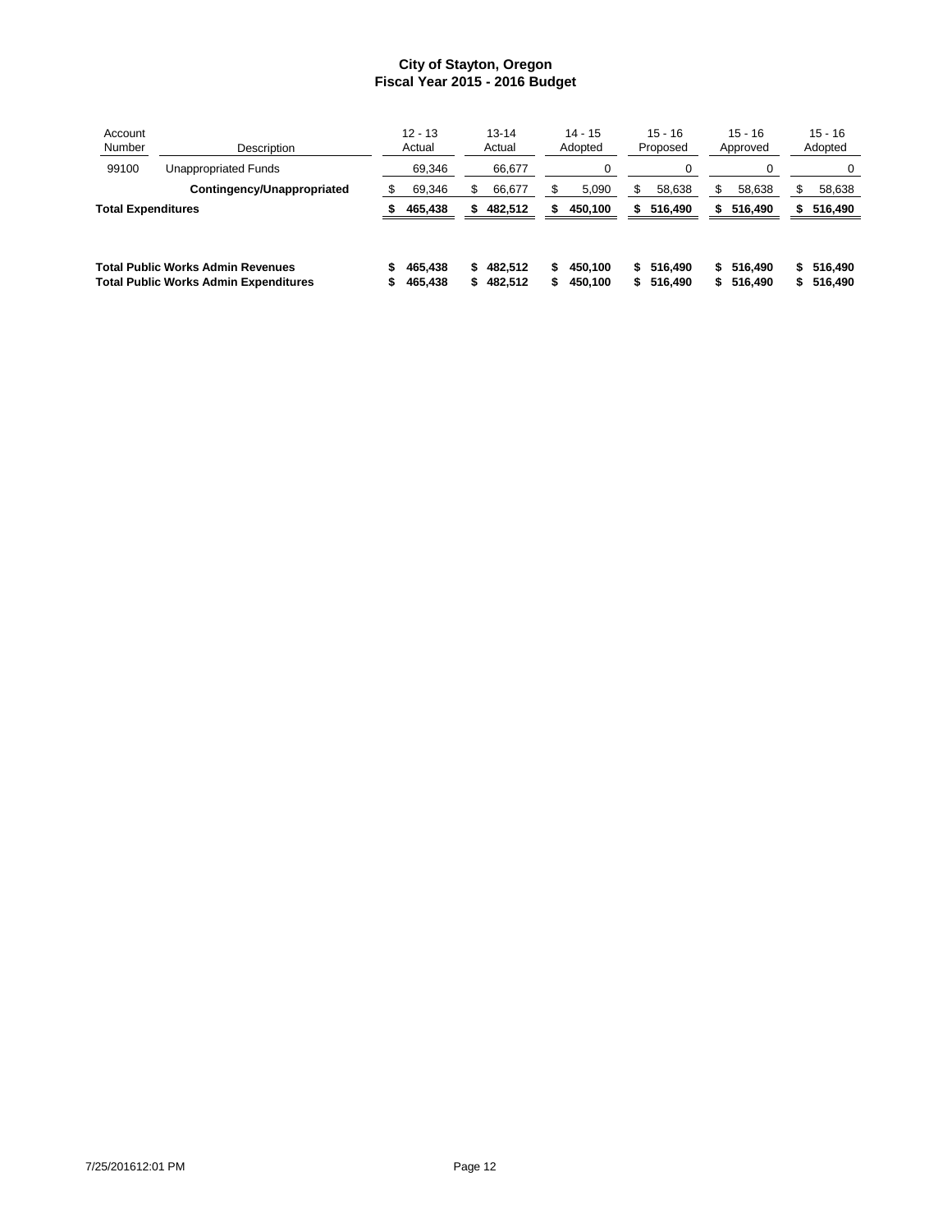# City of Stayton, Oregon
## Fiscal Year 2015 - 2016 Budget

| Account Number | Description | 12 - 13 Actual | 13-14 Actual | 14 - 15 Adopted | 15 - 16 Proposed | 15 - 16 Approved | 15 - 16 Adopted |
|---|---|---|---|---|---|---|---|
| 99100 | Unappropriated Funds | 69,346 | 66,677 | 0 | 0 | 0 | 0 |
| | **Contingency/Unappropriated** | $ 69,346 | $ 66,677 | $ 5,090 | $ 58,638 | $ 58,638 | $ 58,638 |
| **Total Expenditures** | | **$ 465,438** | **$ 482,512** | **$ 450,100** | **$ 516,490** | **$ 516,490** | **$ 516,490** |
| | | | | | | | |
| **Total Public Works Admin Revenues** | | **$ 465,438** | **$ 482,512** | **$ 450,100** | **$ 516,490** | **$ 516,490** | **$ 516,490** |
| **Total Public Works Admin Expenditures** | | **$ 465,438** | **$ 482,512** | **$ 450,100** | **$ 516,490** | **$ 516,490** | **$ 516,490** |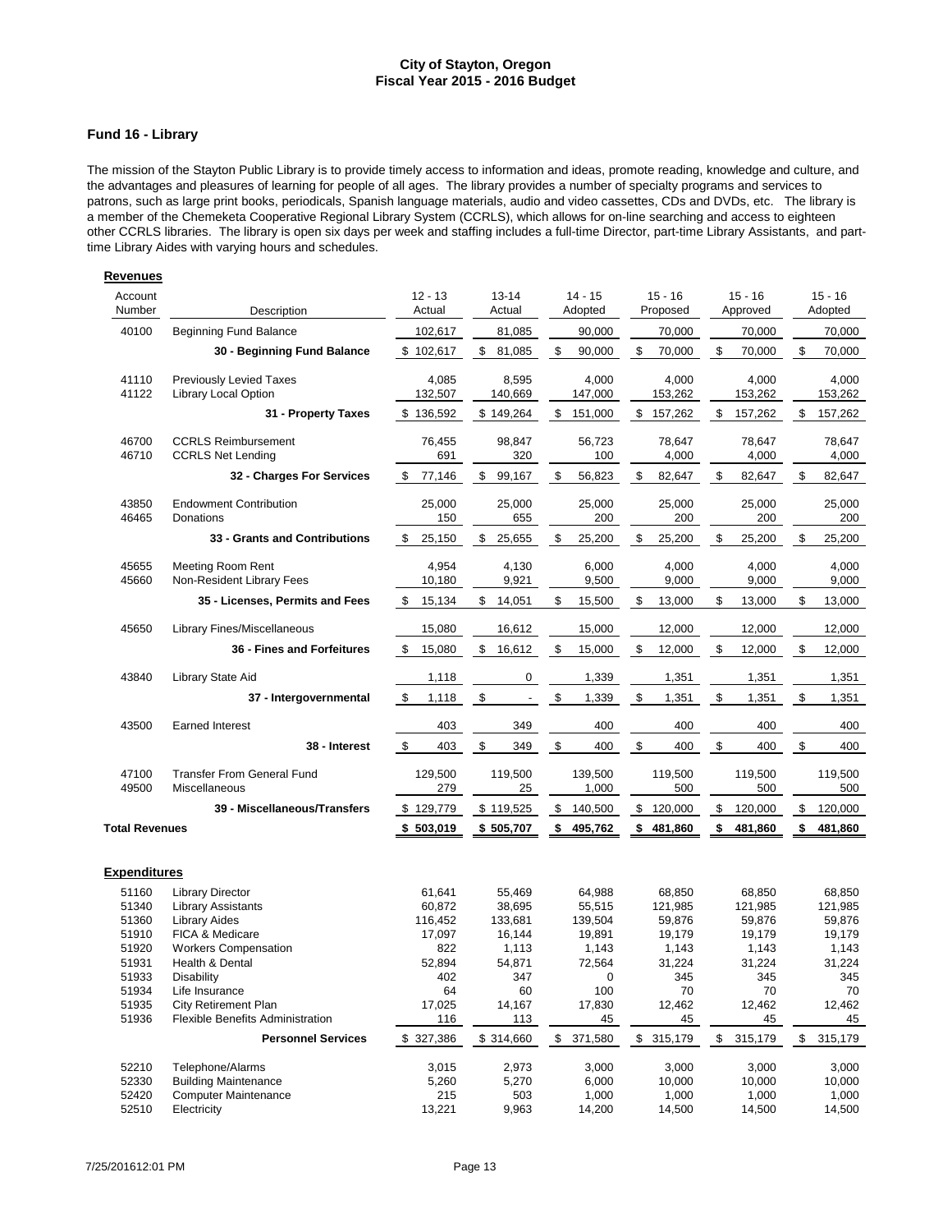# City of Stayton, Oregon
## Fiscal Year 2015 - 2016 Budget

### Fund 16 - Library

The mission of the Stayton Public Library is to provide timely access to information and ideas, promote reading, knowledge and culture, and the advantages and pleasures of learning for people of all ages. The library provides a number of specialty programs and services to patrons, such as large print books, periodicals, Spanish language materials, audio and video cassettes, CDs and DVDs, etc. The library is a member of the Chemeketa Cooperative Regional Library System (CCRLS), which allows for on-line searching and access to eighteen other CCRLS libraries. The library is open six days per week and staffing includes a full-time Director, part-time Library Assistants, and part-time Library Aides with varying hours and schedules.

**Revenues**

| Account Number | Description | 12 - 13 Actual | 13-14 Actual | 14 - 15 Adopted | 15 - 16 Proposed | 15 - 16 Approved | 15 - 16 Adopted |
|---|---|---|---|---|---|---|---|
| 40100 | Beginning Fund Balance | 102,617 | 81,085 | 90,000 | 70,000 | 70,000 | 70,000 |
| | **30 - Beginning Fund Balance** | $ 102,617 | $ 81,085 | $ 90,000 | $ 70,000 | $ 70,000 | $ 70,000 |
| 41110 | Previously Levied Taxes | 4,085 | 8,595 | 4,000 | 4,000 | 4,000 | 4,000 |
| 41122 | Library Local Option | 132,507 | 140,669 | 147,000 | 153,262 | 153,262 | 153,262 |
| | **31 - Property Taxes** | $ 136,592 | $ 149,264 | $ 151,000 | $ 157,262 | $ 157,262 | $ 157,262 |
| 46700 | CCRLS Reimbursement | 76,455 | 98,847 | 56,723 | 78,647 | 78,647 | 78,647 |
| 46710 | CCRLS Net Lending | 691 | 320 | 100 | 4,000 | 4,000 | 4,000 |
| | **32 - Charges For Services** | $ 77,146 | $ 99,167 | $ 56,823 | $ 82,647 | $ 82,647 | $ 82,647 |
| 43850 | Endowment Contribution | 25,000 | 25,000 | 25,000 | 25,000 | 25,000 | 25,000 |
| 46465 | Donations | 150 | 655 | 200 | 200 | 200 | 200 |
| | **33 - Grants and Contributions** | $ 25,150 | $ 25,655 | $ 25,200 | $ 25,200 | $ 25,200 | $ 25,200 |
| 45655 | Meeting Room Rent | 4,954 | 4,130 | 6,000 | 4,000 | 4,000 | 4,000 |
| 45660 | Non-Resident Library Fees | 10,180 | 9,921 | 9,500 | 9,000 | 9,000 | 9,000 |
| | **35 - Licenses, Permits and Fees** | $ 15,134 | $ 14,051 | $ 15,500 | $ 13,000 | $ 13,000 | $ 13,000 |
| 45650 | Library Fines/Miscellaneous | 15,080 | 16,612 | 15,000 | 12,000 | 12,000 | 12,000 |
| | **36 - Fines and Forfeitures** | $ 15,080 | $ 16,612 | $ 15,000 | $ 12,000 | $ 12,000 | $ 12,000 |
| 43840 | Library State Aid | 1,118 | 0 | 1,339 | 1,351 | 1,351 | 1,351 |
| | **37 - Intergovernmental** | $ 1,118 | $ - | $ 1,339 | $ 1,351 | $ 1,351 | $ 1,351 |
| 43500 | Earned Interest | 403 | 349 | 400 | 400 | 400 | 400 |
| | **38 - Interest** | $ 403 | $ 349 | $ 400 | $ 400 | $ 400 | $ 400 |
| 47100 | Transfer From General Fund | 129,500 | 119,500 | 139,500 | 119,500 | 119,500 | 119,500 |
| 49500 | Miscellaneous | 279 | 25 | 1,000 | 500 | 500 | 500 |
| | **39 - Miscellaneous/Transfers** | $ 129,779 | $ 119,525 | $ 140,500 | $ 120,000 | $ 120,000 | $ 120,000 |
| **Total Revenues** | | **$ 503,019** | **$ 505,707** | **$ 495,762** | **$ 481,860** | **$ 481,860** | **$ 481,860** |

**Expenditures**

| Account Number | Description | 12 - 13 Actual | 13-14 Actual | 14 - 15 Adopted | 15 - 16 Proposed | 15 - 16 Approved | 15 - 16 Adopted |
|---|---|---|---|---|---|---|---|
| 51160 | Library Director | 61,641 | 55,469 | 64,988 | 68,850 | 68,850 | 68,850 |
| 51340 | Library Assistants | 60,872 | 38,695 | 55,515 | 121,985 | 121,985 | 121,985 |
| 51360 | Library Aides | 116,452 | 133,681 | 139,504 | 59,876 | 59,876 | 59,876 |
| 51910 | FICA & Medicare | 17,097 | 16,144 | 19,891 | 19,179 | 19,179 | 19,179 |
| 51920 | Workers Compensation | 822 | 1,113 | 1,143 | 1,143 | 1,143 | 1,143 |
| 51931 | Health & Dental | 52,894 | 54,871 | 72,564 | 31,224 | 31,224 | 31,224 |
| 51933 | Disability | 402 | 347 | 0 | 345 | 345 | 345 |
| 51934 | Life Insurance | 64 | 60 | 100 | 70 | 70 | 70 |
| 51935 | City Retirement Plan | 17,025 | 14,167 | 17,830 | 12,462 | 12,462 | 12,462 |
| 51936 | Flexible Benefits Administration | 116 | 113 | 45 | 45 | 45 | 45 |
| | **Personnel Services** | $ 327,386 | $ 314,660 | $ 371,580 | $ 315,179 | $ 315,179 | $ 315,179 |
| 52210 | Telephone/Alarms | 3,015 | 2,973 | 3,000 | 3,000 | 3,000 | 3,000 |
| 52330 | Building Maintenance | 5,260 | 5,270 | 6,000 | 10,000 | 10,000 | 10,000 |
| 52420 | Computer Maintenance | 215 | 503 | 1,000 | 1,000 | 1,000 | 1,000 |
| 52510 | Electricity | 13,221 | 9,963 | 14,200 | 14,500 | 14,500 | 14,500 |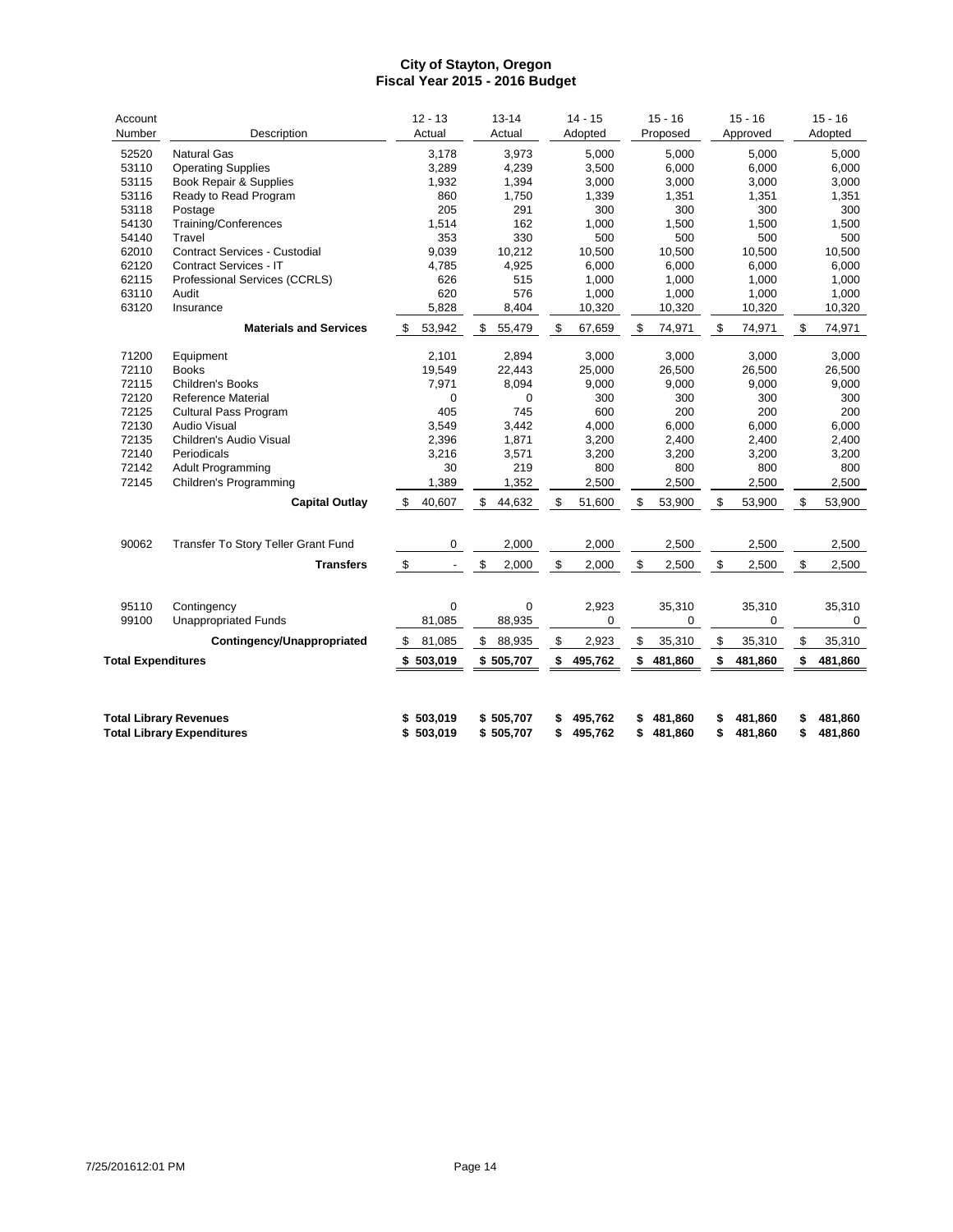# City of Stayton, Oregon
## Fiscal Year 2015 - 2016 Budget

| Account Number | Description | 12 - 13 Actual | 13-14 Actual | 14 - 15 Adopted | 15 - 16 Proposed | 15 - 16 Approved | 15 - 16 Adopted |
|---|---|---|---|---|---|---|---|
| 52520 | Natural Gas | 3,178 | 3,973 | 5,000 | 5,000 | 5,000 | 5,000 |
| 53110 | Operating Supplies | 3,289 | 4,239 | 3,500 | 6,000 | 6,000 | 6,000 |
| 53115 | Book Repair & Supplies | 1,932 | 1,394 | 3,000 | 3,000 | 3,000 | 3,000 |
| 53116 | Ready to Read Program | 860 | 1,750 | 1,339 | 1,351 | 1,351 | 1,351 |
| 53118 | Postage | 205 | 291 | 300 | 300 | 300 | 300 |
| 54130 | Training/Conferences | 1,514 | 162 | 1,000 | 1,500 | 1,500 | 1,500 |
| 54140 | Travel | 353 | 330 | 500 | 500 | 500 | 500 |
| 62010 | Contract Services - Custodial | 9,039 | 10,212 | 10,500 | 10,500 | 10,500 | 10,500 |
| 62120 | Contract Services - IT | 4,785 | 4,925 | 6,000 | 6,000 | 6,000 | 6,000 |
| 62115 | Professional Services (CCRLS) | 626 | 515 | 1,000 | 1,000 | 1,000 | 1,000 |
| 63110 | Audit | 620 | 576 | 1,000 | 1,000 | 1,000 | 1,000 |
| 63120 | Insurance | 5,828 | 8,404 | 10,320 | 10,320 | 10,320 | 10,320 |
| | **Materials and Services** | $ 53,942 | $ 55,479 | $ 67,659 | $ 74,971 | $ 74,971 | $ 74,971 |
| 71200 | Equipment | 2,101 | 2,894 | 3,000 | 3,000 | 3,000 | 3,000 |
| 72110 | Books | 19,549 | 22,443 | 25,000 | 26,500 | 26,500 | 26,500 |
| 72115 | Children's Books | 7,971 | 8,094 | 9,000 | 9,000 | 9,000 | 9,000 |
| 72120 | Reference Material | 0 | 0 | 300 | 300 | 300 | 300 |
| 72125 | Cultural Pass Program | 405 | 745 | 600 | 200 | 200 | 200 |
| 72130 | Audio Visual | 3,549 | 3,442 | 4,000 | 6,000 | 6,000 | 6,000 |
| 72135 | Children's Audio Visual | 2,396 | 1,871 | 3,200 | 2,400 | 2,400 | 2,400 |
| 72140 | Periodicals | 3,216 | 3,571 | 3,200 | 3,200 | 3,200 | 3,200 |
| 72142 | Adult Programming | 30 | 219 | 800 | 800 | 800 | 800 |
| 72145 | Children's Programming | 1,389 | 1,352 | 2,500 | 2,500 | 2,500 | 2,500 |
| | **Capital Outlay** | $ 40,607 | $ 44,632 | $ 51,600 | $ 53,900 | $ 53,900 | $ 53,900 |
| 90062 | Transfer To Story Teller Grant Fund | 0 | 2,000 | 2,000 | 2,500 | 2,500 | 2,500 |
| | **Transfers** | $ - | $ 2,000 | $ 2,000 | $ 2,500 | $ 2,500 | $ 2,500 |
| 95110 | Contingency | 0 | 0 | 2,923 | 35,310 | 35,310 | 35,310 |
| 99100 | Unappropriated Funds | 81,085 | 88,935 | 0 | 0 | 0 | 0 |
| | **Contingency/Unappropriated** | $ 81,085 | $ 88,935 | $ 2,923 | $ 35,310 | $ 35,310 | $ 35,310 |
| **Total Expenditures** | | **$ 503,019** | **$ 505,707** | **$ 495,762** | **$ 481,860** | **$ 481,860** | **$ 481,860** |
| **Total Library Revenues** | | **$ 503,019** | **$ 505,707** | **$ 495,762** | **$ 481,860** | **$ 481,860** | **$ 481,860** |
| **Total Library Expenditures** | | **$ 503,019** | **$ 505,707** | **$ 495,762** | **$ 481,860** | **$ 481,860** | **$ 481,860** |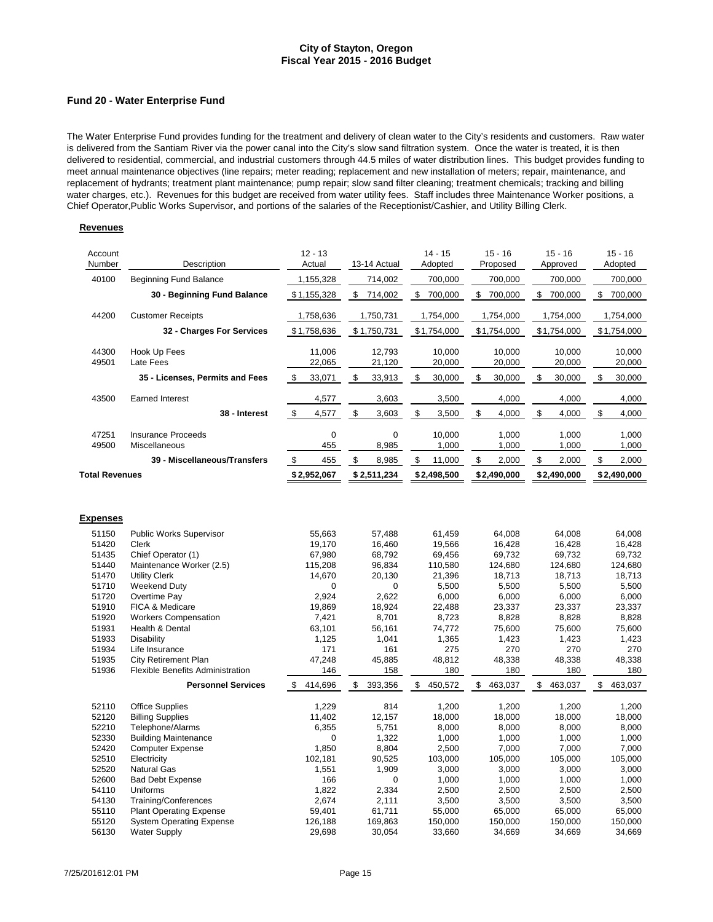# City of Stayton, Oregon
## Fiscal Year 2015 - 2016 Budget

### Fund 20 - Water Enterprise Fund

The Water Enterprise Fund provides funding for the treatment and delivery of clean water to the City's residents and customers. Raw water is delivered from the Santiam River via the power canal into the City's slow sand filtration system. Once the water is treated, it is then delivered to residential, commercial, and industrial customers through 44.5 miles of water distribution lines. This budget provides funding to meet annual maintenance objectives (line repairs; meter reading; replacement and new installation of meters; repair, maintenance, and replacement of hydrants; treatment plant maintenance; pump repair; slow sand filter cleaning; treatment chemicals; tracking and billing water charges, etc.). Revenues for this budget are received from water utility fees. Staff includes three Maintenance Worker positions, a Chief Operator,Public Works Supervisor, and portions of the salaries of the Receptionist/Cashier, and Utility Billing Clerk.

**Revenues**

| Account Number | Description | 12 - 13 Actual | 13-14 Actual | 14 - 15 Adopted | 15 - 16 Proposed | 15 - 16 Approved | 15 - 16 Adopted |
|---|---|---|---|---|---|---|---|
| 40100 | Beginning Fund Balance | 1,155,328 | 714,002 | 700,000 | 700,000 | 700,000 | 700,000 |
| | **30 - Beginning Fund Balance** | $1,155,328 | $ 714,002 | $ 700,000 | $ 700,000 | $ 700,000 | $ 700,000 |
| 44200 | Customer Receipts | 1,758,636 | 1,750,731 | 1,754,000 | 1,754,000 | 1,754,000 | 1,754,000 |
| | **32 - Charges For Services** | $1,758,636 | $1,750,731 | $1,754,000 | $1,754,000 | $1,754,000 | $1,754,000 |
| 44300 | Hook Up Fees | 11,006 | 12,793 | 10,000 | 10,000 | 10,000 | 10,000 |
| 49501 | Late Fees | 22,065 | 21,120 | 20,000 | 20,000 | 20,000 | 20,000 |
| | **35 - Licenses, Permits and Fees** | $ 33,071 | $ 33,913 | $ 30,000 | $ 30,000 | $ 30,000 | $ 30,000 |
| 43500 | Earned Interest | 4,577 | 3,603 | 3,500 | 4,000 | 4,000 | 4,000 |
| | **38 - Interest** | $ 4,577 | $ 3,603 | $ 3,500 | $ 4,000 | $ 4,000 | $ 4,000 |
| 47251 | Insurance Proceeds | 0 | 0 | 10,000 | 1,000 | 1,000 | 1,000 |
| 49500 | Miscellaneous | 455 | 8,985 | 1,000 | 1,000 | 1,000 | 1,000 |
| | **39 - Miscellaneous/Transfers** | $ 455 | $ 8,985 | $ 11,000 | $ 2,000 | $ 2,000 | $ 2,000 |
| **Total Revenues** | | **$2,952,067** | **$2,511,234** | **$2,498,500** | **$2,490,000** | **$2,490,000** | **$2,490,000** |

**Expenses**

| Account Number | Description | 12 - 13 Actual | 13-14 Actual | 14 - 15 Adopted | 15 - 16 Proposed | 15 - 16 Approved | 15 - 16 Adopted |
|---|---|---|---|---|---|---|---|
| 51150 | Public Works Supervisor | 55,663 | 57,488 | 61,459 | 64,008 | 64,008 | 64,008 |
| 51420 | Clerk | 19,170 | 16,460 | 19,566 | 16,428 | 16,428 | 16,428 |
| 51435 | Chief Operator (1) | 67,980 | 68,792 | 69,456 | 69,732 | 69,732 | 69,732 |
| 51440 | Maintenance Worker (2.5) | 115,208 | 96,834 | 110,580 | 124,680 | 124,680 | 124,680 |
| 51470 | Utility Clerk | 14,670 | 20,130 | 21,396 | 18,713 | 18,713 | 18,713 |
| 51710 | Weekend Duty | 0 | 0 | 5,500 | 5,500 | 5,500 | 5,500 |
| 51720 | Overtime Pay | 2,924 | 2,622 | 6,000 | 6,000 | 6,000 | 6,000 |
| 51910 | FICA & Medicare | 19,869 | 18,924 | 22,488 | 23,337 | 23,337 | 23,337 |
| 51920 | Workers Compensation | 7,421 | 8,701 | 8,723 | 8,828 | 8,828 | 8,828 |
| 51931 | Health & Dental | 63,101 | 56,161 | 74,772 | 75,600 | 75,600 | 75,600 |
| 51933 | Disability | 1,125 | 1,041 | 1,365 | 1,423 | 1,423 | 1,423 |
| 51934 | Life Insurance | 171 | 161 | 275 | 270 | 270 | 270 |
| 51935 | City Retirement Plan | 47,248 | 45,885 | 48,812 | 48,338 | 48,338 | 48,338 |
| 51936 | Flexible Benefits Administration | 146 | 158 | 180 | 180 | 180 | 180 |
| | **Personnel Services** | $ 414,696 | $ 393,356 | $ 450,572 | $ 463,037 | $ 463,037 | $ 463,037 |
| 52110 | Office Supplies | 1,229 | 814 | 1,200 | 1,200 | 1,200 | 1,200 |
| 52120 | Billing Supplies | 11,402 | 12,157 | 18,000 | 18,000 | 18,000 | 18,000 |
| 52210 | Telephone/Alarms | 6,355 | 5,751 | 8,000 | 8,000 | 8,000 | 8,000 |
| 52330 | Building Maintenance | 0 | 1,322 | 1,000 | 1,000 | 1,000 | 1,000 |
| 52420 | Computer Expense | 1,850 | 8,804 | 2,500 | 7,000 | 7,000 | 7,000 |
| 52510 | Electricity | 102,181 | 90,525 | 103,000 | 105,000 | 105,000 | 105,000 |
| 52520 | Natural Gas | 1,551 | 1,909 | 3,000 | 3,000 | 3,000 | 3,000 |
| 52600 | Bad Debt Expense | 166 | 0 | 1,000 | 1,000 | 1,000 | 1,000 |
| 54110 | Uniforms | 1,822 | 2,334 | 2,500 | 2,500 | 2,500 | 2,500 |
| 54130 | Training/Conferences | 2,674 | 2,111 | 3,500 | 3,500 | 3,500 | 3,500 |
| 55110 | Plant Operating Expense | 59,401 | 61,711 | 55,000 | 65,000 | 65,000 | 65,000 |
| 55120 | System Operating Expense | 126,188 | 169,863 | 150,000 | 150,000 | 150,000 | 150,000 |
| 56130 | Water Supply | 29,698 | 30,054 | 33,660 | 34,669 | 34,669 | 34,669 |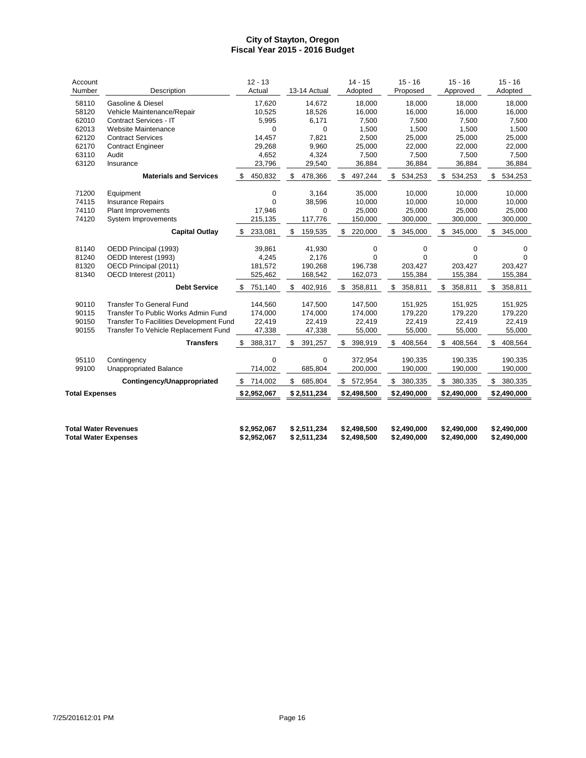# City of Stayton, Oregon
## Fiscal Year 2015 - 2016 Budget

| Account Number | Description | 12 - 13 Actual | 13-14 Actual | 14 - 15 Adopted | 15 - 16 Proposed | 15 - 16 Approved | 15 - 16 Adopted |
|---|---|---|---|---|---|---|---|
| 58110 | Gasoline & Diesel | 17,620 | 14,672 | 18,000 | 18,000 | 18,000 | 18,000 |
| 58120 | Vehicle Maintenance/Repair | 10,525 | 18,526 | 16,000 | 16,000 | 16,000 | 16,000 |
| 62010 | Contract Services - IT | 5,995 | 6,171 | 7,500 | 7,500 | 7,500 | 7,500 |
| 62013 | Website Maintenance | 0 | 0 | 1,500 | 1,500 | 1,500 | 1,500 |
| 62120 | Contract Services | 14,457 | 7,821 | 2,500 | 25,000 | 25,000 | 25,000 |
| 62170 | Contract Engineer | 29,268 | 9,960 | 25,000 | 22,000 | 22,000 | 22,000 |
| 63110 | Audit | 4,652 | 4,324 | 7,500 | 7,500 | 7,500 | 7,500 |
| 63120 | Insurance | 23,796 | 29,540 | 36,884 | 36,884 | 36,884 | 36,884 |
| | **Materials and Services** | $ 450,832 | $ 478,366 | $ 497,244 | $ 534,253 | $ 534,253 | $ 534,253 |
| 71200 | Equipment | 0 | 3,164 | 35,000 | 10,000 | 10,000 | 10,000 |
| 74115 | Insurance Repairs | 0 | 38,596 | 10,000 | 10,000 | 10,000 | 10,000 |
| 74110 | Plant Improvements | 17,946 | 0 | 25,000 | 25,000 | 25,000 | 25,000 |
| 74120 | System Improvements | 215,135 | 117,776 | 150,000 | 300,000 | 300,000 | 300,000 |
| | **Capital Outlay** | $ 233,081 | $ 159,535 | $ 220,000 | $ 345,000 | $ 345,000 | $ 345,000 |
| 81140 | OEDD Principal (1993) | 39,861 | 41,930 | 0 | 0 | 0 | 0 |
| 81240 | OEDD Interest (1993) | 4,245 | 2,176 | 0 | 0 | 0 | 0 |
| 81320 | OECD Principal (2011) | 181,572 | 190,268 | 196,738 | 203,427 | 203,427 | 203,427 |
| 81340 | OECD Interest (2011) | 525,462 | 168,542 | 162,073 | 155,384 | 155,384 | 155,384 |
| | **Debt Service** | $ 751,140 | $ 402,916 | $ 358,811 | $ 358,811 | $ 358,811 | $ 358,811 |
| 90110 | Transfer To General Fund | 144,560 | 147,500 | 147,500 | 151,925 | 151,925 | 151,925 |
| 90115 | Transfer To Public Works Admin Fund | 174,000 | 174,000 | 174,000 | 179,220 | 179,220 | 179,220 |
| 90150 | Transfer To Facilities Development Fund | 22,419 | 22,419 | 22,419 | 22,419 | 22,419 | 22,419 |
| 90155 | Transfer To Vehicle Replacement Fund | 47,338 | 47,338 | 55,000 | 55,000 | 55,000 | 55,000 |
| | **Transfers** | $ 388,317 | $ 391,257 | $ 398,919 | $ 408,564 | $ 408,564 | $ 408,564 |
| 95110 | Contingency | 0 | 0 | 372,954 | 190,335 | 190,335 | 190,335 |
| 99100 | Unappropriated Balance | 714,002 | 685,804 | 200,000 | 190,000 | 190,000 | 190,000 |
| | **Contingency/Unappropriated** | $ 714,002 | $ 685,804 | $ 572,954 | $ 380,335 | $ 380,335 | $ 380,335 |
| **Total Expenses** | | **$ 2,952,067** | **$ 2,511,234** | **$ 2,498,500** | **$ 2,490,000** | **$ 2,490,000** | **$ 2,490,000** |

| | 12 - 13 Actual | 13-14 Actual | 14 - 15 Adopted | 15 - 16 Proposed | 15 - 16 Approved | 15 - 16 Adopted |
|---|---|---|---|---|---|---|
| **Total Water Revenues** | **$ 2,952,067** | **$ 2,511,234** | **$ 2,498,500** | **$ 2,490,000** | **$ 2,490,000** | **$ 2,490,000** |
| **Total Water Expenses** | **$ 2,952,067** | **$ 2,511,234** | **$ 2,498,500** | **$ 2,490,000** | **$ 2,490,000** | **$ 2,490,000** |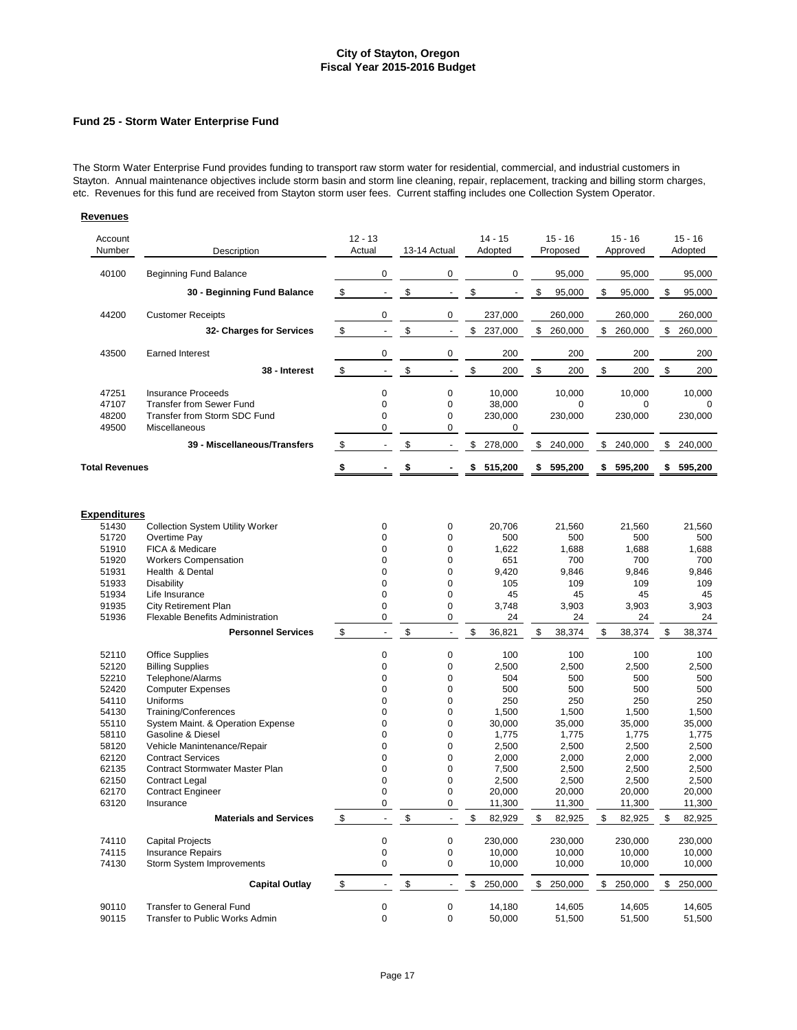# City of Stayton, Oregon
## Fiscal Year 2015-2016 Budget

### Fund 25 - Storm Water Enterprise Fund

The Storm Water Enterprise Fund provides funding to transport raw storm water for residential, commercial, and industrial customers in Stayton. Annual maintenance objectives include storm basin and storm line cleaning, repair, replacement, tracking and billing storm charges, etc. Revenues for this fund are received from Stayton storm user fees. Current staffing includes one Collection System Operator.

**Revenues**

| Account Number | Description | 12 - 13 Actual | 13-14 Actual | 14 - 15 Adopted | 15 - 16 Proposed | 15 - 16 Approved | 15 - 16 Adopted |
|---|---|---|---|---|---|---|---|
| 40100 | Beginning Fund Balance | 0 | 0 | 0 | 95,000 | 95,000 | 95,000 |
| | **30 - Beginning Fund Balance** | $ - | $ - | $ - | $ 95,000 | $ 95,000 | $ 95,000 |
| 44200 | Customer Receipts | 0 | 0 | 237,000 | 260,000 | 260,000 | 260,000 |
| | **32- Charges for Services** | $ - | $ - | $ 237,000 | $ 260,000 | $ 260,000 | $ 260,000 |
| 43500 | Earned Interest | 0 | 0 | 200 | 200 | 200 | 200 |
| | **38 - Interest** | $ - | $ - | $ 200 | $ 200 | $ 200 | $ 200 |
| 47251 | Insurance Proceeds | 0 | 0 | 10,000 | 10,000 | 10,000 | 10,000 |
| 47107 | Transfer from Sewer Fund | 0 | 0 | 38,000 | 0 | 0 | 0 |
| 48200 | Transfer from Storm SDC Fund | 0 | 0 | 230,000 | 230,000 | 230,000 | 230,000 |
| 49500 | Miscellaneous | 0 | 0 | 0 | | | |
| | **39 - Miscellaneous/Transfers** | $ - | $ - | $ 278,000 | $ 240,000 | $ 240,000 | $ 240,000 |
| **Total Revenues** | | **$ -** | **$ -** | **$ 515,200** | **$ 595,200** | **$ 595,200** | **$ 595,200** |

**Expenditures**

| Account Number | Description | 12 - 13 Actual | 13-14 Actual | 14 - 15 Adopted | 15 - 16 Proposed | 15 - 16 Approved | 15 - 16 Adopted |
|---|---|---|---|---|---|---|---|
| 51430 | Collection System Utility Worker | 0 | 0 | 20,706 | 21,560 | 21,560 | 21,560 |
| 51720 | Overtime Pay | 0 | 0 | 500 | 500 | 500 | 500 |
| 51910 | FICA & Medicare | 0 | 0 | 1,622 | 1,688 | 1,688 | 1,688 |
| 51920 | Workers Compensation | 0 | 0 | 651 | 700 | 700 | 700 |
| 51931 | Health & Dental | 0 | 0 | 9,420 | 9,846 | 9,846 | 9,846 |
| 51933 | Disability | 0 | 0 | 105 | 109 | 109 | 109 |
| 51934 | Life Insurance | 0 | 0 | 45 | 45 | 45 | 45 |
| 91935 | City Retirement Plan | 0 | 0 | 3,748 | 3,903 | 3,903 | 3,903 |
| 51936 | Flexable Benefits Administration | 0 | 0 | 24 | 24 | 24 | 24 |
| | **Personnel Services** | $ - | $ - | $ 36,821 | $ 38,374 | $ 38,374 | $ 38,374 |
| 52110 | Office Supplies | 0 | 0 | 100 | 100 | 100 | 100 |
| 52120 | Billing Supplies | 0 | 0 | 2,500 | 2,500 | 2,500 | 2,500 |
| 52210 | Telephone/Alarms | 0 | 0 | 504 | 500 | 500 | 500 |
| 52420 | Computer Expenses | 0 | 0 | 500 | 500 | 500 | 500 |
| 54110 | Uniforms | 0 | 0 | 250 | 250 | 250 | 250 |
| 54130 | Training/Conferences | 0 | 0 | 1,500 | 1,500 | 1,500 | 1,500 |
| 55110 | System Maint. & Operation Expense | 0 | 0 | 30,000 | 35,000 | 35,000 | 35,000 |
| 58110 | Gasoline & Diesel | 0 | 0 | 1,775 | 1,775 | 1,775 | 1,775 |
| 58120 | Vehicle Manintenance/Repair | 0 | 0 | 2,500 | 2,500 | 2,500 | 2,500 |
| 62120 | Contract Services | 0 | 0 | 2,000 | 2,000 | 2,000 | 2,000 |
| 62135 | Contract Stormwater Master Plan | 0 | 0 | 7,500 | 2,500 | 2,500 | 2,500 |
| 62150 | Contract Legal | 0 | 0 | 2,500 | 2,500 | 2,500 | 2,500 |
| 62170 | Contract Engineer | 0 | 0 | 20,000 | 20,000 | 20,000 | 20,000 |
| 63120 | Insurance | 0 | 0 | 11,300 | 11,300 | 11,300 | 11,300 |
| | **Materials and Services** | $ - | $ - | $ 82,929 | $ 82,925 | $ 82,925 | $ 82,925 |
| 74110 | Capital Projects | 0 | 0 | 230,000 | 230,000 | 230,000 | 230,000 |
| 74115 | Insurance Repairs | 0 | 0 | 10,000 | 10,000 | 10,000 | 10,000 |
| 74130 | Storm System Improvements | 0 | 0 | 10,000 | 10,000 | 10,000 | 10,000 |
| | **Capital Outlay** | $ - | $ - | $ 250,000 | $ 250,000 | $ 250,000 | $ 250,000 |
| 90110 | Transfer to General Fund | 0 | 0 | 14,180 | 14,605 | 14,605 | 14,605 |
| 90115 | Transfer to Public Works Admin | 0 | 0 | 50,000 | 51,500 | 51,500 | 51,500 |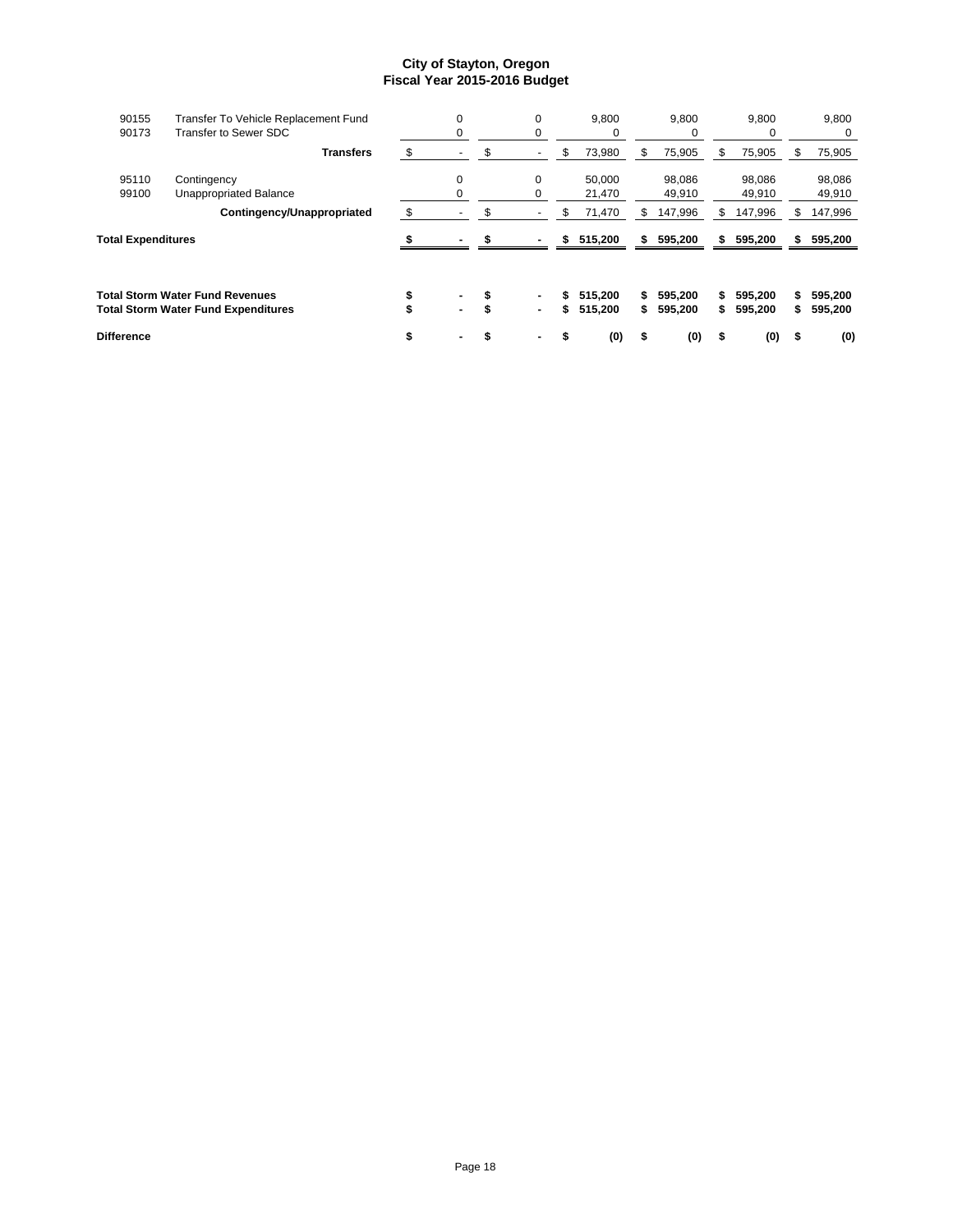# City of Stayton, Oregon
## Fiscal Year 2015-2016 Budget

| | | | | | | | |
|---|---|---|---|---|---|---|---|
| 90155 | Transfer To Vehicle Replacement Fund | 0 | 0 | 9,800 | 9,800 | 9,800 | 9,800 |
| 90173 | Transfer to Sewer SDC | 0 | 0 | 0 | 0 | 0 | 0 |
| | **Transfers** | $ - | $ - | $ 73,980 | $ 75,905 | $ 75,905 | $ 75,905 |
| 95110 | Contingency | 0 | 0 | 50,000 | 98,086 | 98,086 | 98,086 |
| 99100 | Unappropriated Balance | 0 | 0 | 21,470 | 49,910 | 49,910 | 49,910 |
| | **Contingency/Unappropriated** | $ - | $ - | $ 71,470 | $ 147,996 | $ 147,996 | $ 147,996 |
| **Total Expenditures** | | **$ -** | **$ -** | **$ 515,200** | **$ 595,200** | **$ 595,200** | **$ 595,200** |
| **Total Storm Water Fund Revenues** | | **$ -** | **$ -** | **$ 515,200** | **$ 595,200** | **$ 595,200** | **$ 595,200** |
| **Total Storm Water Fund Expenditures** | | **$ -** | **$ -** | **$ 515,200** | **$ 595,200** | **$ 595,200** | **$ 595,200** |
| **Difference** | | **$ -** | **$ -** | **$ (0)** | **$ (0)** | **$ (0)** | **$ (0)** |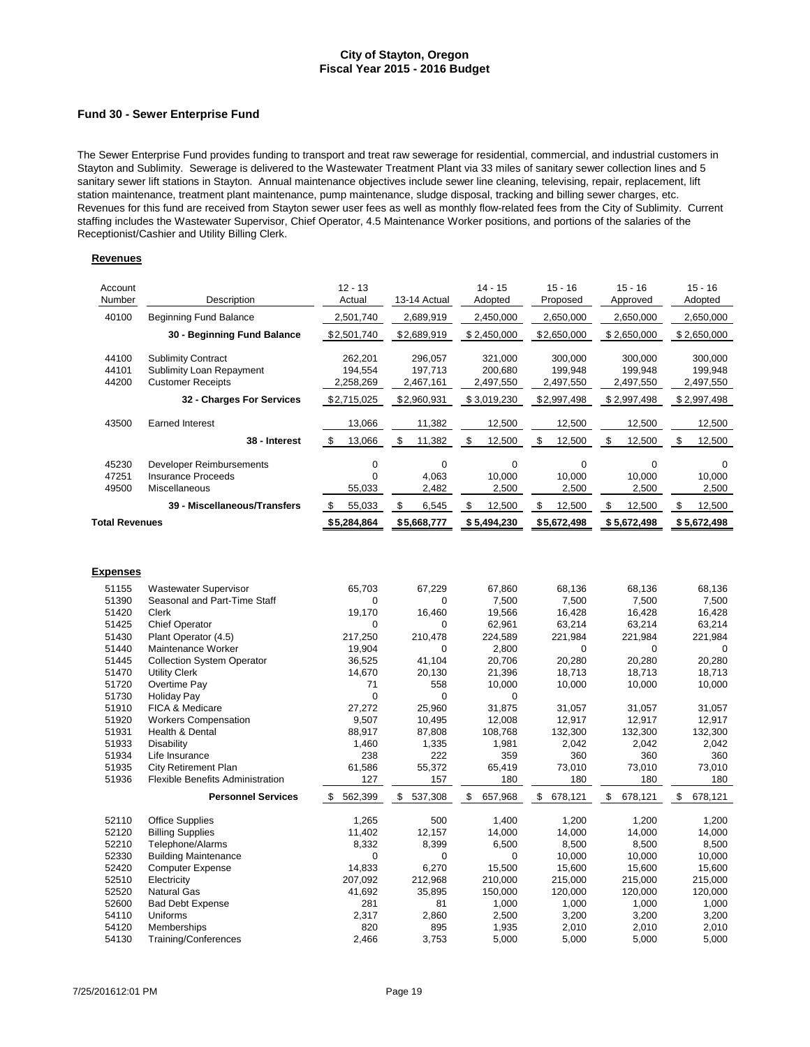# City of Stayton, Oregon
## Fiscal Year 2015 - 2016 Budget

### Fund 30 - Sewer Enterprise Fund

The Sewer Enterprise Fund provides funding to transport and treat raw sewerage for residential, commercial, and industrial customers in Stayton and Sublimity. Sewerage is delivered to the Wastewater Treatment Plant via 33 miles of sanitary sewer collection lines and 5 sanitary sewer lift stations in Stayton. Annual maintenance objectives include sewer line cleaning, televising, repair, replacement, lift station maintenance, treatment plant maintenance, pump maintenance, sludge disposal, tracking and billing sewer charges, etc. Revenues for this fund are received from Stayton sewer user fees as well as monthly flow-related fees from the City of Sublimity. Current staffing includes the Wastewater Supervisor, Chief Operator, 4.5 Maintenance Worker positions, and portions of the salaries of the Receptionist/Cashier and Utility Billing Clerk.

**Revenues**

| Account Number | Description | 12 - 13 Actual | 13-14 Actual | 14 - 15 Adopted | 15 - 16 Proposed | 15 - 16 Approved | 15 - 16 Adopted |
|---|---|---|---|---|---|---|---|
| 40100 | Beginning Fund Balance | 2,501,740 | 2,689,919 | 2,450,000 | 2,650,000 | 2,650,000 | 2,650,000 |
| | **30 - Beginning Fund Balance** | $2,501,740 | $2,689,919 | $2,450,000 | $2,650,000 | $2,650,000 | $2,650,000 |
| 44100 | Sublimity Contract | 262,201 | 296,057 | 321,000 | 300,000 | 300,000 | 300,000 |
| 44101 | Sublimity Loan Repayment | 194,554 | 197,713 | 200,680 | 199,948 | 199,948 | 199,948 |
| 44200 | Customer Receipts | 2,258,269 | 2,467,161 | 2,497,550 | 2,497,550 | 2,497,550 | 2,497,550 |
| | **32 - Charges For Services** | $2,715,025 | $2,960,931 | $3,019,230 | $2,997,498 | $2,997,498 | $2,997,498 |
| 43500 | Earned Interest | 13,066 | 11,382 | 12,500 | 12,500 | 12,500 | 12,500 |
| | **38 - Interest** | $ 13,066 | $ 11,382 | $ 12,500 | $ 12,500 | $ 12,500 | $ 12,500 |
| 45230 | Developer Reimbursements | 0 | 0 | 0 | 0 | 0 | 0 |
| 47251 | Insurance Proceeds | 0 | 4,063 | 10,000 | 10,000 | 10,000 | 10,000 |
| 49500 | Miscellaneous | 55,033 | 2,482 | 2,500 | 2,500 | 2,500 | 2,500 |
| | **39 - Miscellaneous/Transfers** | $ 55,033 | $ 6,545 | $ 12,500 | $ 12,500 | $ 12,500 | $ 12,500 |
| **Total Revenues** | | $5,284,864 | $5,668,777 | $5,494,230 | $5,672,498 | $5,672,498 | $5,672,498 |

**Expenses**

| Account Number | Description | 12 - 13 Actual | 13-14 Actual | 14 - 15 Adopted | 15 - 16 Proposed | 15 - 16 Approved | 15 - 16 Adopted |
|---|---|---|---|---|---|---|---|
| 51155 | Wastewater Supervisor | 65,703 | 67,229 | 67,860 | 68,136 | 68,136 | 68,136 |
| 51390 | Seasonal and Part-Time Staff | 0 | 0 | 7,500 | 7,500 | 7,500 | 7,500 |
| 51420 | Clerk | 19,170 | 16,460 | 19,566 | 16,428 | 16,428 | 16,428 |
| 51425 | Chief Operator | 0 | 0 | 62,961 | 63,214 | 63,214 | 63,214 |
| 51430 | Plant Operator (4.5) | 217,250 | 210,478 | 224,589 | 221,984 | 221,984 | 221,984 |
| 51440 | Maintenance Worker | 19,904 | 0 | 2,800 | 0 | 0 | 0 |
| 51445 | Collection System Operator | 36,525 | 41,104 | 20,706 | 20,280 | 20,280 | 20,280 |
| 51470 | Utility Clerk | 14,670 | 20,130 | 21,396 | 18,713 | 18,713 | 18,713 |
| 51720 | Overtime Pay | 71 | 558 | 10,000 | 10,000 | 10,000 | 10,000 |
| 51730 | Holiday Pay | 0 | 0 | 0 | | | |
| 51910 | FICA & Medicare | 27,272 | 25,960 | 31,875 | 31,057 | 31,057 | 31,057 |
| 51920 | Workers Compensation | 9,507 | 10,495 | 12,008 | 12,917 | 12,917 | 12,917 |
| 51931 | Health & Dental | 88,917 | 87,808 | 108,768 | 132,300 | 132,300 | 132,300 |
| 51933 | Disability | 1,460 | 1,335 | 1,981 | 2,042 | 2,042 | 2,042 |
| 51934 | Life Insurance | 238 | 222 | 359 | 360 | 360 | 360 |
| 51935 | City Retirement Plan | 61,586 | 55,372 | 65,419 | 73,010 | 73,010 | 73,010 |
| 51936 | Flexible Benefits Administration | 127 | 157 | 180 | 180 | 180 | 180 |
| | **Personnel Services** | $ 562,399 | $ 537,308 | $ 657,968 | $ 678,121 | $ 678,121 | $ 678,121 |
| 52110 | Office Supplies | 1,265 | 500 | 1,400 | 1,200 | 1,200 | 1,200 |
| 52120 | Billing Supplies | 11,402 | 12,157 | 14,000 | 14,000 | 14,000 | 14,000 |
| 52210 | Telephone/Alarms | 8,332 | 8,399 | 6,500 | 8,500 | 8,500 | 8,500 |
| 52330 | Building Maintenance | 0 | 0 | 0 | 10,000 | 10,000 | 10,000 |
| 52420 | Computer Expense | 14,833 | 6,270 | 15,500 | 15,600 | 15,600 | 15,600 |
| 52510 | Electricity | 207,092 | 212,968 | 210,000 | 215,000 | 215,000 | 215,000 |
| 52520 | Natural Gas | 41,692 | 35,895 | 150,000 | 120,000 | 120,000 | 120,000 |
| 52600 | Bad Debt Expense | 281 | 81 | 1,000 | 1,000 | 1,000 | 1,000 |
| 54110 | Uniforms | 2,317 | 2,860 | 2,500 | 3,200 | 3,200 | 3,200 |
| 54120 | Memberships | 820 | 895 | 1,935 | 2,010 | 2,010 | 2,010 |
| 54130 | Training/Conferences | 2,466 | 3,753 | 5,000 | 5,000 | 5,000 | 5,000 |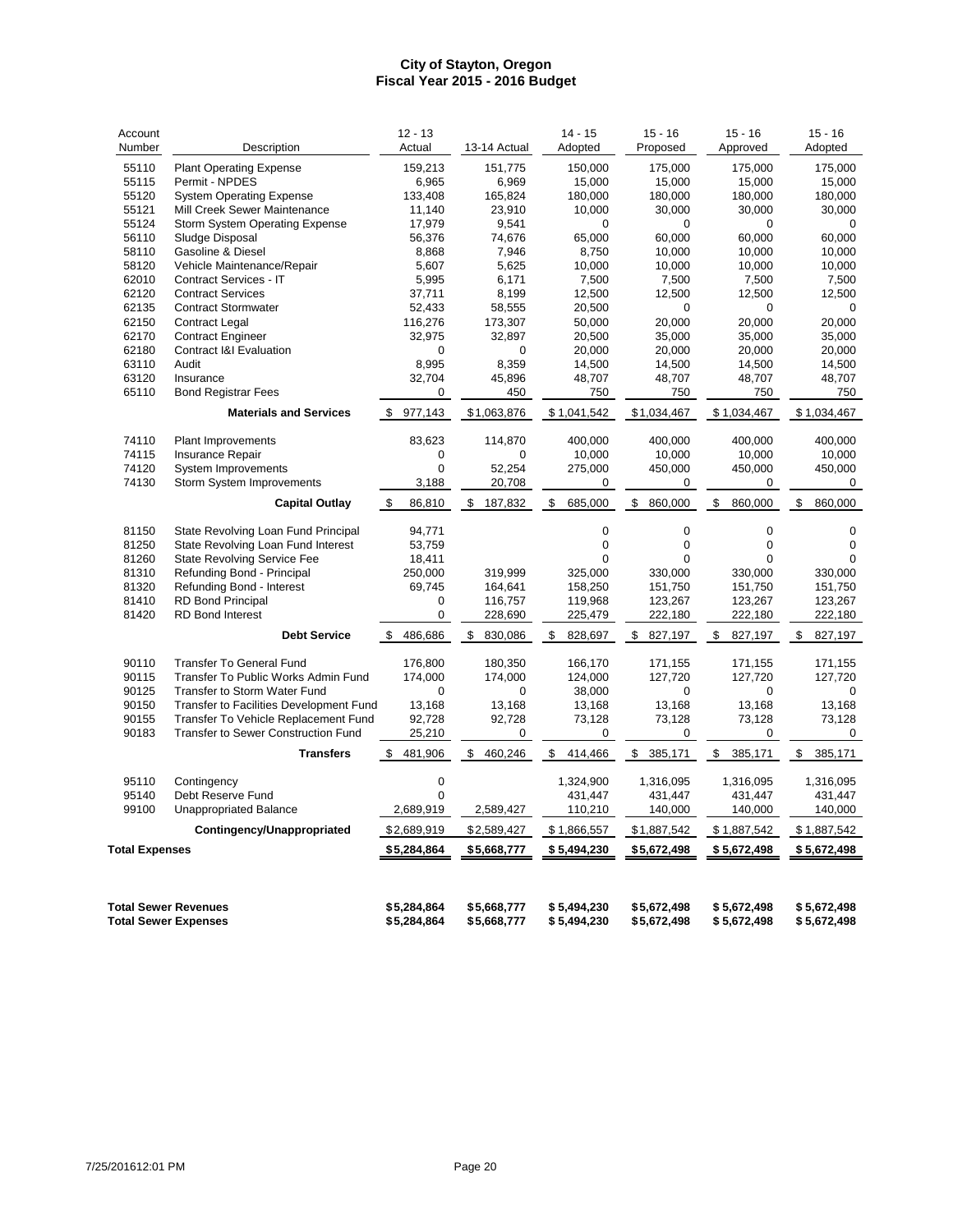# City of Stayton, Oregon
## Fiscal Year 2015 - 2016 Budget

| Account Number | Description | 12 - 13 Actual | 13-14 Actual | 14 - 15 Adopted | 15 - 16 Proposed | 15 - 16 Approved | 15 - 16 Adopted |
|---|---|---|---|---|---|---|---|
| 55110 | Plant Operating Expense | 159,213 | 151,775 | 150,000 | 175,000 | 175,000 | 175,000 |
| 55115 | Permit - NPDES | 6,965 | 6,969 | 15,000 | 15,000 | 15,000 | 15,000 |
| 55120 | System Operating Expense | 133,408 | 165,824 | 180,000 | 180,000 | 180,000 | 180,000 |
| 55121 | Mill Creek Sewer Maintenance | 11,140 | 23,910 | 10,000 | 30,000 | 30,000 | 30,000 |
| 55124 | Storm System Operating Expense | 17,979 | 9,541 | 0 | 0 | 0 | 0 |
| 56110 | Sludge Disposal | 56,376 | 74,676 | 65,000 | 60,000 | 60,000 | 60,000 |
| 58110 | Gasoline & Diesel | 8,868 | 7,946 | 8,750 | 10,000 | 10,000 | 10,000 |
| 58120 | Vehicle Maintenance/Repair | 5,607 | 5,625 | 10,000 | 10,000 | 10,000 | 10,000 |
| 62010 | Contract Services - IT | 5,995 | 6,171 | 7,500 | 7,500 | 7,500 | 7,500 |
| 62120 | Contract Services | 37,711 | 8,199 | 12,500 | 12,500 | 12,500 | 12,500 |
| 62135 | Contract Stormwater | 52,433 | 58,555 | 20,500 | 0 | 0 | 0 |
| 62150 | Contract Legal | 116,276 | 173,307 | 50,000 | 20,000 | 20,000 | 20,000 |
| 62170 | Contract Engineer | 32,975 | 32,897 | 20,500 | 35,000 | 35,000 | 35,000 |
| 62180 | Contract I&I Evaluation | 0 | 0 | 20,000 | 20,000 | 20,000 | 20,000 |
| 63110 | Audit | 8,995 | 8,359 | 14,500 | 14,500 | 14,500 | 14,500 |
| 63120 | Insurance | 32,704 | 45,896 | 48,707 | 48,707 | 48,707 | 48,707 |
| 65110 | Bond Registrar Fees | 0 | 450 | 750 | 750 | 750 | 750 |
| | **Materials and Services** | $ 977,143 | $1,063,876 | $ 1,041,542 | $1,034,467 | $ 1,034,467 | $ 1,034,467 |
| 74110 | Plant Improvements | 83,623 | 114,870 | 400,000 | 400,000 | 400,000 | 400,000 |
| 74115 | Insurance Repair | 0 | 0 | 10,000 | 10,000 | 10,000 | 10,000 |
| 74120 | System Improvements | 0 | 52,254 | 275,000 | 450,000 | 450,000 | 450,000 |
| 74130 | Storm System Improvements | 3,188 | 20,708 | 0 | 0 | 0 | 0 |
| | **Capital Outlay** | $ 86,810 | $ 187,832 | $ 685,000 | $ 860,000 | $ 860,000 | $ 860,000 |
| 81150 | State Revolving Loan Fund Principal | 94,771 | | 0 | 0 | 0 | 0 |
| 81250 | State Revolving Loan Fund Interest | 53,759 | | 0 | 0 | 0 | 0 |
| 81260 | State Revolving Service Fee | 18,411 | | 0 | 0 | 0 | 0 |
| 81310 | Refunding Bond - Principal | 250,000 | 319,999 | 325,000 | 330,000 | 330,000 | 330,000 |
| 81320 | Refunding Bond - Interest | 69,745 | 164,641 | 158,250 | 151,750 | 151,750 | 151,750 |
| 81410 | RD Bond Principal | 0 | 116,757 | 119,968 | 123,267 | 123,267 | 123,267 |
| 81420 | RD Bond Interest | 0 | 228,690 | 225,479 | 222,180 | 222,180 | 222,180 |
| | **Debt Service** | $ 486,686 | $ 830,086 | $ 828,697 | $ 827,197 | $ 827,197 | $ 827,197 |
| 90110 | Transfer To General Fund | 176,800 | 180,350 | 166,170 | 171,155 | 171,155 | 171,155 |
| 90115 | Transfer To Public Works Admin Fund | 174,000 | 174,000 | 124,000 | 127,720 | 127,720 | 127,720 |
| 90125 | Transfer to Storm Water Fund | 0 | 0 | 38,000 | 0 | 0 | 0 |
| 90150 | Transfer to Facilities Development Fund | 13,168 | 13,168 | 13,168 | 13,168 | 13,168 | 13,168 |
| 90155 | Transfer To Vehicle Replacement Fund | 92,728 | 92,728 | 73,128 | 73,128 | 73,128 | 73,128 |
| 90183 | Transfer to Sewer Construction Fund | 25,210 | 0 | 0 | 0 | 0 | 0 |
| | **Transfers** | $ 481,906 | $ 460,246 | $ 414,466 | $ 385,171 | $ 385,171 | $ 385,171 |
| 95110 | Contingency | 0 | | 1,324,900 | 1,316,095 | 1,316,095 | 1,316,095 |
| 95140 | Debt Reserve Fund | 0 | | 431,447 | 431,447 | 431,447 | 431,447 |
| 99100 | Unappropriated Balance | 2,689,919 | 2,589,427 | 110,210 | 140,000 | 140,000 | 140,000 |
| | **Contingency/Unappropriated** | $2,689,919 | $2,589,427 | $ 1,866,557 | $1,887,542 | $ 1,887,542 | $ 1,887,542 |
| **Total Expenses** | | $5,284,864 | $5,668,777 | $ 5,494,230 | $5,672,498 | $ 5,672,498 | $ 5,672,498 |
| **Total Sewer Revenues** | | $5,284,864 | $5,668,777 | $ 5,494,230 | $5,672,498 | $ 5,672,498 | $ 5,672,498 |
| **Total Sewer Expenses** | | $5,284,864 | $5,668,777 | $ 5,494,230 | $5,672,498 | $ 5,672,498 | $ 5,672,498 |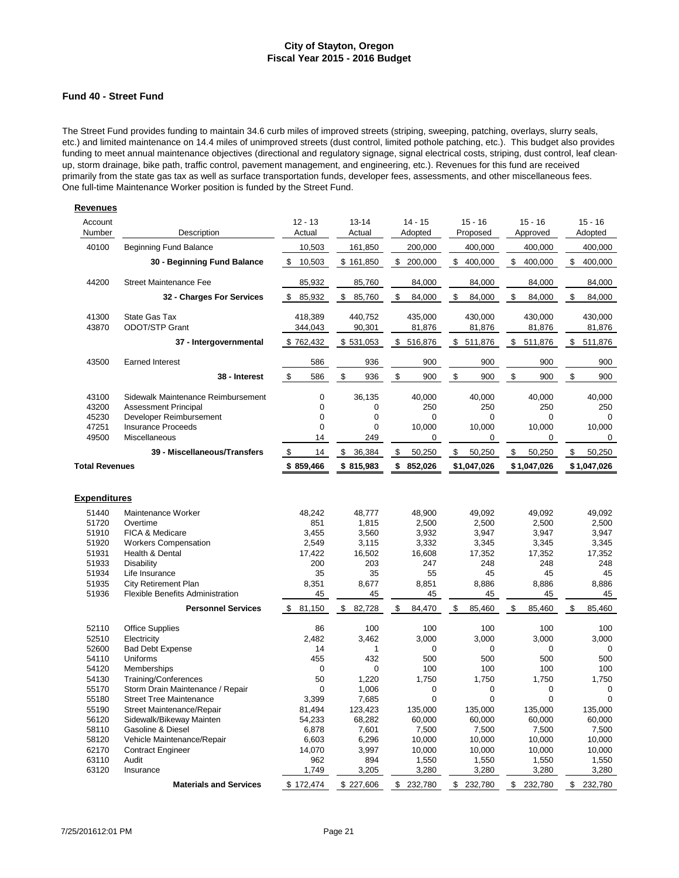# City of Stayton, Oregon
## Fiscal Year 2015 - 2016 Budget

### Fund 40 - Street Fund

The Street Fund provides funding to maintain 34.6 curb miles of improved streets (striping, sweeping, patching, overlays, slurry seals, etc.) and limited maintenance on 14.4 miles of unimproved streets (dust control, limited pothole patching, etc.). This budget also provides funding to meet annual maintenance objectives (directional and regulatory signage, signal electrical costs, striping, dust control, leaf clean-up, storm drainage, bike path, traffic control, pavement management, and engineering, etc.). Revenues for this fund are received primarily from the state gas tax as well as surface transportation funds, developer fees, assessments, and other miscellaneous fees. One full-time Maintenance Worker position is funded by the Street Fund.

**Revenues**

| Account Number | Description | 12 - 13 Actual | 13-14 Actual | 14 - 15 Adopted | 15 - 16 Proposed | 15 - 16 Approved | 15 - 16 Adopted |
|---|---|---|---|---|---|---|---|
| 40100 | Beginning Fund Balance | 10,503 | 161,850 | 200,000 | 400,000 | 400,000 | 400,000 |
| | **30 - Beginning Fund Balance** | $ 10,503 | $ 161,850 | $ 200,000 | $ 400,000 | $ 400,000 | $ 400,000 |
| 44200 | Street Maintenance Fee | 85,932 | 85,760 | 84,000 | 84,000 | 84,000 | 84,000 |
| | **32 - Charges For Services** | $ 85,932 | $ 85,760 | $ 84,000 | $ 84,000 | $ 84,000 | $ 84,000 |
| 41300 | State Gas Tax | 418,389 | 440,752 | 435,000 | 430,000 | 430,000 | 430,000 |
| 43870 | ODOT/STP Grant | 344,043 | 90,301 | 81,876 | 81,876 | 81,876 | 81,876 |
| | **37 - Intergovernmental** | $ 762,432 | $ 531,053 | $ 516,876 | $ 511,876 | $ 511,876 | $ 511,876 |
| 43500 | Earned Interest | 586 | 936 | 900 | 900 | 900 | 900 |
| | **38 - Interest** | $ 586 | $ 936 | $ 900 | $ 900 | $ 900 | $ 900 |
| 43100 | Sidewalk Maintenance Reimbursement | 0 | 36,135 | 40,000 | 40,000 | 40,000 | 40,000 |
| 43200 | Assessment Principal | 0 | 0 | 250 | 250 | 250 | 250 |
| 45230 | Developer Reimbursement | 0 | 0 | 0 | 0 | 0 | 0 |
| 47251 | Insurance Proceeds | 0 | 0 | 10,000 | 10,000 | 10,000 | 10,000 |
| 49500 | Miscellaneous | 14 | 249 | 0 | 0 | 0 | 0 |
| | **39 - Miscellaneous/Transfers** | $ 14 | $ 36,384 | $ 50,250 | $ 50,250 | $ 50,250 | $ 50,250 |
| **Total Revenues** | | **$ 859,466** | **$ 815,983** | **$ 852,026** | **$1,047,026** | **$1,047,026** | **$1,047,026** |

**Expenditures**

| Account Number | Description | 12 - 13 Actual | 13-14 Actual | 14 - 15 Adopted | 15 - 16 Proposed | 15 - 16 Approved | 15 - 16 Adopted |
|---|---|---|---|---|---|---|---|
| 51440 | Maintenance Worker | 48,242 | 48,777 | 48,900 | 49,092 | 49,092 | 49,092 |
| 51720 | Overtime | 851 | 1,815 | 2,500 | 2,500 | 2,500 | 2,500 |
| 51910 | FICA & Medicare | 3,455 | 3,560 | 3,932 | 3,947 | 3,947 | 3,947 |
| 51920 | Workers Compensation | 2,549 | 3,115 | 3,332 | 3,345 | 3,345 | 3,345 |
| 51931 | Health & Dental | 17,422 | 16,502 | 16,608 | 17,352 | 17,352 | 17,352 |
| 51933 | Disability | 200 | 203 | 247 | 248 | 248 | 248 |
| 51934 | Life Insurance | 35 | 35 | 55 | 45 | 45 | 45 |
| 51935 | City Retirement Plan | 8,351 | 8,677 | 8,851 | 8,886 | 8,886 | 8,886 |
| 51936 | Flexible Benefits Administration | 45 | 45 | 45 | 45 | 45 | 45 |
| | **Personnel Services** | $ 81,150 | $ 82,728 | $ 84,470 | $ 85,460 | $ 85,460 | $ 85,460 |
| 52110 | Office Supplies | 86 | 100 | 100 | 100 | 100 | 100 |
| 52510 | Electricity | 2,482 | 3,462 | 3,000 | 3,000 | 3,000 | 3,000 |
| 52600 | Bad Debt Expense | 14 | 1 | 0 | 0 | 0 | 0 |
| 54110 | Uniforms | 455 | 432 | 500 | 500 | 500 | 500 |
| 54120 | Memberships | 0 | 0 | 100 | 100 | 100 | 100 |
| 54130 | Training/Conferences | 50 | 1,220 | 1,750 | 1,750 | 1,750 | 1,750 |
| 55170 | Storm Drain Maintenance / Repair | 0 | 1,006 | 0 | 0 | 0 | 0 |
| 55180 | Street Tree Maintenance | 3,399 | 7,685 | 0 | 0 | 0 | 0 |
| 55190 | Street Maintenance/Repair | 81,494 | 123,423 | 135,000 | 135,000 | 135,000 | 135,000 |
| 56120 | Sidewalk/Bikeway Mainten | 54,233 | 68,282 | 60,000 | 60,000 | 60,000 | 60,000 |
| 58110 | Gasoline & Diesel | 6,878 | 7,601 | 7,500 | 7,500 | 7,500 | 7,500 |
| 58120 | Vehicle Maintenance/Repair | 6,603 | 6,296 | 10,000 | 10,000 | 10,000 | 10,000 |
| 62170 | Contract Engineer | 14,070 | 3,997 | 10,000 | 10,000 | 10,000 | 10,000 |
| 63110 | Audit | 962 | 894 | 1,550 | 1,550 | 1,550 | 1,550 |
| 63120 | Insurance | 1,749 | 3,205 | 3,280 | 3,280 | 3,280 | 3,280 |
| | **Materials and Services** | $ 172,474 | $ 227,606 | $ 232,780 | $ 232,780 | $ 232,780 | $ 232,780 |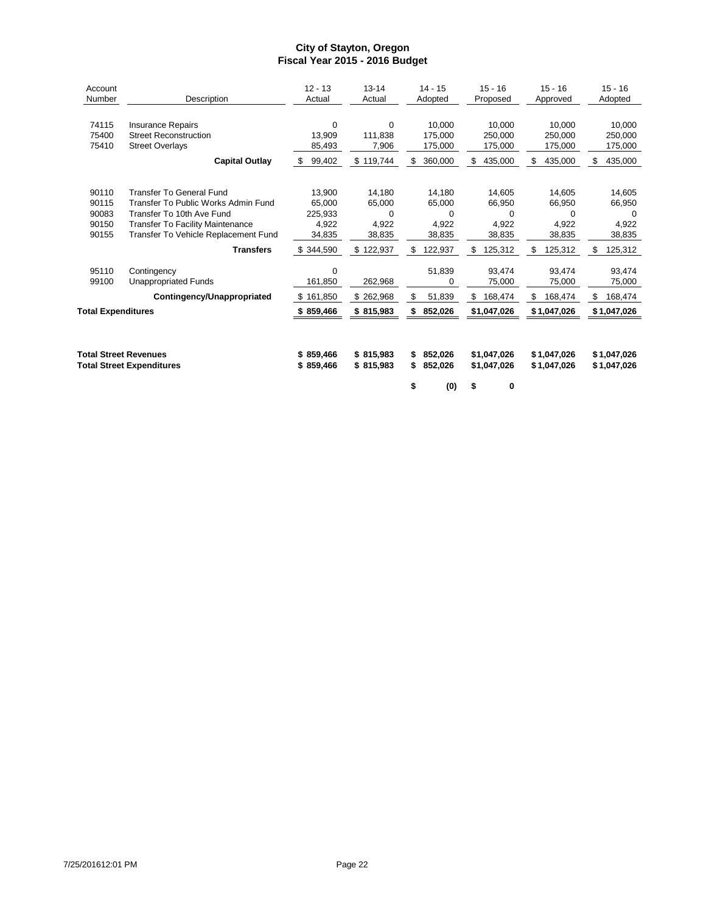# City of Stayton, Oregon
## Fiscal Year 2015 - 2016 Budget

| Account Number | Description | 12 - 13 Actual | 13-14 Actual | 14 - 15 Adopted | 15 - 16 Proposed | 15 - 16 Approved | 15 - 16 Adopted |
|---|---|---|---|---|---|---|---|
| 74115 | Insurance Repairs | 0 | 0 | 10,000 | 10,000 | 10,000 | 10,000 |
| 75400 | Street Reconstruction | 13,909 | 111,838 | 175,000 | 250,000 | 250,000 | 250,000 |
| 75410 | Street Overlays | 85,493 | 7,906 | 175,000 | 175,000 | 175,000 | 175,000 |
| | **Capital Outlay** | $ 99,402 | $ 119,744 | $ 360,000 | $ 435,000 | $ 435,000 | $ 435,000 |
| 90110 | Transfer To General Fund | 13,900 | 14,180 | 14,180 | 14,605 | 14,605 | 14,605 |
| 90115 | Transfer To Public Works Admin Fund | 65,000 | 65,000 | 65,000 | 66,950 | 66,950 | 66,950 |
| 90083 | Transfer To 10th Ave Fund | 225,933 | 0 | 0 | 0 | 0 | 0 |
| 90150 | Transfer To Facility Maintenance | 4,922 | 4,922 | 4,922 | 4,922 | 4,922 | 4,922 |
| 90155 | Transfer To Vehicle Replacement Fund | 34,835 | 38,835 | 38,835 | 38,835 | 38,835 | 38,835 |
| | **Transfers** | $ 344,590 | $ 122,937 | $ 122,937 | $ 125,312 | $ 125,312 | $ 125,312 |
| 95110 | Contingency | 0 | | 51,839 | 93,474 | 93,474 | 93,474 |
| 99100 | Unappropriated Funds | 161,850 | 262,968 | 0 | 75,000 | 75,000 | 75,000 |
| | **Contingency/Unappropriated** | $ 161,850 | $ 262,968 | $ 51,839 | $ 168,474 | $ 168,474 | $ 168,474 |
| **Total Expenditures** | | **$ 859,466** | **$ 815,983** | **$ 852,026** | **$1,047,026** | **$1,047,026** | **$1,047,026** |
| **Total Street Revenues** | | **$ 859,466** | **$ 815,983** | **$ 852,026** | **$1,047,026** | **$1,047,026** | **$1,047,026** |
| **Total Street Expenditures** | | **$ 859,466** | **$ 815,983** | **$ 852,026** | **$1,047,026** | **$1,047,026** | **$1,047,026** |
| | | | | **$ (0)** | **$ 0** | | |

7/25/201612:01 PM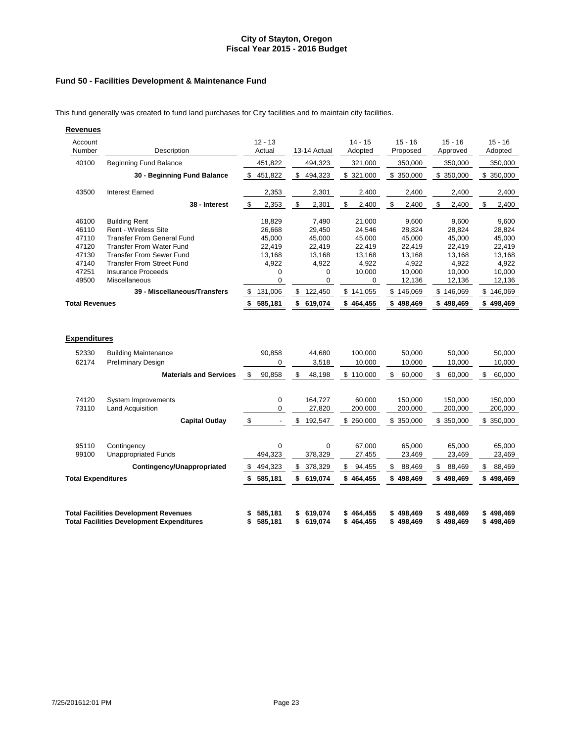# City of Stayton, Oregon
## Fiscal Year 2015 - 2016 Budget

### Fund 50 - Facilities Development & Maintenance Fund

This fund generally was created to fund land purchases for City facilities and to maintain city facilities.

**Revenues**

| Account Number | Description | 12 - 13 Actual | 13-14 Actual | 14 - 15 Adopted | 15 - 16 Proposed | 15 - 16 Approved | 15 - 16 Adopted |
|---|---|---|---|---|---|---|---|
| 40100 | Beginning Fund Balance | 451,822 | 494,323 | 321,000 | 350,000 | 350,000 | 350,000 |
| | **30 - Beginning Fund Balance** | $ 451,822 | $ 494,323 | $ 321,000 | $ 350,000 | $ 350,000 | $ 350,000 |
| 43500 | Interest Earned | 2,353 | 2,301 | 2,400 | 2,400 | 2,400 | 2,400 |
| | **38 - Interest** | $ 2,353 | $ 2,301 | $ 2,400 | $ 2,400 | $ 2,400 | $ 2,400 |
| 46100 | Building Rent | 18,829 | 7,490 | 21,000 | 9,600 | 9,600 | 9,600 |
| 46110 | Rent - Wireless Site | 26,668 | 29,450 | 24,546 | 28,824 | 28,824 | 28,824 |
| 47110 | Transfer From General Fund | 45,000 | 45,000 | 45,000 | 45,000 | 45,000 | 45,000 |
| 47120 | Transfer From Water Fund | 22,419 | 22,419 | 22,419 | 22,419 | 22,419 | 22,419 |
| 47130 | Transfer From Sewer Fund | 13,168 | 13,168 | 13,168 | 13,168 | 13,168 | 13,168 |
| 47140 | Transfer From Street Fund | 4,922 | 4,922 | 4,922 | 4,922 | 4,922 | 4,922 |
| 47251 | Insurance Proceeds | 0 | 0 | 10,000 | 10,000 | 10,000 | 10,000 |
| 49500 | Miscellaneous | 0 | 0 | 0 | 12,136 | 12,136 | 12,136 |
| | **39 - Miscellaneous/Transfers** | $ 131,006 | $ 122,450 | $ 141,055 | $ 146,069 | $ 146,069 | $ 146,069 |
| **Total Revenues** | | **$ 585,181** | **$ 619,074** | **$ 464,455** | **$ 498,469** | **$ 498,469** | **$ 498,469** |

**Expenditures**

| Account Number | Description | 12 - 13 Actual | 13-14 Actual | 14 - 15 Adopted | 15 - 16 Proposed | 15 - 16 Approved | 15 - 16 Adopted |
|---|---|---|---|---|---|---|---|
| 52330 | Building Maintenance | 90,858 | 44,680 | 100,000 | 50,000 | 50,000 | 50,000 |
| 62174 | Preliminary Design | 0 | 3,518 | 10,000 | 10,000 | 10,000 | 10,000 |
| | **Materials and Services** | $ 90,858 | $ 48,198 | $ 110,000 | $ 60,000 | $ 60,000 | $ 60,000 |
| 74120 | System Improvements | 0 | 164,727 | 60,000 | 150,000 | 150,000 | 150,000 |
| 73110 | Land Acquisition | 0 | 27,820 | 200,000 | 200,000 | 200,000 | 200,000 |
| | **Capital Outlay** | $ - | $ 192,547 | $ 260,000 | $ 350,000 | $ 350,000 | $ 350,000 |
| 95110 | Contingency | 0 | 0 | 67,000 | 65,000 | 65,000 | 65,000 |
| 99100 | Unappropriated Funds | 494,323 | 378,329 | 27,455 | 23,469 | 23,469 | 23,469 |
| | **Contingency/Unappropriated** | $ 494,323 | $ 378,329 | $ 94,455 | $ 88,469 | $ 88,469 | $ 88,469 |
| **Total Expenditures** | | **$ 585,181** | **$ 619,074** | **$ 464,455** | **$ 498,469** | **$ 498,469** | **$ 498,469** |

| | 12 - 13 Actual | 13-14 Actual | 14 - 15 Adopted | 15 - 16 Proposed | 15 - 16 Approved | 15 - 16 Adopted |
|---|---|---|---|---|---|---|
| **Total Facilities Development Revenues** | **$ 585,181** | **$ 619,074** | **$ 464,455** | **$ 498,469** | **$ 498,469** | **$ 498,469** |
| **Total Facilities Development Expenditures** | **$ 585,181** | **$ 619,074** | **$ 464,455** | **$ 498,469** | **$ 498,469** | **$ 498,469** |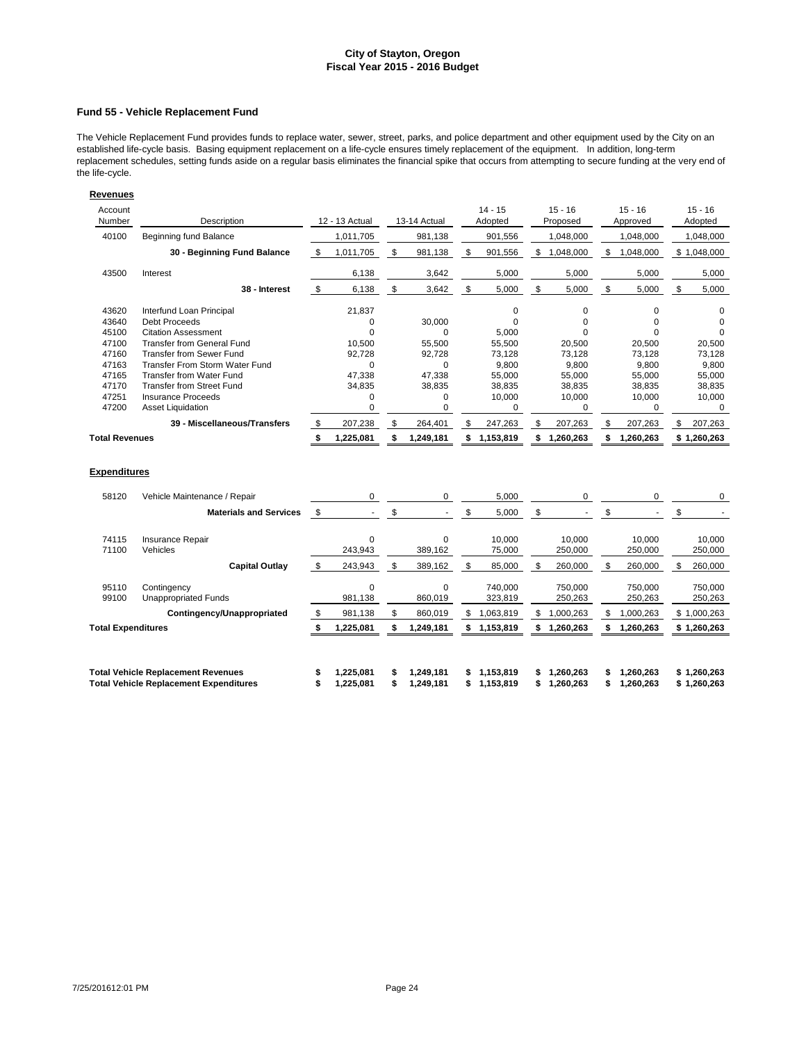# City of Stayton, Oregon
## Fiscal Year 2015 - 2016 Budget

### Fund 55 - Vehicle Replacement Fund

The Vehicle Replacement Fund provides funds to replace water, sewer, street, parks, and police department and other equipment used by the City on an established life-cycle basis. Basing equipment replacement on a life-cycle ensures timely replacement of the equipment. In addition, long-term replacement schedules, setting funds aside on a regular basis eliminates the financial spike that occurs from attempting to secure funding at the very end of the life-cycle.

**Revenues**

| Account Number | Description | 12 - 13 Actual | 13-14 Actual | 14 - 15 Adopted | 15 - 16 Proposed | 15 - 16 Approved | 15 - 16 Adopted |
|---|---|---|---|---|---|---|---|
| 40100 | Beginning fund Balance | 1,011,705 | 981,138 | 901,556 | 1,048,000 | 1,048,000 | 1,048,000 |
| | **30 - Beginning Fund Balance** | $ 1,011,705 | $ 981,138 | $ 901,556 | $ 1,048,000 | $ 1,048,000 | $ 1,048,000 |
| 43500 | Interest | 6,138 | 3,642 | 5,000 | 5,000 | 5,000 | 5,000 |
| | **38 - Interest** | $ 6,138 | $ 3,642 | $ 5,000 | $ 5,000 | $ 5,000 | $ 5,000 |
| 43620 | Interfund Loan Principal | 21,837 | | 0 | 0 | 0 | 0 |
| 43640 | Debt Proceeds | 0 | 30,000 | 0 | 0 | 0 | 0 |
| 45100 | Citation Assessment | 0 | 0 | 5,000 | 0 | 0 | 0 |
| 47100 | Transfer from General Fund | 10,500 | 55,500 | 55,500 | 20,500 | 20,500 | 20,500 |
| 47160 | Transfer from Sewer Fund | 92,728 | 92,728 | 73,128 | 73,128 | 73,128 | 73,128 |
| 47163 | Transfer From Storm Water Fund | 0 | 0 | 9,800 | 9,800 | 9,800 | 9,800 |
| 47165 | Transfer from Water Fund | 47,338 | 47,338 | 55,000 | 55,000 | 55,000 | 55,000 |
| 47170 | Transfer from Street Fund | 34,835 | 38,835 | 38,835 | 38,835 | 38,835 | 38,835 |
| 47251 | Insurance Proceeds | 0 | 0 | 10,000 | 10,000 | 10,000 | 10,000 |
| 47200 | Asset Liquidation | 0 | 0 | 0 | 0 | 0 | 0 |
| | **39 - Miscellaneous/Transfers** | $ 207,238 | $ 264,401 | $ 247,263 | $ 207,263 | $ 207,263 | $ 207,263 |
| **Total Revenues** | | **$ 1,225,081** | **$ 1,249,181** | **$ 1,153,819** | **$ 1,260,263** | **$ 1,260,263** | **$ 1,260,263** |

**Expenditures**

| Account Number | Description | 12 - 13 Actual | 13-14 Actual | 14 - 15 Adopted | 15 - 16 Proposed | 15 - 16 Approved | 15 - 16 Adopted |
|---|---|---|---|---|---|---|---|
| 58120 | Vehicle Maintenance / Repair | 0 | 0 | 5,000 | 0 | 0 | 0 |
| | **Materials and Services** | $ - | $ - | $ 5,000 | $ - | $ - | $ - |
| 74115 | Insurance Repair | 0 | 0 | 10,000 | 10,000 | 10,000 | 10,000 |
| 71100 | Vehicles | 243,943 | 389,162 | 75,000 | 250,000 | 250,000 | 250,000 |
| | **Capital Outlay** | $ 243,943 | $ 389,162 | $ 85,000 | $ 260,000 | $ 260,000 | $ 260,000 |
| 95110 | Contingency | 0 | 0 | 740,000 | 750,000 | 750,000 | 750,000 |
| 99100 | Unappropriated Funds | 981,138 | 860,019 | 323,819 | 250,263 | 250,263 | 250,263 |
| | **Contingency/Unappropriated** | $ 981,138 | $ 860,019 | $ 1,063,819 | $ 1,000,263 | $ 1,000,263 | $ 1,000,263 |
| **Total Expenditures** | | **$ 1,225,081** | **$ 1,249,181** | **$ 1,153,819** | **$ 1,260,263** | **$ 1,260,263** | **$ 1,260,263** |

| | 12 - 13 Actual | 13-14 Actual | 14 - 15 Adopted | 15 - 16 Proposed | 15 - 16 Approved | 15 - 16 Adopted |
|---|---|---|---|---|---|---|
| **Total Vehicle Replacement Revenues** | **$ 1,225,081** | **$ 1,249,181** | **$ 1,153,819** | **$ 1,260,263** | **$ 1,260,263** | **$ 1,260,263** |
| **Total Vehicle Replacement Expenditures** | **$ 1,225,081** | **$ 1,249,181** | **$ 1,153,819** | **$ 1,260,263** | **$ 1,260,263** | **$ 1,260,263** |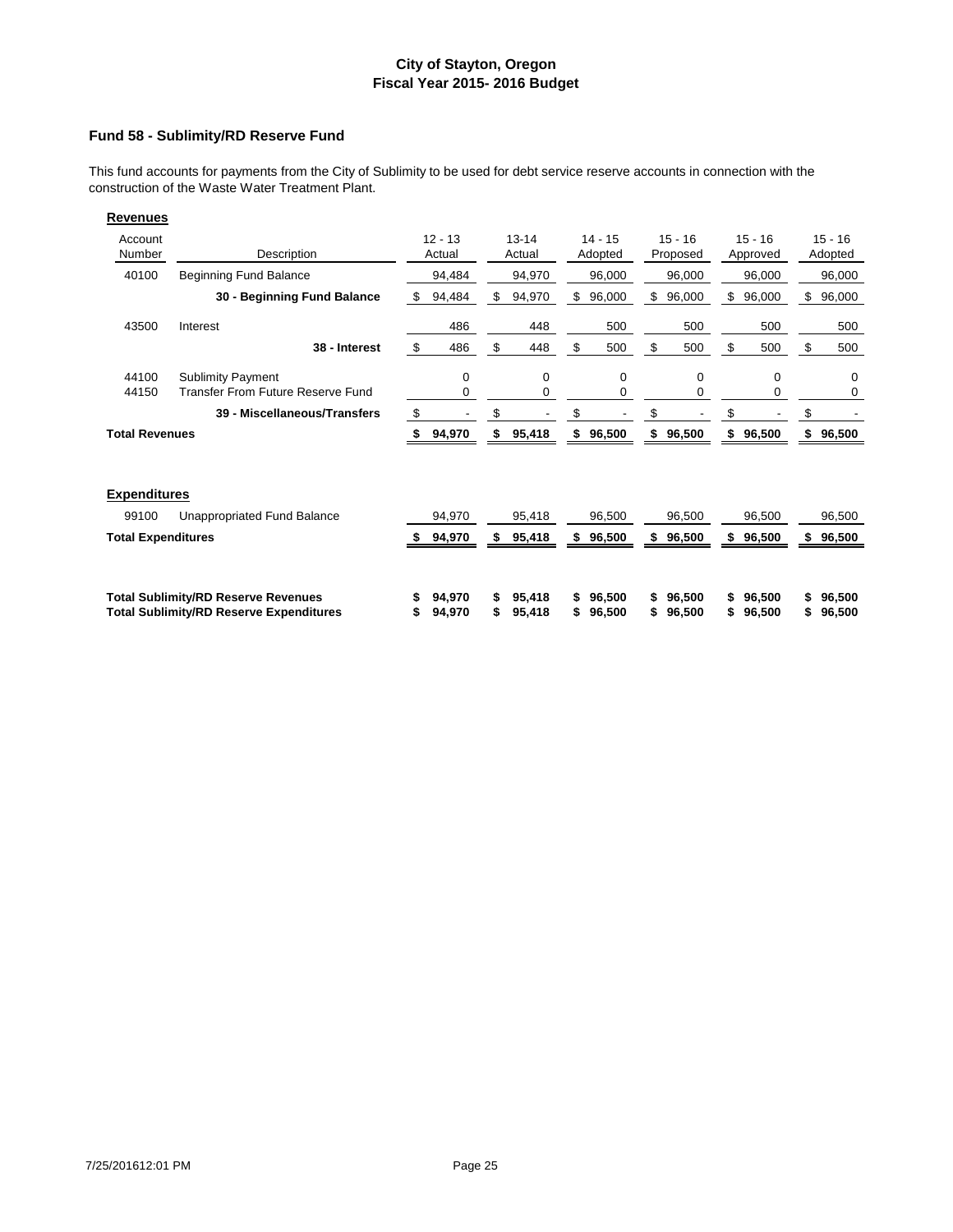## City of Stayton, Oregon
## Fiscal Year 2015- 2016 Budget

### Fund 58 - Sublimity/RD Reserve Fund

This fund accounts for payments from the City of Sublimity to be used for debt service reserve accounts in connection with the construction of the Waste Water Treatment Plant.

**Revenues**

| Account Number | Description | 12 - 13 Actual | 13-14 Actual | 14 - 15 Adopted | 15 - 16 Proposed | 15 - 16 Approved | 15 - 16 Adopted |
|---|---|---|---|---|---|---|---|
| 40100 | Beginning Fund Balance | 94,484 | 94,970 | 96,000 | 96,000 | 96,000 | 96,000 |
| | **30 - Beginning Fund Balance** | $ 94,484 | $ 94,970 | $ 96,000 | $ 96,000 | $ 96,000 | $ 96,000 |
| 43500 | Interest | 486 | 448 | 500 | 500 | 500 | 500 |
| | **38 - Interest** | $ 486 | $ 448 | $ 500 | $ 500 | $ 500 | $ 500 |
| 44100 | Sublimity Payment | 0 | 0 | 0 | 0 | 0 | 0 |
| 44150 | Transfer From Future Reserve Fund | 0 | 0 | 0 | 0 | 0 | 0 |
| | **39 - Miscellaneous/Transfers** | $ - | $ - | $ - | $ - | $ - | $ - |
| **Total Revenues** | | **$ 94,970** | **$ 95,418** | **$ 96,500** | **$ 96,500** | **$ 96,500** | **$ 96,500** |

**Expenditures**

| Account Number | Description | 12 - 13 Actual | 13-14 Actual | 14 - 15 Adopted | 15 - 16 Proposed | 15 - 16 Approved | 15 - 16 Adopted |
|---|---|---|---|---|---|---|---|
| 99100 | Unappropriated Fund Balance | 94,970 | 95,418 | 96,500 | 96,500 | 96,500 | 96,500 |
| **Total Expenditures** | | **$ 94,970** | **$ 95,418** | **$ 96,500** | **$ 96,500** | **$ 96,500** | **$ 96,500** |

| | 12 - 13 Actual | 13-14 Actual | 14 - 15 Adopted | 15 - 16 Proposed | 15 - 16 Approved | 15 - 16 Adopted |
|---|---|---|---|---|---|---|
| **Total Sublimity/RD Reserve Revenues** | **$ 94,970** | **$ 95,418** | **$ 96,500** | **$ 96,500** | **$ 96,500** | **$ 96,500** |
| **Total Sublimity/RD Reserve Expenditures** | **$ 94,970** | **$ 95,418** | **$ 96,500** | **$ 96,500** | **$ 96,500** | **$ 96,500** |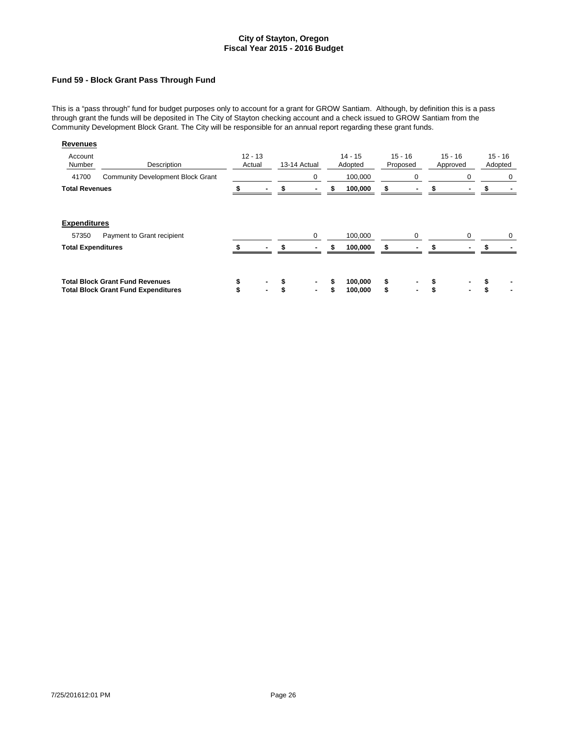**City of Stayton, Oregon**
**Fiscal Year 2015 - 2016 Budget**

## Fund 59 - Block Grant Pass Through Fund

This is a "pass through" fund for budget purposes only to account for a grant for GROW Santiam. Although, by definition this is a pass through grant the funds will be deposited in The City of Stayton checking account and a check issued to GROW Santiam from the Community Development Block Grant. The City will be responsible for an annual report regarding these grant funds.

**Revenues**

| Account Number | Description | 12 - 13 Actual | 13-14 Actual | 14 - 15 Adopted | 15 - 16 Proposed | 15 - 16 Approved | 15 - 16 Adopted |
|---|---|---|---|---|---|---|---|
| 41700 | Community Development Block Grant | | 0 | 100,000 | 0 | 0 | 0 |
| **Total Revenues** | | $ - | $ - | $ 100,000 | $ - | $ - | $ - |

**Expenditures**

| Account Number | Description | 12 - 13 Actual | 13-14 Actual | 14 - 15 Adopted | 15 - 16 Proposed | 15 - 16 Approved | 15 - 16 Adopted |
|---|---|---|---|---|---|---|---|
| 57350 | Payment to Grant recipient | | 0 | 100,000 | 0 | 0 | 0 |
| **Total Expenditures** | | $ - | $ - | $ 100,000 | $ - | $ - | $ - |

| | 12 - 13 Actual | 13-14 Actual | 14 - 15 Adopted | 15 - 16 Proposed | 15 - 16 Approved | 15 - 16 Adopted |
|---|---|---|---|---|---|---|
| **Total Block Grant Fund Revenues** | $ - | $ - | $ 100,000 | $ - | $ - | $ - |
| **Total Block Grant Fund Expenditures** | $ - | $ - | $ 100,000 | $ - | $ - | $ - |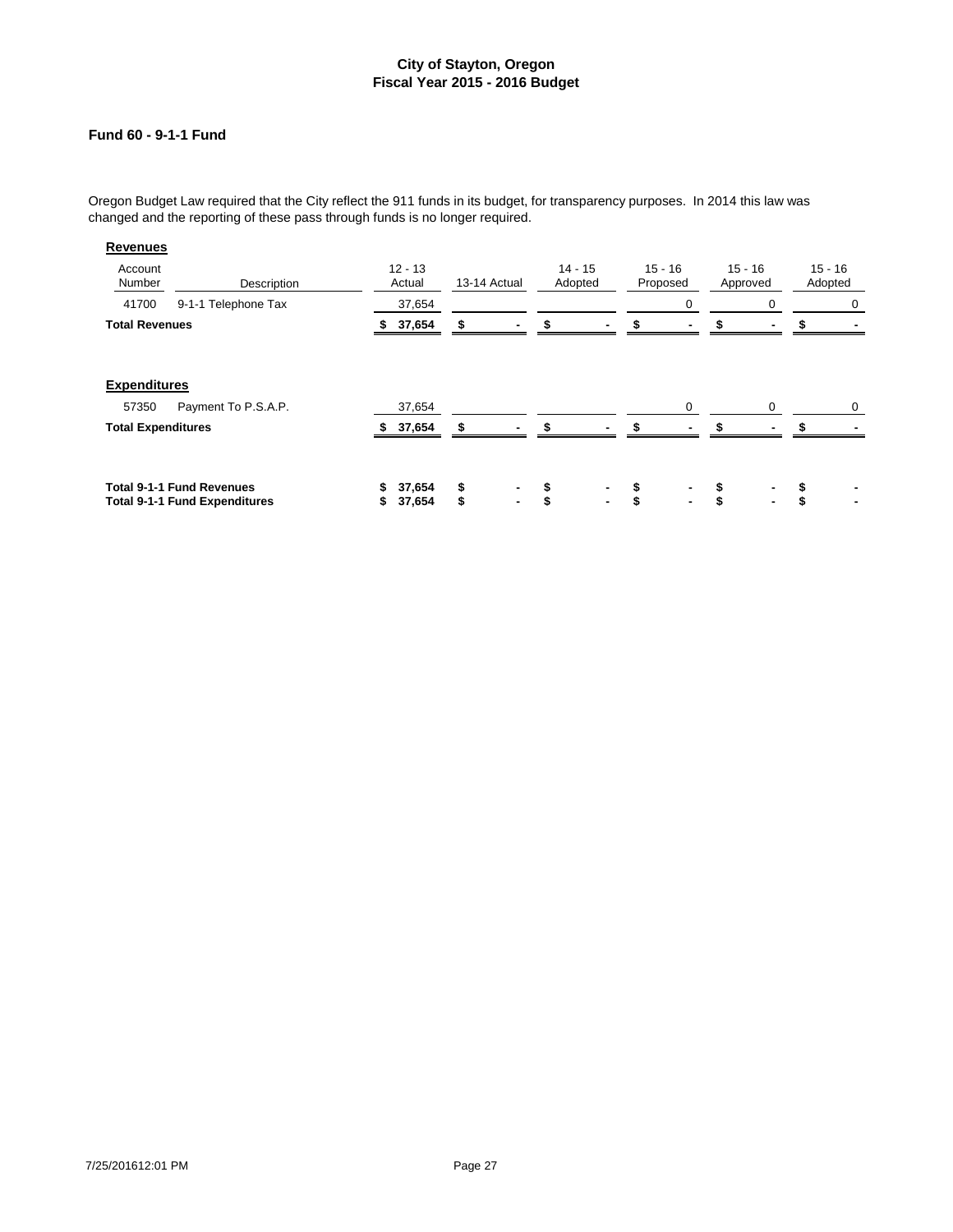# City of Stayton, Oregon
## Fiscal Year 2015 - 2016 Budget

### Fund 60 - 9-1-1 Fund

Oregon Budget Law required that the City reflect the 911 funds in its budget, for transparency purposes. In 2014 this law was changed and the reporting of these pass through funds is no longer required.

**Revenues**

| Account Number | Description | 12 - 13 Actual | 13-14 Actual | 14 - 15 Adopted | 15 - 16 Proposed | 15 - 16 Approved | 15 - 16 Adopted |
|---|---|---|---|---|---|---|---|
| 41700 | 9-1-1 Telephone Tax | 37,654 | | | 0 | 0 | 0 |
| **Total Revenues** | | **$ 37,654** | **$ -** | **$ -** | **$ -** | **$ -** | **$ -** |

**Expenditures**

| Account Number | Description | 12 - 13 Actual | 13-14 Actual | 14 - 15 Adopted | 15 - 16 Proposed | 15 - 16 Approved | 15 - 16 Adopted |
|---|---|---|---|---|---|---|---|
| 57350 | Payment To P.S.A.P. | 37,654 | | | 0 | 0 | 0 |
| **Total Expenditures** | | **$ 37,654** | **$ -** | **$ -** | **$ -** | **$ -** | **$ -** |

| | 12 - 13 Actual | 13-14 Actual | 14 - 15 Adopted | 15 - 16 Proposed | 15 - 16 Approved | 15 - 16 Adopted |
|---|---|---|---|---|---|---|
| **Total 9-1-1 Fund Revenues** | **$ 37,654** | **$ -** | **$ -** | **$ -** | **$ -** | **$ -** |
| **Total 9-1-1 Fund Expenditures** | **$ 37,654** | **$ -** | **$ -** | **$ -** | **$ -** | **$ -** |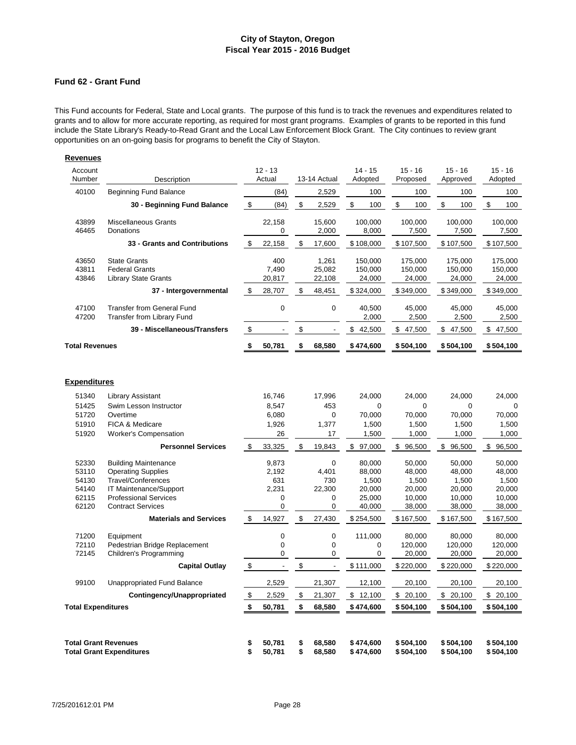# City of Stayton, Oregon
## Fiscal Year 2015 - 2016 Budget

### Fund 62 - Grant Fund

This Fund accounts for Federal, State and Local grants. The purpose of this fund is to track the revenues and expenditures related to grants and to allow for more accurate reporting, as required for most grant programs. Examples of grants to be reported in this fund include the State Library's Ready-to-Read Grant and the Local Law Enforcement Block Grant. The City continues to review grant opportunities on an on-going basis for programs to benefit the City of Stayton.

**Revenues**

| Account Number | Description | 12 - 13 Actual | 13-14 Actual | 14 - 15 Adopted | 15 - 16 Proposed | 15 - 16 Approved | 15 - 16 Adopted |
|---|---|---|---|---|---|---|---|
| 40100 | Beginning Fund Balance | (84) | 2,529 | 100 | 100 | 100 | 100 |
| | **30 - Beginning Fund Balance** | $ (84) | $ 2,529 | $ 100 | $ 100 | $ 100 | $ 100 |
| 43899 | Miscellaneous Grants | 22,158 | 15,600 | 100,000 | 100,000 | 100,000 | 100,000 |
| 46465 | Donations | 0 | 2,000 | 8,000 | 7,500 | 7,500 | 7,500 |
| | **33 - Grants and Contributions** | $ 22,158 | $ 17,600 | $ 108,000 | $ 107,500 | $ 107,500 | $ 107,500 |
| 43650 | State Grants | 400 | 1,261 | 150,000 | 175,000 | 175,000 | 175,000 |
| 43811 | Federal Grants | 7,490 | 25,082 | 150,000 | 150,000 | 150,000 | 150,000 |
| 43846 | Library State Grants | 20,817 | 22,108 | 24,000 | 24,000 | 24,000 | 24,000 |
| | **37 - Intergovernmental** | $ 28,707 | $ 48,451 | $ 324,000 | $ 349,000 | $ 349,000 | $ 349,000 |
| 47100 | Transfer from General Fund | 0 | 0 | 40,500 | 45,000 | 45,000 | 45,000 |
| 47200 | Transfer from Library Fund | | | 2,000 | 2,500 | 2,500 | 2,500 |
| | **39 - Miscellaneous/Transfers** | $ - | $ - | $ 42,500 | $ 47,500 | $ 47,500 | $ 47,500 |
| **Total Revenues** | | **$ 50,781** | **$ 68,580** | **$ 474,600** | **$ 504,100** | **$ 504,100** | **$ 504,100** |

**Expenditures**

| Account Number | Description | 12 - 13 Actual | 13-14 Actual | 14 - 15 Adopted | 15 - 16 Proposed | 15 - 16 Approved | 15 - 16 Adopted |
|---|---|---|---|---|---|---|---|
| 51340 | Library Assistant | 16,746 | 17,996 | 24,000 | 24,000 | 24,000 | 24,000 |
| 51425 | Swim Lesson Instructor | 8,547 | 453 | 0 | 0 | 0 | 0 |
| 51720 | Overtime | 6,080 | 0 | 70,000 | 70,000 | 70,000 | 70,000 |
| 51910 | FICA & Medicare | 1,926 | 1,377 | 1,500 | 1,500 | 1,500 | 1,500 |
| 51920 | Worker's Compensation | 26 | 17 | 1,500 | 1,000 | 1,000 | 1,000 |
| | **Personnel Services** | $ 33,325 | $ 19,843 | $ 97,000 | $ 96,500 | $ 96,500 | $ 96,500 |
| 52330 | Building Maintenance | 9,873 | 0 | 80,000 | 50,000 | 50,000 | 50,000 |
| 53110 | Operating Supplies | 2,192 | 4,401 | 88,000 | 48,000 | 48,000 | 48,000 |
| 54130 | Travel/Conferences | 631 | 730 | 1,500 | 1,500 | 1,500 | 1,500 |
| 54140 | IT Maintenance/Support | 2,231 | 22,300 | 20,000 | 20,000 | 20,000 | 20,000 |
| 62115 | Professional Services | 0 | 0 | 25,000 | 10,000 | 10,000 | 10,000 |
| 62120 | Contract Services | 0 | 0 | 40,000 | 38,000 | 38,000 | 38,000 |
| | **Materials and Services** | $ 14,927 | $ 27,430 | $ 254,500 | $ 167,500 | $ 167,500 | $ 167,500 |
| 71200 | Equipment | 0 | 0 | 111,000 | 80,000 | 80,000 | 80,000 |
| 72110 | Pedestrian Bridge Replacement | 0 | 0 | 0 | 120,000 | 120,000 | 120,000 |
| 72145 | Children's Programming | 0 | 0 | 0 | 20,000 | 20,000 | 20,000 |
| | **Capital Outlay** | $ - | $ - | $ 111,000 | $ 220,000 | $ 220,000 | $ 220,000 |
| 99100 | Unappropriated Fund Balance | 2,529 | 21,307 | 12,100 | 20,100 | 20,100 | 20,100 |
| | **Contingency/Unappropriated** | $ 2,529 | $ 21,307 | $ 12,100 | $ 20,100 | $ 20,100 | $ 20,100 |
| **Total Expenditures** | | **$ 50,781** | **$ 68,580** | **$ 474,600** | **$ 504,100** | **$ 504,100** | **$ 504,100** |

| | 12 - 13 Actual | 13-14 Actual | 14 - 15 Adopted | 15 - 16 Proposed | 15 - 16 Approved | 15 - 16 Adopted |
|---|---|---|---|---|---|---|
| **Total Grant Revenues** | **$ 50,781** | **$ 68,580** | **$ 474,600** | **$ 504,100** | **$ 504,100** | **$ 504,100** |
| **Total Grant Expenditures** | **$ 50,781** | **$ 68,580** | **$ 474,600** | **$ 504,100** | **$ 504,100** | **$ 504,100** |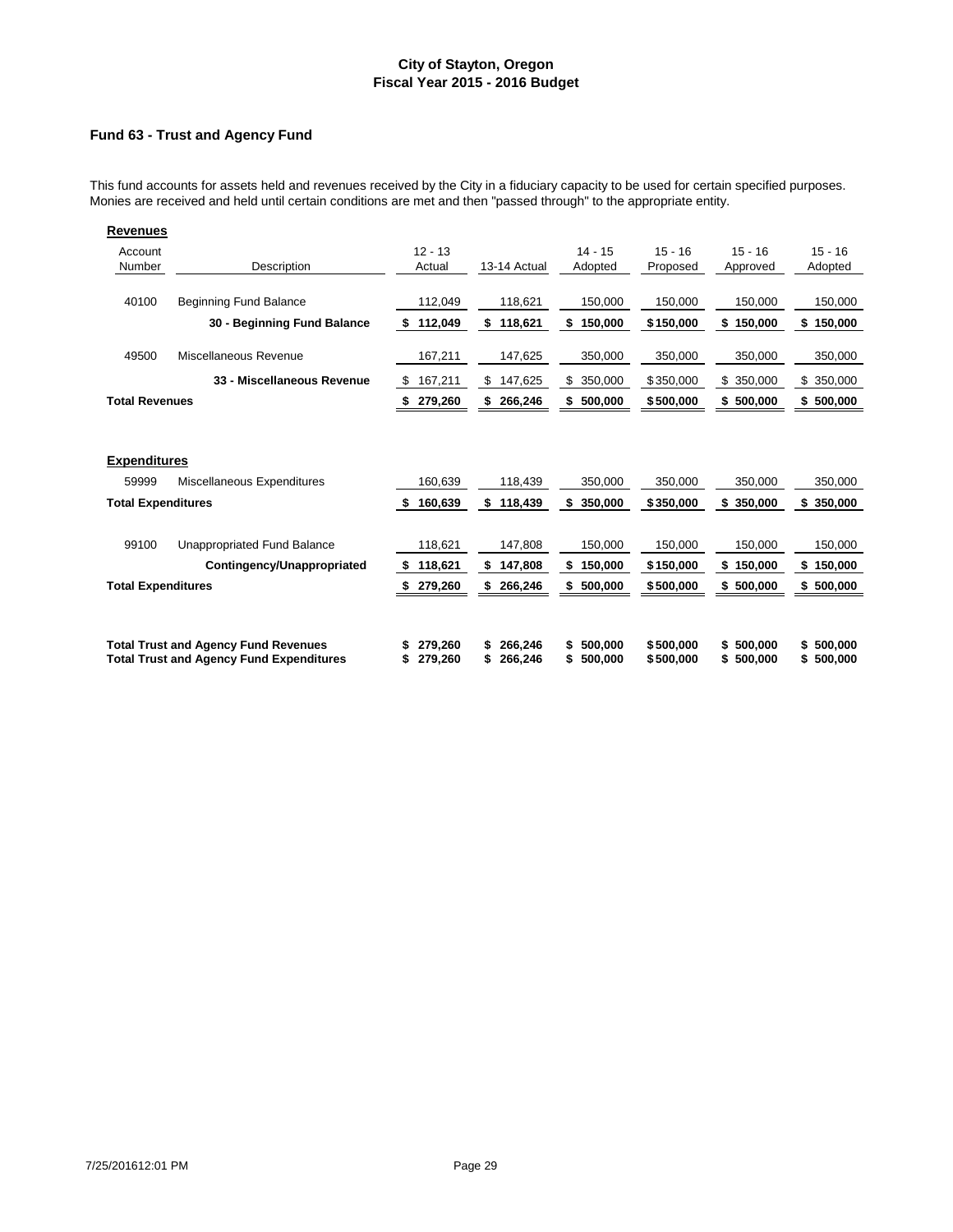# City of Stayton, Oregon
## Fiscal Year 2015 - 2016 Budget

### Fund 63 - Trust and Agency Fund

This fund accounts for assets held and revenues received by the City in a fiduciary capacity to be used for certain specified purposes. Monies are received and held until certain conditions are met and then "passed through" to the appropriate entity.

**Revenues**

| Account Number | Description | 12 - 13 Actual | 13-14 Actual | 14 - 15 Adopted | 15 - 16 Proposed | 15 - 16 Approved | 15 - 16 Adopted |
|---|---|---|---|---|---|---|---|
| 40100 | Beginning Fund Balance | 112,049 | 118,621 | 150,000 | 150,000 | 150,000 | 150,000 |
| | **30 - Beginning Fund Balance** | **$ 112,049** | **$ 118,621** | **$ 150,000** | **$ 150,000** | **$ 150,000** | **$ 150,000** |
| 49500 | Miscellaneous Revenue | 167,211 | 147,625 | 350,000 | 350,000 | 350,000 | 350,000 |
| | **33 - Miscellaneous Revenue** | $ 167,211 | $ 147,625 | $ 350,000 | $ 350,000 | $ 350,000 | $ 350,000 |
| **Total Revenues** | | **$ 279,260** | **$ 266,246** | **$ 500,000** | **$ 500,000** | **$ 500,000** | **$ 500,000** |

**Expenditures**

| Account Number | Description | 12 - 13 Actual | 13-14 Actual | 14 - 15 Adopted | 15 - 16 Proposed | 15 - 16 Approved | 15 - 16 Adopted |
|---|---|---|---|---|---|---|---|
| 59999 | Miscellaneous Expenditures | 160,639 | 118,439 | 350,000 | 350,000 | 350,000 | 350,000 |
| **Total Expenditures** | | **$ 160,639** | **$ 118,439** | **$ 350,000** | **$ 350,000** | **$ 350,000** | **$ 350,000** |
| 99100 | Unappropriated Fund Balance | 118,621 | 147,808 | 150,000 | 150,000 | 150,000 | 150,000 |
| | **Contingency/Unappropriated** | **$ 118,621** | **$ 147,808** | **$ 150,000** | **$ 150,000** | **$ 150,000** | **$ 150,000** |
| **Total Expenditures** | | **$ 279,260** | **$ 266,246** | **$ 500,000** | **$ 500,000** | **$ 500,000** | **$ 500,000** |

| | 12 - 13 Actual | 13-14 Actual | 14 - 15 Adopted | 15 - 16 Proposed | 15 - 16 Approved | 15 - 16 Adopted |
|---|---|---|---|---|---|---|
| **Total Trust and Agency Fund Revenues** | **$ 279,260** | **$ 266,246** | **$ 500,000** | **$ 500,000** | **$ 500,000** | **$ 500,000** |
| **Total Trust and Agency Fund Expenditures** | **$ 279,260** | **$ 266,246** | **$ 500,000** | **$ 500,000** | **$ 500,000** | **$ 500,000** |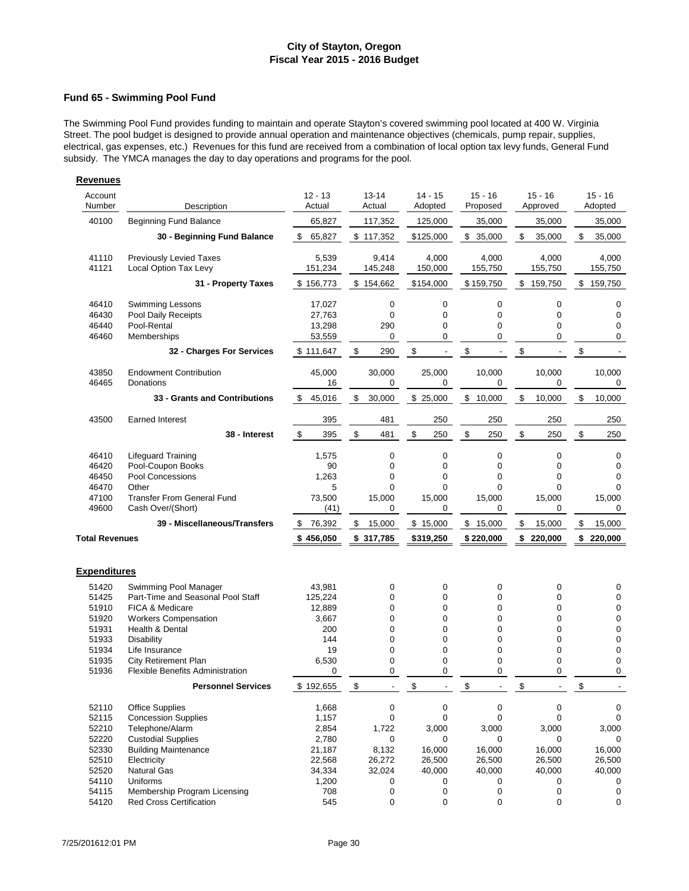**City of Stayton, Oregon**
**Fiscal Year 2015 - 2016 Budget**

## Fund 65 - Swimming Pool Fund

The Swimming Pool Fund provides funding to maintain and operate Stayton's covered swimming pool located at 400 W. Virginia Street. The pool budget is designed to provide annual operation and maintenance objectives (chemicals, pump repair, supplies, electrical, gas expenses, etc.) Revenues for this fund are received from a combination of local option tax levy funds, General Fund subsidy. The YMCA manages the day to day operations and programs for the pool.

### Revenues

| Account Number | Description | 12 - 13 Actual | 13-14 Actual | 14 - 15 Adopted | 15 - 16 Proposed | 15 - 16 Approved | 15 - 16 Adopted |
|---|---|---|---|---|---|---|---|
| 40100 | Beginning Fund Balance | 65,827 | 117,352 | 125,000 | 35,000 | 35,000 | 35,000 |
| | **30 - Beginning Fund Balance** | $ 65,827 | $ 117,352 | $125,000 | $ 35,000 | $ 35,000 | $ 35,000 |
| 41110 | Previously Levied Taxes | 5,539 | 9,414 | 4,000 | 4,000 | 4,000 | 4,000 |
| 41121 | Local Option Tax Levy | 151,234 | 145,248 | 150,000 | 155,750 | 155,750 | 155,750 |
| | **31 - Property Taxes** | $ 156,773 | $ 154,662 | $154,000 | $ 159,750 | $ 159,750 | $ 159,750 |
| 46410 | Swimming Lessons | 17,027 | 0 | 0 | 0 | 0 | 0 |
| 46430 | Pool Daily Receipts | 27,763 | 0 | 0 | 0 | 0 | 0 |
| 46440 | Pool-Rental | 13,298 | 290 | 0 | 0 | 0 | 0 |
| 46460 | Memberships | 53,559 | 0 | 0 | 0 | 0 | 0 |
| | **32 - Charges For Services** | $ 111,647 | $ 290 | $ - | $ - | $ - | $ - |
| 43850 | Endowment Contribution | 45,000 | 30,000 | 25,000 | 10,000 | 10,000 | 10,000 |
| 46465 | Donations | 16 | 0 | 0 | 0 | 0 | 0 |
| | **33 - Grants and Contributions** | $ 45,016 | $ 30,000 | $ 25,000 | $ 10,000 | $ 10,000 | $ 10,000 |
| 43500 | Earned Interest | 395 | 481 | 250 | 250 | 250 | 250 |
| | **38 - Interest** | $ 395 | $ 481 | $ 250 | $ 250 | $ 250 | $ 250 |
| 46410 | Lifeguard Training | 1,575 | 0 | 0 | 0 | 0 | 0 |
| 46420 | Pool-Coupon Books | 90 | 0 | 0 | 0 | 0 | 0 |
| 46450 | Pool Concessions | 1,263 | 0 | 0 | 0 | 0 | 0 |
| 46470 | Other | 5 | 0 | 0 | 0 | 0 | 0 |
| 47100 | Transfer From General Fund | 73,500 | 15,000 | 15,000 | 15,000 | 15,000 | 15,000 |
| 49600 | Cash Over/(Short) | (41) | 0 | 0 | 0 | 0 | 0 |
| | **39 - Miscellaneous/Transfers** | $ 76,392 | $ 15,000 | $ 15,000 | $ 15,000 | $ 15,000 | $ 15,000 |
| **Total Revenues** | | **$ 456,050** | **$ 317,785** | **$319,250** | **$ 220,000** | **$ 220,000** | **$ 220,000** |

### Expenditures

| Account Number | Description | 12 - 13 Actual | 13-14 Actual | 14 - 15 Adopted | 15 - 16 Proposed | 15 - 16 Approved | 15 - 16 Adopted |
|---|---|---|---|---|---|---|---|
| 51420 | Swimming Pool Manager | 43,981 | 0 | 0 | 0 | 0 | 0 |
| 51425 | Part-Time and Seasonal Pool Staff | 125,224 | 0 | 0 | 0 | 0 | 0 |
| 51910 | FICA & Medicare | 12,889 | 0 | 0 | 0 | 0 | 0 |
| 51920 | Workers Compensation | 3,667 | 0 | 0 | 0 | 0 | 0 |
| 51931 | Health & Dental | 200 | 0 | 0 | 0 | 0 | 0 |
| 51933 | Disability | 144 | 0 | 0 | 0 | 0 | 0 |
| 51934 | Life Insurance | 19 | 0 | 0 | 0 | 0 | 0 |
| 51935 | City Retirement Plan | 6,530 | 0 | 0 | 0 | 0 | 0 |
| 51936 | Flexible Benefits Administration | 0 | 0 | 0 | 0 | 0 | 0 |
| | **Personnel Services** | $ 192,655 | $ - | $ - | $ - | $ - | $ - |
| 52110 | Office Supplies | 1,668 | 0 | 0 | 0 | 0 | 0 |
| 52115 | Concession Supplies | 1,157 | 0 | 0 | 0 | 0 | 0 |
| 52210 | Telephone/Alarm | 2,854 | 1,722 | 3,000 | 3,000 | 3,000 | 3,000 |
| 52220 | Custodial Supplies | 2,780 | 0 | 0 | 0 | 0 | 0 |
| 52330 | Building Maintenance | 21,187 | 8,132 | 16,000 | 16,000 | 16,000 | 16,000 |
| 52510 | Electricity | 22,568 | 26,272 | 26,500 | 26,500 | 26,500 | 26,500 |
| 52520 | Natural Gas | 34,334 | 32,024 | 40,000 | 40,000 | 40,000 | 40,000 |
| 54110 | Uniforms | 1,200 | 0 | 0 | 0 | 0 | 0 |
| 54115 | Membership Program Licensing | 708 | 0 | 0 | 0 | 0 | 0 |
| 54120 | Red Cross Certification | 545 | 0 | 0 | 0 | 0 | 0 |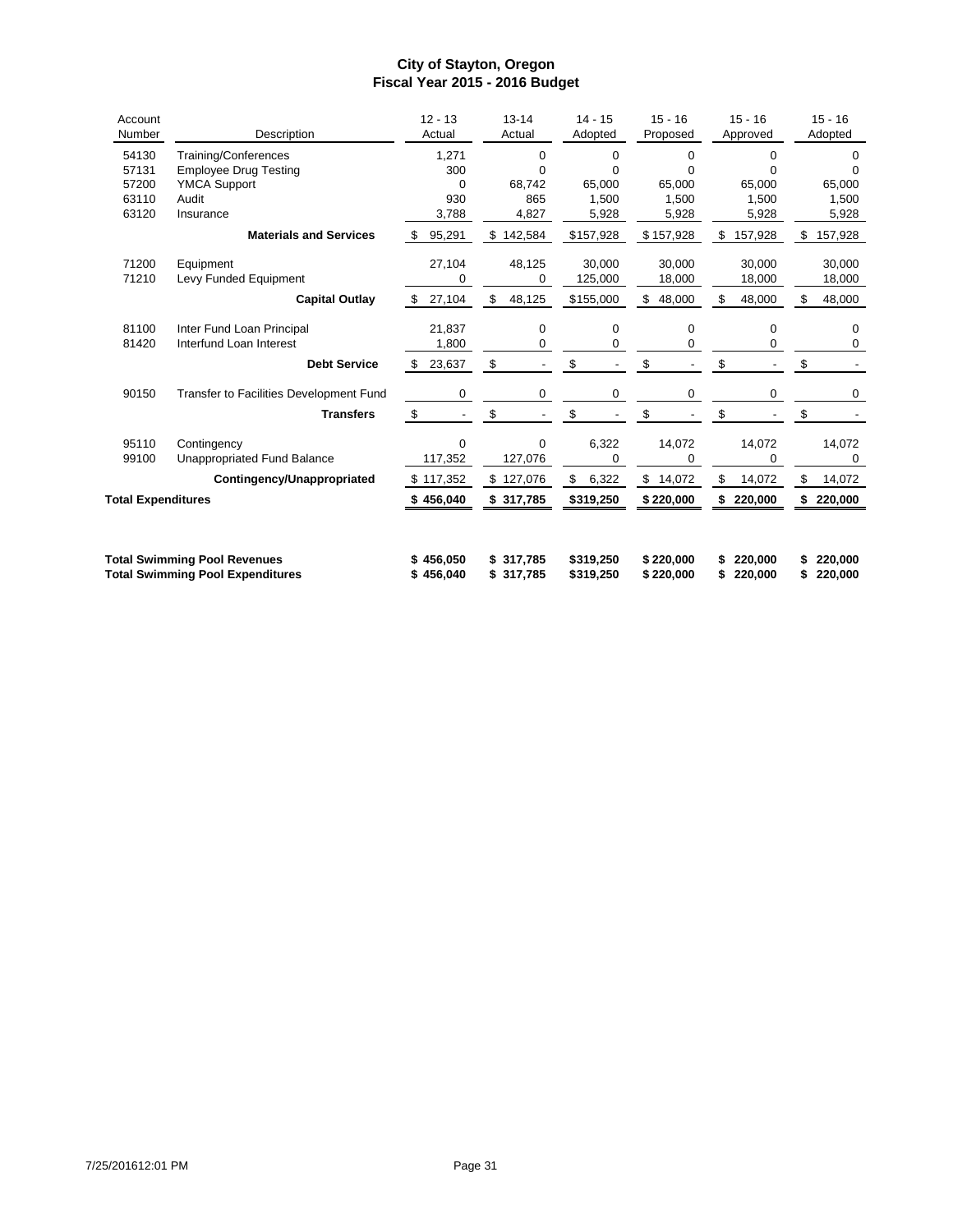# City of Stayton, Oregon
## Fiscal Year 2015 - 2016 Budget

| Account Number | Description | 12 - 13 Actual | 13-14 Actual | 14 - 15 Adopted | 15 - 16 Proposed | 15 - 16 Approved | 15 - 16 Adopted |
|---|---|---|---|---|---|---|---|
| 54130 | Training/Conferences | 1,271 | 0 | 0 | 0 | 0 | 0 |
| 57131 | Employee Drug Testing | 300 | 0 | 0 | 0 | 0 | 0 |
| 57200 | YMCA Support | 0 | 68,742 | 65,000 | 65,000 | 65,000 | 65,000 |
| 63110 | Audit | 930 | 865 | 1,500 | 1,500 | 1,500 | 1,500 |
| 63120 | Insurance | 3,788 | 4,827 | 5,928 | 5,928 | 5,928 | 5,928 |
| | **Materials and Services** | $ 95,291 | $ 142,584 | $157,928 | $157,928 | $ 157,928 | $ 157,928 |
| 71200 | Equipment | 27,104 | 48,125 | 30,000 | 30,000 | 30,000 | 30,000 |
| 71210 | Levy Funded Equipment | 0 | 0 | 125,000 | 18,000 | 18,000 | 18,000 |
| | **Capital Outlay** | $ 27,104 | $ 48,125 | $155,000 | $ 48,000 | $ 48,000 | $ 48,000 |
| 81100 | Inter Fund Loan Principal | 21,837 | 0 | 0 | 0 | 0 | 0 |
| 81420 | Interfund Loan Interest | 1,800 | 0 | 0 | 0 | 0 | 0 |
| | **Debt Service** | $ 23,637 | $ - | $ - | $ - | $ - | $ - |
| 90150 | Transfer to Facilities Development Fund | 0 | 0 | 0 | 0 | 0 | 0 |
| | **Transfers** | $ - | $ - | $ - | $ - | $ - | $ - |
| 95110 | Contingency | 0 | 0 | 6,322 | 14,072 | 14,072 | 14,072 |
| 99100 | Unappropriated Fund Balance | 117,352 | 127,076 | 0 | 0 | 0 | 0 |
| | **Contingency/Unappropriated** | $ 117,352 | $ 127,076 | $ 6,322 | $ 14,072 | $ 14,072 | $ 14,072 |
| **Total Expenditures** | | **$ 456,040** | **$ 317,785** | **$319,250** | **$ 220,000** | **$ 220,000** | **$ 220,000** |
| **Total Swimming Pool Revenues** | | **$ 456,050** | **$ 317,785** | **$319,250** | **$ 220,000** | **$ 220,000** | **$ 220,000** |
| **Total Swimming Pool Expenditures** | | **$ 456,040** | **$ 317,785** | **$319,250** | **$ 220,000** | **$ 220,000** | **$ 220,000** |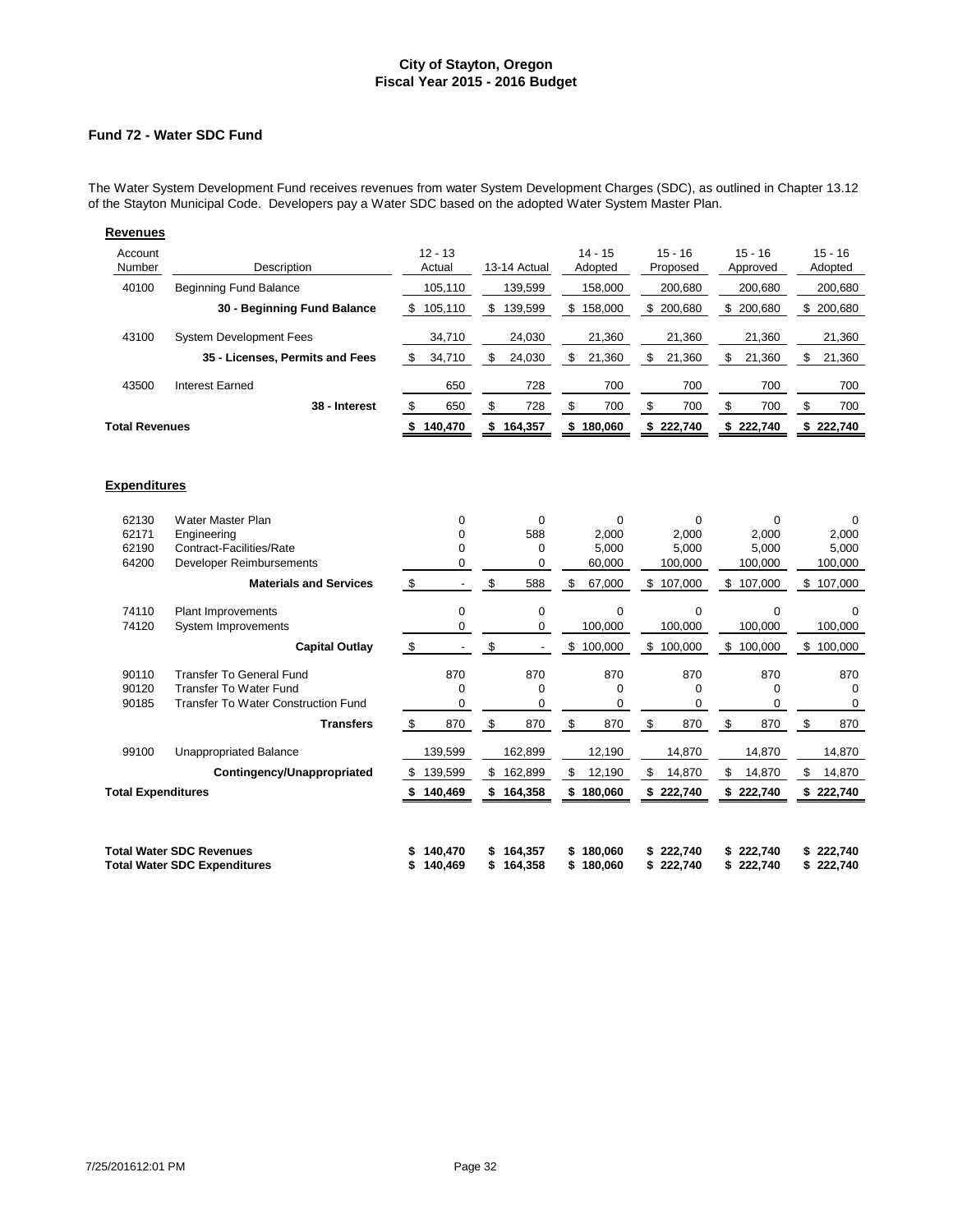# City of Stayton, Oregon
## Fiscal Year 2015 - 2016 Budget

### Fund 72 - Water SDC Fund

The Water System Development Fund receives revenues from water System Development Charges (SDC), as outlined in Chapter 13.12 of the Stayton Municipal Code. Developers pay a Water SDC based on the adopted Water System Master Plan.

**Revenues**

| Account Number | Description | 12 - 13 Actual | 13-14 Actual | 14 - 15 Adopted | 15 - 16 Proposed | 15 - 16 Approved | 15 - 16 Adopted |
|---|---|---|---|---|---|---|---|
| 40100 | Beginning Fund Balance | 105,110 | 139,599 | 158,000 | 200,680 | 200,680 | 200,680 |
| | **30 - Beginning Fund Balance** | $ 105,110 | $ 139,599 | $ 158,000 | $ 200,680 | $ 200,680 | $ 200,680 |
| 43100 | System Development Fees | 34,710 | 24,030 | 21,360 | 21,360 | 21,360 | 21,360 |
| | **35 - Licenses, Permits and Fees** | $ 34,710 | $ 24,030 | $ 21,360 | $ 21,360 | $ 21,360 | $ 21,360 |
| 43500 | Interest Earned | 650 | 728 | 700 | 700 | 700 | 700 |
| | **38 - Interest** | $ 650 | $ 728 | $ 700 | $ 700 | $ 700 | $ 700 |
| **Total Revenues** | | **$ 140,470** | **$ 164,357** | **$ 180,060** | **$ 222,740** | **$ 222,740** | **$ 222,740** |

**Expenditures**

| Account Number | Description | 12 - 13 Actual | 13-14 Actual | 14 - 15 Adopted | 15 - 16 Proposed | 15 - 16 Approved | 15 - 16 Adopted |
|---|---|---|---|---|---|---|---|
| 62130 | Water Master Plan | 0 | 0 | 0 | 0 | 0 | 0 |
| 62171 | Engineering | 0 | 588 | 2,000 | 2,000 | 2,000 | 2,000 |
| 62190 | Contract-Facilities/Rate | 0 | 0 | 5,000 | 5,000 | 5,000 | 5,000 |
| 64200 | Developer Reimbursements | 0 | 0 | 60,000 | 100,000 | 100,000 | 100,000 |
| | **Materials and Services** | $ - | $ 588 | $ 67,000 | $ 107,000 | $ 107,000 | $ 107,000 |
| 74110 | Plant Improvements | 0 | 0 | 0 | 0 | 0 | 0 |
| 74120 | System Improvements | 0 | 0 | 100,000 | 100,000 | 100,000 | 100,000 |
| | **Capital Outlay** | $ - | $ - | $ 100,000 | $ 100,000 | $ 100,000 | $ 100,000 |
| 90110 | Transfer To General Fund | 870 | 870 | 870 | 870 | 870 | 870 |
| 90120 | Transfer To Water Fund | 0 | 0 | 0 | 0 | 0 | 0 |
| 90185 | Transfer To Water Construction Fund | 0 | 0 | 0 | 0 | 0 | 0 |
| | **Transfers** | $ 870 | $ 870 | $ 870 | $ 870 | $ 870 | $ 870 |
| 99100 | Unappropriated Balance | 139,599 | 162,899 | 12,190 | 14,870 | 14,870 | 14,870 |
| | **Contingency/Unappropriated** | $ 139,599 | $ 162,899 | $ 12,190 | $ 14,870 | $ 14,870 | $ 14,870 |
| **Total Expenditures** | | **$ 140,469** | **$ 164,358** | **$ 180,060** | **$ 222,740** | **$ 222,740** | **$ 222,740** |

| | 12 - 13 Actual | 13-14 Actual | 14 - 15 Adopted | 15 - 16 Proposed | 15 - 16 Approved | 15 - 16 Adopted |
|---|---|---|---|---|---|---|
| **Total Water SDC Revenues** | **$ 140,470** | **$ 164,357** | **$ 180,060** | **$ 222,740** | **$ 222,740** | **$ 222,740** |
| **Total Water SDC Expenditures** | **$ 140,469** | **$ 164,358** | **$ 180,060** | **$ 222,740** | **$ 222,740** | **$ 222,740** |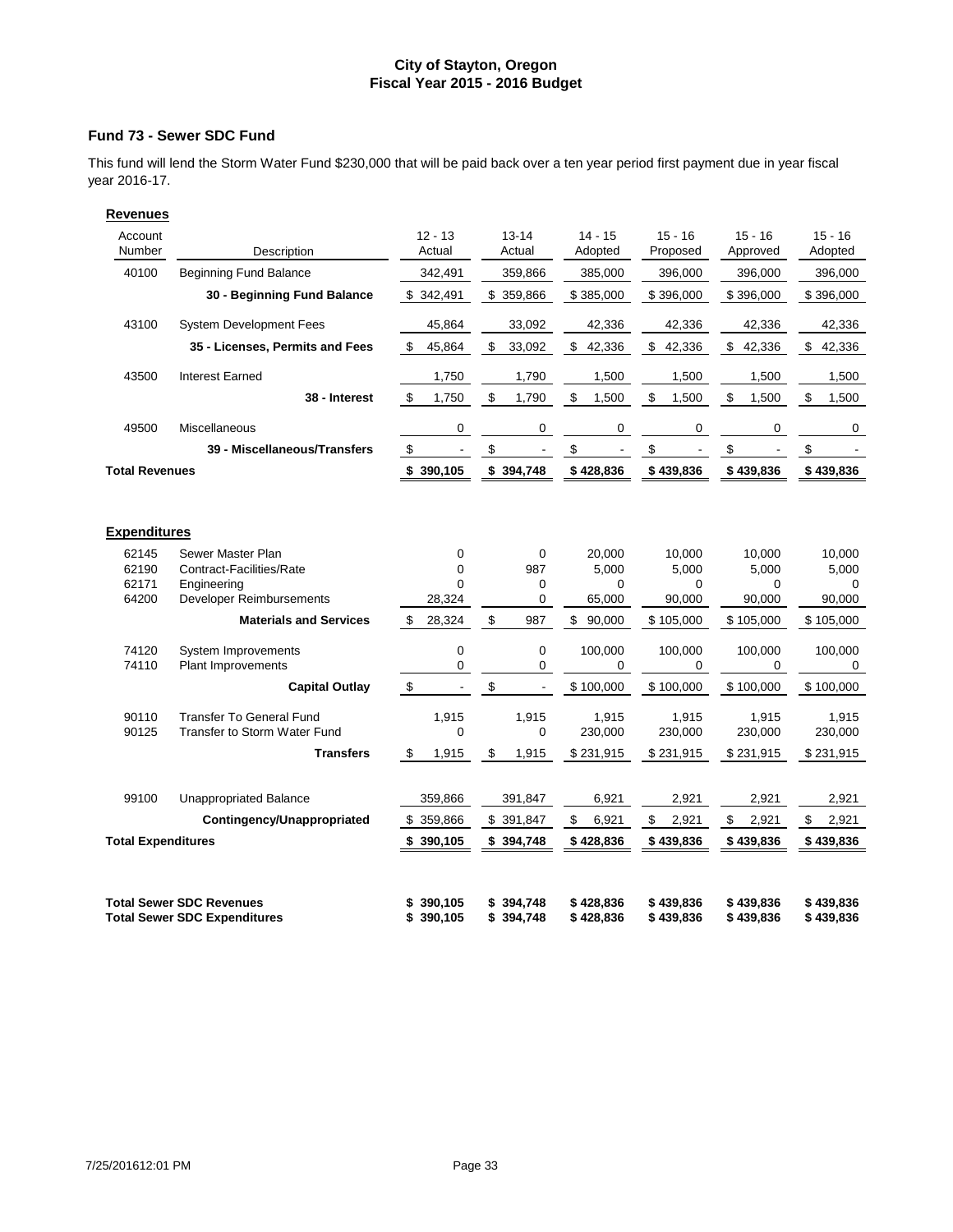**City of Stayton, Oregon**
**Fiscal Year 2015 - 2016 Budget**

## Fund 73 - Sewer SDC Fund

This fund will lend the Storm Water Fund $230,000 that will be paid back over a ten year period first payment due in year fiscal year 2016-17.

### Revenues

| Account Number | Description | 12 - 13 Actual | 13-14 Actual | 14 - 15 Adopted | 15 - 16 Proposed | 15 - 16 Approved | 15 - 16 Adopted |
|---|---|---|---|---|---|---|---|
| 40100 | Beginning Fund Balance | 342,491 | 359,866 | 385,000 | 396,000 | 396,000 | 396,000 |
| | **30 - Beginning Fund Balance** | $ 342,491 | $ 359,866 | $ 385,000 | $ 396,000 | $ 396,000 | $ 396,000 |
| 43100 | System Development Fees | 45,864 | 33,092 | 42,336 | 42,336 | 42,336 | 42,336 |
| | **35 - Licenses, Permits and Fees** | $ 45,864 | $ 33,092 | $ 42,336 | $ 42,336 | $ 42,336 | $ 42,336 |
| 43500 | Interest Earned | 1,750 | 1,790 | 1,500 | 1,500 | 1,500 | 1,500 |
| | **38 - Interest** | $ 1,750 | $ 1,790 | $ 1,500 | $ 1,500 | $ 1,500 | $ 1,500 |
| 49500 | Miscellaneous | 0 | 0 | 0 | 0 | 0 | 0 |
| | **39 - Miscellaneous/Transfers** | $ - | $ - | $ - | $ - | $ - | $ - |
| **Total Revenues** | | **$ 390,105** | **$ 394,748** | **$ 428,836** | **$ 439,836** | **$ 439,836** | **$ 439,836** |

### Expenditures

| Account Number | Description | 12 - 13 Actual | 13-14 Actual | 14 - 15 Adopted | 15 - 16 Proposed | 15 - 16 Approved | 15 - 16 Adopted |
|---|---|---|---|---|---|---|---|
| 62145 | Sewer Master Plan | 0 | 0 | 20,000 | 10,000 | 10,000 | 10,000 |
| 62190 | Contract-Facilities/Rate | 0 | 987 | 5,000 | 5,000 | 5,000 | 5,000 |
| 62171 | Engineering | 0 | 0 | 0 | 0 | 0 | 0 |
| 64200 | Developer Reimbursements | 28,324 | 0 | 65,000 | 90,000 | 90,000 | 90,000 |
| | **Materials and Services** | $ 28,324 | $ 987 | $ 90,000 | $ 105,000 | $ 105,000 | $ 105,000 |
| 74120 | System Improvements | 0 | 0 | 100,000 | 100,000 | 100,000 | 100,000 |
| 74110 | Plant Improvements | 0 | 0 | 0 | 0 | 0 | 0 |
| | **Capital Outlay** | $ - | $ - | $ 100,000 | $ 100,000 | $ 100,000 | $ 100,000 |
| 90110 | Transfer To General Fund | 1,915 | 1,915 | 1,915 | 1,915 | 1,915 | 1,915 |
| 90125 | Transfer to Storm Water Fund | 0 | 0 | 230,000 | 230,000 | 230,000 | 230,000 |
| | **Transfers** | $ 1,915 | $ 1,915 | $ 231,915 | $ 231,915 | $ 231,915 | $ 231,915 |
| 99100 | Unappropriated Balance | 359,866 | 391,847 | 6,921 | 2,921 | 2,921 | 2,921 |
| | **Contingency/Unappropriated** | $ 359,866 | $ 391,847 | $ 6,921 | $ 2,921 | $ 2,921 | $ 2,921 |
| **Total Expenditures** | | **$ 390,105** | **$ 394,748** | **$ 428,836** | **$ 439,836** | **$ 439,836** | **$ 439,836** |

| | 12 - 13 Actual | 13-14 Actual | 14 - 15 Adopted | 15 - 16 Proposed | 15 - 16 Approved | 15 - 16 Adopted |
|---|---|---|---|---|---|---|
| **Total Sewer SDC Revenues** | **$ 390,105** | **$ 394,748** | **$ 428,836** | **$ 439,836** | **$ 439,836** | **$ 439,836** |
| **Total Sewer SDC Expenditures** | **$ 390,105** | **$ 394,748** | **$ 428,836** | **$ 439,836** | **$ 439,836** | **$ 439,836** |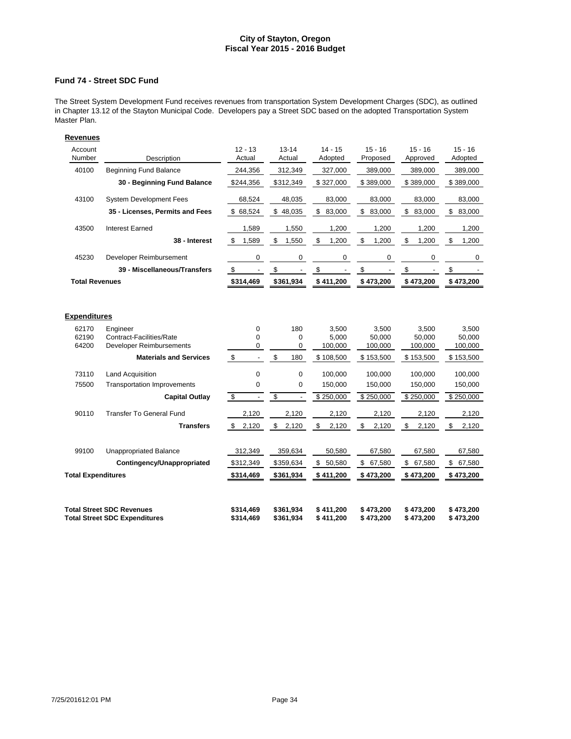**City of Stayton, Oregon**
**Fiscal Year 2015 - 2016 Budget**

## Fund 74 - Street SDC Fund

The Street System Development Fund receives revenues from transportation System Development Charges (SDC), as outlined in Chapter 13.12 of the Stayton Municipal Code. Developers pay a Street SDC based on the adopted Transportation System Master Plan.

### Revenues

| Account Number | Description | 12 - 13 Actual | 13-14 Actual | 14 - 15 Adopted | 15 - 16 Proposed | 15 - 16 Approved | 15 - 16 Adopted |
|---|---|---|---|---|---|---|---|
| 40100 | Beginning Fund Balance | 244,356 | 312,349 | 327,000 | 389,000 | 389,000 | 389,000 |
| | **30 - Beginning Fund Balance** | $244,356 | $312,349 | $ 327,000 | $ 389,000 | $ 389,000 | $ 389,000 |
| 43100 | System Development Fees | 68,524 | 48,035 | 83,000 | 83,000 | 83,000 | 83,000 |
| | **35 - Licenses, Permits and Fees** | $ 68,524 | $ 48,035 | $ 83,000 | $ 83,000 | $ 83,000 | $ 83,000 |
| 43500 | Interest Earned | 1,589 | 1,550 | 1,200 | 1,200 | 1,200 | 1,200 |
| | **38 - Interest** | $ 1,589 | $ 1,550 | $ 1,200 | $ 1,200 | $ 1,200 | $ 1,200 |
| 45230 | Developer Reimbursement | 0 | 0 | 0 | 0 | 0 | 0 |
| | **39 - Miscellaneous/Transfers** | $ - | $ - | $ - | $ - | $ - | $ - |
| **Total Revenues** | | **$314,469** | **$361,934** | **$ 411,200** | **$ 473,200** | **$ 473,200** | **$ 473,200** |

### Expenditures

| Account Number | Description | 12 - 13 Actual | 13-14 Actual | 14 - 15 Adopted | 15 - 16 Proposed | 15 - 16 Approved | 15 - 16 Adopted |
|---|---|---|---|---|---|---|---|
| 62170 | Engineer | 0 | 180 | 3,500 | 3,500 | 3,500 | 3,500 |
| 62190 | Contract-Facilities/Rate | 0 | 0 | 5,000 | 50,000 | 50,000 | 50,000 |
| 64200 | Developer Reimbursements | 0 | 0 | 100,000 | 100,000 | 100,000 | 100,000 |
| | **Materials and Services** | $ - | $ 180 | $ 108,500 | $ 153,500 | $ 153,500 | $ 153,500 |
| 73110 | Land Acquisition | 0 | 0 | 100,000 | 100,000 | 100,000 | 100,000 |
| 75500 | Transportation Improvements | 0 | 0 | 150,000 | 150,000 | 150,000 | 150,000 |
| | **Capital Outlay** | $ - | $ - | $ 250,000 | $ 250,000 | $ 250,000 | $ 250,000 |
| 90110 | Transfer To General Fund | 2,120 | 2,120 | 2,120 | 2,120 | 2,120 | 2,120 |
| | **Transfers** | $ 2,120 | $ 2,120 | $ 2,120 | $ 2,120 | $ 2,120 | $ 2,120 |
| 99100 | Unappropriated Balance | 312,349 | 359,634 | 50,580 | 67,580 | 67,580 | 67,580 |
| | **Contingency/Unappropriated** | $312,349 | $359,634 | $ 50,580 | $ 67,580 | $ 67,580 | $ 67,580 |
| **Total Expenditures** | | **$314,469** | **$361,934** | **$ 411,200** | **$ 473,200** | **$ 473,200** | **$ 473,200** |

| | 12 - 13 Actual | 13-14 Actual | 14 - 15 Adopted | 15 - 16 Proposed | 15 - 16 Approved | 15 - 16 Adopted |
|---|---|---|---|---|---|---|
| **Total Street SDC Revenues** | **$314,469** | **$361,934** | **$ 411,200** | **$ 473,200** | **$ 473,200** | **$ 473,200** |
| **Total Street SDC Expenditures** | **$314,469** | **$361,934** | **$ 411,200** | **$ 473,200** | **$ 473,200** | **$ 473,200** |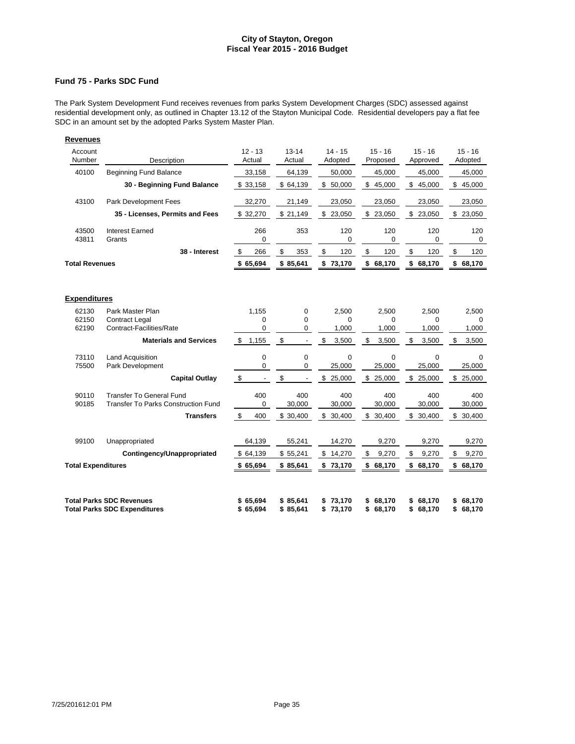**City of Stayton, Oregon**
**Fiscal Year 2015 - 2016 Budget**

## Fund 75 - Parks SDC Fund

The Park System Development Fund receives revenues from parks System Development Charges (SDC) assessed against residential development only, as outlined in Chapter 13.12 of the Stayton Municipal Code. Residential developers pay a flat fee SDC in an amount set by the adopted Parks System Master Plan.

### Revenues

| Account Number | Description | 12 - 13 Actual | 13-14 Actual | 14 - 15 Adopted | 15 - 16 Proposed | 15 - 16 Approved | 15 - 16 Adopted |
|---|---|---|---|---|---|---|---|
| 40100 | Beginning Fund Balance | 33,158 | 64,139 | 50,000 | 45,000 | 45,000 | 45,000 |
| | **30 - Beginning Fund Balance** | $ 33,158 | $ 64,139 | $ 50,000 | $ 45,000 | $ 45,000 | $ 45,000 |
| 43100 | Park Development Fees | 32,270 | 21,149 | 23,050 | 23,050 | 23,050 | 23,050 |
| | **35 - Licenses, Permits and Fees** | $ 32,270 | $ 21,149 | $ 23,050 | $ 23,050 | $ 23,050 | $ 23,050 |
| 43500 | Interest Earned | 266 | 353 | 120 | 120 | 120 | 120 |
| 43811 | Grants | 0 | | 0 | 0 | 0 | 0 |
| | **38 - Interest** | $ 266 | $ 353 | $ 120 | $ 120 | $ 120 | $ 120 |
| **Total Revenues** | | **$ 65,694** | **$ 85,641** | **$ 73,170** | **$ 68,170** | **$ 68,170** | **$ 68,170** |

### Expenditures

| Account Number | Description | 12 - 13 Actual | 13-14 Actual | 14 - 15 Adopted | 15 - 16 Proposed | 15 - 16 Approved | 15 - 16 Adopted |
|---|---|---|---|---|---|---|---|
| 62130 | Park Master Plan | 1,155 | 0 | 2,500 | 2,500 | 2,500 | 2,500 |
| 62150 | Contract Legal | 0 | 0 | 0 | 0 | 0 | 0 |
| 62190 | Contract-Facilities/Rate | 0 | 0 | 1,000 | 1,000 | 1,000 | 1,000 |
| | **Materials and Services** | $ 1,155 | $ - | $ 3,500 | $ 3,500 | $ 3,500 | $ 3,500 |
| 73110 | Land Acquisition | 0 | 0 | 0 | 0 | 0 | 0 |
| 75500 | Park Development | 0 | 0 | 25,000 | 25,000 | 25,000 | 25,000 |
| | **Capital Outlay** | $ - | $ - | $ 25,000 | $ 25,000 | $ 25,000 | $ 25,000 |
| 90110 | Transfer To General Fund | 400 | 400 | 400 | 400 | 400 | 400 |
| 90185 | Transfer To Parks Construction Fund | 0 | 30,000 | 30,000 | 30,000 | 30,000 | 30,000 |
| | **Transfers** | $ 400 | $ 30,400 | $ 30,400 | $ 30,400 | $ 30,400 | $ 30,400 |
| 99100 | Unappropriated | 64,139 | 55,241 | 14,270 | 9,270 | 9,270 | 9,270 |
| | **Contingency/Unappropriated** | $ 64,139 | $ 55,241 | $ 14,270 | $ 9,270 | $ 9,270 | $ 9,270 |
| **Total Expenditures** | | **$ 65,694** | **$ 85,641** | **$ 73,170** | **$ 68,170** | **$ 68,170** | **$ 68,170** |

| | 12 - 13 Actual | 13-14 Actual | 14 - 15 Adopted | 15 - 16 Proposed | 15 - 16 Approved | 15 - 16 Adopted |
|---|---|---|---|---|---|---|
| **Total Parks SDC Revenues** | **$ 65,694** | **$ 85,641** | **$ 73,170** | **$ 68,170** | **$ 68,170** | **$ 68,170** |
| **Total Parks SDC Expenditures** | **$ 65,694** | **$ 85,641** | **$ 73,170** | **$ 68,170** | **$ 68,170** | **$ 68,170** |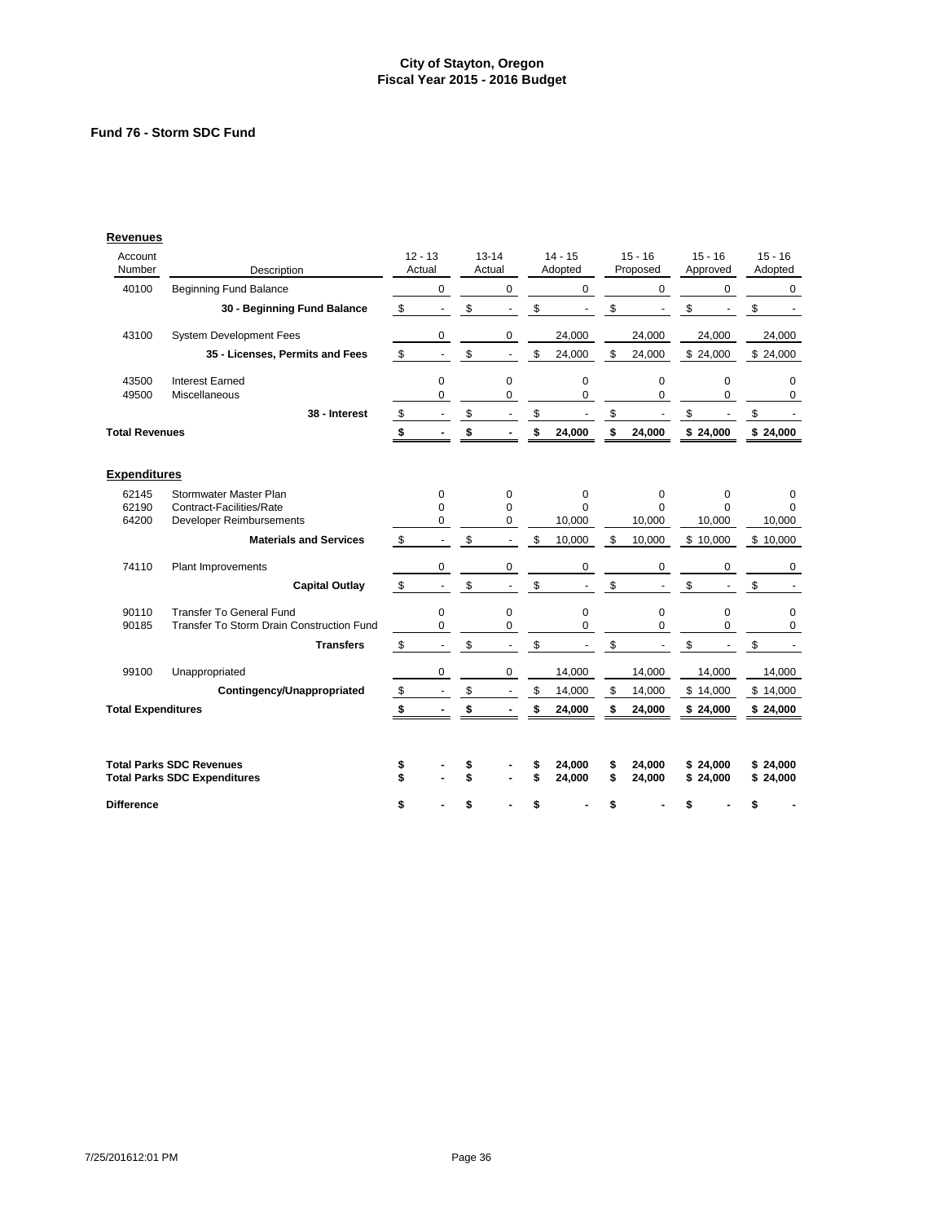# City of Stayton, Oregon
## Fiscal Year 2015 - 2016 Budget

### Fund 76 - Storm SDC Fund

**Revenues**

| Account Number | Description | 12 - 13 Actual | 13-14 Actual | 14 - 15 Adopted | 15 - 16 Proposed | 15 - 16 Approved | 15 - 16 Adopted |
|---|---|---|---|---|---|---|---|
| 40100 | Beginning Fund Balance | 0 | 0 | 0 | 0 | 0 | 0 |
| | **30 - Beginning Fund Balance** | $ - | $ - | $ - | $ - | $ - | $ - |
| 43100 | System Development Fees | 0 | 0 | 24,000 | 24,000 | 24,000 | 24,000 |
| | **35 - Licenses, Permits and Fees** | $ - | $ - | $ 24,000 | $ 24,000 | $ 24,000 | $ 24,000 |
| 43500 | Interest Earned | 0 | 0 | 0 | 0 | 0 | 0 |
| 49500 | Miscellaneous | 0 | 0 | 0 | 0 | 0 | 0 |
| | **38 - Interest** | $ - | $ - | $ - | $ - | $ - | $ - |
| **Total Revenues** | | **$ -** | **$ -** | **$ 24,000** | **$ 24,000** | **$ 24,000** | **$ 24,000** |

**Expenditures**

| Account Number | Description | 12 - 13 Actual | 13-14 Actual | 14 - 15 Adopted | 15 - 16 Proposed | 15 - 16 Approved | 15 - 16 Adopted |
|---|---|---|---|---|---|---|---|
| 62145 | Stormwater Master Plan | 0 | 0 | 0 | 0 | 0 | 0 |
| 62190 | Contract-Facilities/Rate | 0 | 0 | 0 | 0 | 0 | 0 |
| 64200 | Developer Reimbursements | 0 | 0 | 10,000 | 10,000 | 10,000 | 10,000 |
| | **Materials and Services** | $ - | $ - | $ 10,000 | $ 10,000 | $ 10,000 | $ 10,000 |
| 74110 | Plant Improvements | 0 | 0 | 0 | 0 | 0 | 0 |
| | **Capital Outlay** | $ - | $ - | $ - | $ - | $ - | $ - |
| 90110 | Transfer To General Fund | 0 | 0 | 0 | 0 | 0 | 0 |
| 90185 | Transfer To Storm Drain Construction Fund | 0 | 0 | 0 | 0 | 0 | 0 |
| | **Transfers** | $ - | $ - | $ - | $ - | $ - | $ - |
| 99100 | Unappropriated | 0 | 0 | 14,000 | 14,000 | 14,000 | 14,000 |
| | **Contingency/Unappropriated** | $ - | $ - | $ 14,000 | $ 14,000 | $ 14,000 | $ 14,000 |
| **Total Expenditures** | | **$ -** | **$ -** | **$ 24,000** | **$ 24,000** | **$ 24,000** | **$ 24,000** |

| | | 12 - 13 Actual | 13-14 Actual | 14 - 15 Adopted | 15 - 16 Proposed | 15 - 16 Approved | 15 - 16 Adopted |
|---|---|---|---|---|---|---|---|
| **Total Parks SDC Revenues** | | **$ -** | **$ -** | **$ 24,000** | **$ 24,000** | **$ 24,000** | **$ 24,000** |
| **Total Parks SDC Expenditures** | | **$ -** | **$ -** | **$ 24,000** | **$ 24,000** | **$ 24,000** | **$ 24,000** |
| **Difference** | | **$ -** | **$ -** | **$ -** | **$ -** | **$ -** | **$ -** |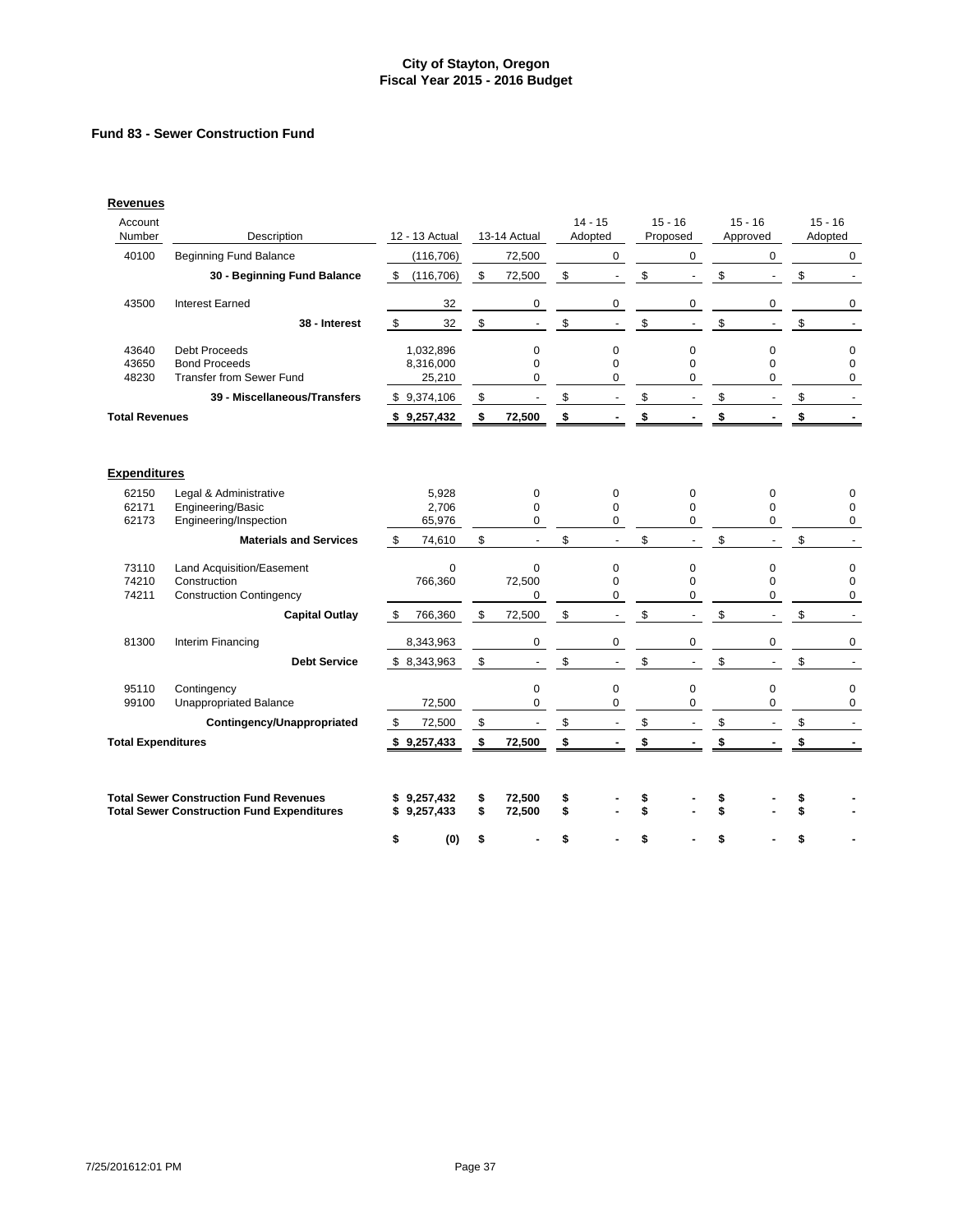# City of Stayton, Oregon
## Fiscal Year 2015 - 2016 Budget

### Fund 83 - Sewer Construction Fund

**Revenues**

| Account Number | Description | 12 - 13 Actual | 13-14 Actual | 14 - 15 Adopted | 15 - 16 Proposed | 15 - 16 Approved | 15 - 16 Adopted |
|---|---|---|---|---|---|---|---|
| 40100 | Beginning Fund Balance | (116,706) | 72,500 | 0 | 0 | 0 | 0 |
| | **30 - Beginning Fund Balance** | $ (116,706) | $ 72,500 | $ - | $ - | $ - | $ - |
| 43500 | Interest Earned | 32 | 0 | 0 | 0 | 0 | 0 |
| | **38 - Interest** | $ 32 | $ - | $ - | $ - | $ - | $ - |
| 43640 | Debt Proceeds | 1,032,896 | 0 | 0 | 0 | 0 | 0 |
| 43650 | Bond Proceeds | 8,316,000 | 0 | 0 | 0 | 0 | 0 |
| 48230 | Transfer from Sewer Fund | 25,210 | 0 | 0 | 0 | 0 | 0 |
| | **39 - Miscellaneous/Transfers** | $ 9,374,106 | $ - | $ - | $ - | $ - | $ - |
| **Total Revenues** | | **$ 9,257,432** | **$ 72,500** | **$ -** | **$ -** | **$ -** | **$ -** |

**Expenditures**

| Account Number | Description | 12 - 13 Actual | 13-14 Actual | 14 - 15 Adopted | 15 - 16 Proposed | 15 - 16 Approved | 15 - 16 Adopted |
|---|---|---|---|---|---|---|---|
| 62150 | Legal & Administrative | 5,928 | 0 | 0 | 0 | 0 | 0 |
| 62171 | Engineering/Basic | 2,706 | 0 | 0 | 0 | 0 | 0 |
| 62173 | Engineering/Inspection | 65,976 | 0 | 0 | 0 | 0 | 0 |
| | **Materials and Services** | $ 74,610 | $ - | $ - | $ - | $ - | $ - |
| 73110 | Land Acquisition/Easement | 0 | 0 | 0 | 0 | 0 | 0 |
| 74210 | Construction | 766,360 | 72,500 | 0 | 0 | 0 | 0 |
| 74211 | Construction Contingency | | 0 | 0 | 0 | 0 | 0 |
| | **Capital Outlay** | $ 766,360 | $ 72,500 | $ - | $ - | $ - | $ - |
| 81300 | Interim Financing | 8,343,963 | 0 | 0 | 0 | 0 | 0 |
| | **Debt Service** | $ 8,343,963 | $ - | $ - | $ - | $ - | $ - |
| 95110 | Contingency | | 0 | 0 | 0 | 0 | 0 |
| 99100 | Unappropriated Balance | 72,500 | 0 | 0 | 0 | 0 | 0 |
| | **Contingency/Unappropriated** | $ 72,500 | $ - | $ - | $ - | $ - | $ - |
| **Total Expenditures** | | **$ 9,257,433** | **$ 72,500** | **$ -** | **$ -** | **$ -** | **$ -** |

| | 12 - 13 Actual | 13-14 Actual | 14 - 15 Adopted | 15 - 16 Proposed | 15 - 16 Approved | 15 - 16 Adopted |
|---|---|---|---|---|---|---|
| **Total Sewer Construction Fund Revenues** | **$ 9,257,432** | **$ 72,500** | **$ -** | **$ -** | **$ -** | **$ -** |
| **Total Sewer Construction Fund Expenditures** | **$ 9,257,433** | **$ 72,500** | **$ -** | **$ -** | **$ -** | **$ -** |
| | **$ (0)** | **$ -** | **$ -** | **$ -** | **$ -** | **$ -** |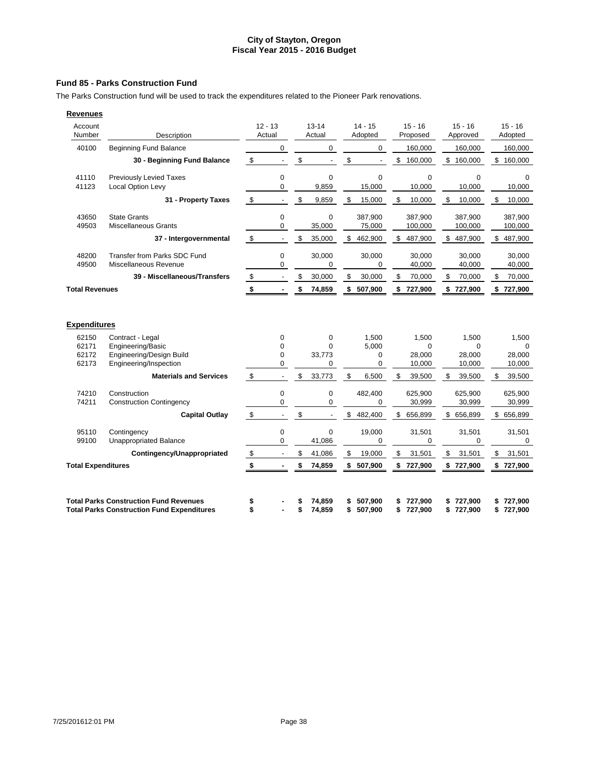## City of Stayton, Oregon
## Fiscal Year 2015 - 2016 Budget

### Fund 85 - Parks Construction Fund

The Parks Construction fund will be used to track the expenditures related to the Pioneer Park renovations.

**Revenues**

| Account Number | Description | 12 - 13 Actual | 13-14 Actual | 14 - 15 Adopted | 15 - 16 Proposed | 15 - 16 Approved | 15 - 16 Adopted |
|---|---|---|---|---|---|---|---|
| 40100 | Beginning Fund Balance | 0 | 0 | 0 | 160,000 | 160,000 | 160,000 |
| | **30 - Beginning Fund Balance** | $ - | $ - | $ - | $ 160,000 | $ 160,000 | $ 160,000 |
| 41110 | Previously Levied Taxes | 0 | 0 | 0 | 0 | 0 | 0 |
| 41123 | Local Option Levy | 0 | 9,859 | 15,000 | 10,000 | 10,000 | 10,000 |
| | **31 - Property Taxes** | $ - | $ 9,859 | $ 15,000 | $ 10,000 | $ 10,000 | $ 10,000 |
| 43650 | State Grants | 0 | 0 | 387,900 | 387,900 | 387,900 | 387,900 |
| 49503 | Miscellaneous Grants | 0 | 35,000 | 75,000 | 100,000 | 100,000 | 100,000 |
| | **37 - Intergovernmental** | $ - | $ 35,000 | $ 462,900 | $ 487,900 | $ 487,900 | $ 487,900 |
| 48200 | Transfer from Parks SDC Fund | 0 | 30,000 | 30,000 | 30,000 | 30,000 | 30,000 |
| 49500 | Miscellaneous Revenue | 0 | 0 | 0 | 40,000 | 40,000 | 40,000 |
| | **39 - Miscellaneous/Transfers** | $ - | $ 30,000 | $ 30,000 | $ 70,000 | $ 70,000 | $ 70,000 |
| **Total Revenues** | | **$ -** | **$ 74,859** | **$ 507,900** | **$ 727,900** | **$ 727,900** | **$ 727,900** |

**Expenditures**

| Account Number | Description | 12 - 13 Actual | 13-14 Actual | 14 - 15 Adopted | 15 - 16 Proposed | 15 - 16 Approved | 15 - 16 Adopted |
|---|---|---|---|---|---|---|---|
| 62150 | Contract - Legal | 0 | 0 | 1,500 | 1,500 | 1,500 | 1,500 |
| 62171 | Engineering/Basic | 0 | 0 | 5,000 | 0 | 0 | 0 |
| 62172 | Engineering/Design Build | 0 | 33,773 | 0 | 28,000 | 28,000 | 28,000 |
| 62173 | Engineering/Inspection | 0 | 0 | 0 | 10,000 | 10,000 | 10,000 |
| | **Materials and Services** | $ - | $ 33,773 | $ 6,500 | $ 39,500 | $ 39,500 | $ 39,500 |
| 74210 | Construction | 0 | 0 | 482,400 | 625,900 | 625,900 | 625,900 |
| 74211 | Construction Contingency | 0 | 0 | 0 | 30,999 | 30,999 | 30,999 |
| | **Capital Outlay** | $ - | $ - | $ 482,400 | $ 656,899 | $ 656,899 | $ 656,899 |
| 95110 | Contingency | 0 | 0 | 19,000 | 31,501 | 31,501 | 31,501 |
| 99100 | Unappropriated Balance | 0 | 41,086 | 0 | 0 | 0 | 0 |
| | **Contingency/Unappropriated** | $ - | $ 41,086 | $ 19,000 | $ 31,501 | $ 31,501 | $ 31,501 |
| **Total Expenditures** | | **$ -** | **$ 74,859** | **$ 507,900** | **$ 727,900** | **$ 727,900** | **$ 727,900** |

| | 12 - 13 Actual | 13-14 Actual | 14 - 15 Adopted | 15 - 16 Proposed | 15 - 16 Approved | 15 - 16 Adopted |
|---|---|---|---|---|---|---|
| **Total Parks Construction Fund Revenues** | **$ -** | **$ 74,859** | **$ 507,900** | **$ 727,900** | **$ 727,900** | **$ 727,900** |
| **Total Parks Construction Fund Expenditures** | **$ -** | **$ 74,859** | **$ 507,900** | **$ 727,900** | **$ 727,900** | **$ 727,900** |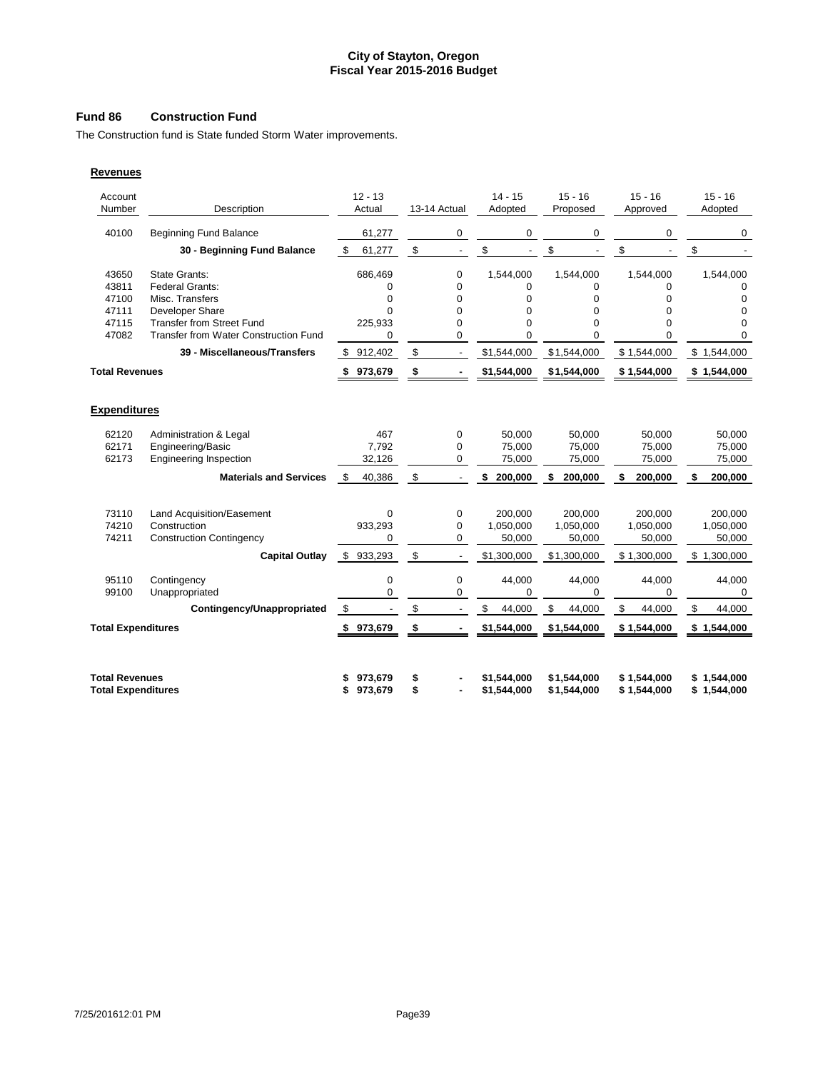# City of Stayton, Oregon
## Fiscal Year 2015-2016 Budget

### Fund 86 Construction Fund

The Construction fund is State funded Storm Water improvements.

**Revenues**

| Account Number | Description | 12 - 13 Actual | 13-14 Actual | 14 - 15 Adopted | 15 - 16 Proposed | 15 - 16 Approved | 15 - 16 Adopted |
|---|---|---|---|---|---|---|---|
| 40100 | Beginning Fund Balance | 61,277 | 0 | 0 | 0 | 0 | 0 |
| | **30 - Beginning Fund Balance** | $ 61,277 | $ - | $ - | $ - | $ - | $ - |
| 43650 | State Grants: | 686,469 | 0 | 1,544,000 | 1,544,000 | 1,544,000 | 1,544,000 |
| 43811 | Federal Grants: | 0 | 0 | 0 | 0 | 0 | 0 |
| 47100 | Misc. Transfers | 0 | 0 | 0 | 0 | 0 | 0 |
| 47111 | Developer Share | 0 | 0 | 0 | 0 | 0 | 0 |
| 47115 | Transfer from Street Fund | 225,933 | 0 | 0 | 0 | 0 | 0 |
| 47082 | Transfer from Water Construction Fund | 0 | 0 | 0 | 0 | 0 | 0 |
| | **39 - Miscellaneous/Transfers** | $ 912,402 | $ - | $1,544,000 | $1,544,000 | $ 1,544,000 | $ 1,544,000 |
| **Total Revenues** | | **$ 973,679** | **$ -** | **$1,544,000** | **$1,544,000** | **$ 1,544,000** | **$ 1,544,000** |

**Expenditures**

| Account Number | Description | 12 - 13 Actual | 13-14 Actual | 14 - 15 Adopted | 15 - 16 Proposed | 15 - 16 Approved | 15 - 16 Adopted |
|---|---|---|---|---|---|---|---|
| 62120 | Administration & Legal | 467 | 0 | 50,000 | 50,000 | 50,000 | 50,000 |
| 62171 | Engineering/Basic | 7,792 | 0 | 75,000 | 75,000 | 75,000 | 75,000 |
| 62173 | Engineering Inspection | 32,126 | 0 | 75,000 | 75,000 | 75,000 | 75,000 |
| | **Materials and Services** | $ 40,386 | $ - | **$ 200,000** | **$ 200,000** | **$ 200,000** | **$ 200,000** |
| 73110 | Land Acquisition/Easement | 0 | 0 | 200,000 | 200,000 | 200,000 | 200,000 |
| 74210 | Construction | 933,293 | 0 | 1,050,000 | 1,050,000 | 1,050,000 | 1,050,000 |
| 74211 | Construction Contingency | 0 | 0 | 50,000 | 50,000 | 50,000 | 50,000 |
| | **Capital Outlay** | $ 933,293 | $ - | $1,300,000 | $1,300,000 | $ 1,300,000 | $ 1,300,000 |
| 95110 | Contingency | 0 | 0 | 44,000 | 44,000 | 44,000 | 44,000 |
| 99100 | Unappropriated | 0 | 0 | 0 | 0 | 0 | 0 |
| | **Contingency/Unappropriated** | $ - | $ - | $ 44,000 | $ 44,000 | $ 44,000 | $ 44,000 |
| **Total Expenditures** | | **$ 973,679** | **$ -** | **$1,544,000** | **$1,544,000** | **$ 1,544,000** | **$ 1,544,000** |

| | 12 - 13 Actual | 13-14 Actual | 14 - 15 Adopted | 15 - 16 Proposed | 15 - 16 Approved | 15 - 16 Adopted |
|---|---|---|---|---|---|---|
| **Total Revenues** | **$ 973,679** | **$ -** | **$1,544,000** | **$1,544,000** | **$ 1,544,000** | **$ 1,544,000** |
| **Total Expenditures** | **$ 973,679** | **$ -** | **$1,544,000** | **$1,544,000** | **$ 1,544,000** | **$ 1,544,000** |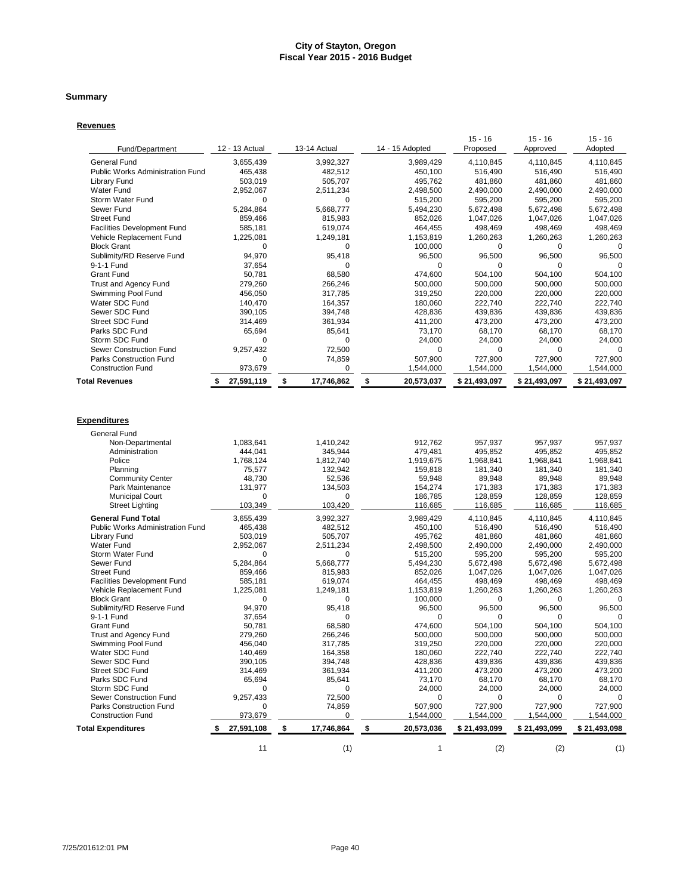# City of Stayton, Oregon
## Fiscal Year 2015 - 2016 Budget

### Summary

#### Revenues

| Fund/Department | 12 - 13 Actual | 13-14 Actual | 14 - 15 Adopted | 15 - 16 Proposed | 15 - 16 Approved | 15 - 16 Adopted |
|---|---|---|---|---|---|---|
| General Fund | 3,655,439 | 3,992,327 | 3,989,429 | 4,110,845 | 4,110,845 | 4,110,845 |
| Public Works Administration Fund | 465,438 | 482,512 | 450,100 | 516,490 | 516,490 | 516,490 |
| Library Fund | 503,019 | 505,707 | 495,762 | 481,860 | 481,860 | 481,860 |
| Water Fund | 2,952,067 | 2,511,234 | 2,498,500 | 2,490,000 | 2,490,000 | 2,490,000 |
| Storm Water Fund | 0 | 0 | 515,200 | 595,200 | 595,200 | 595,200 |
| Sewer Fund | 5,284,864 | 5,668,777 | 5,494,230 | 5,672,498 | 5,672,498 | 5,672,498 |
| Street Fund | 859,466 | 815,983 | 852,026 | 1,047,026 | 1,047,026 | 1,047,026 |
| Facilities Development Fund | 585,181 | 619,074 | 464,455 | 498,469 | 498,469 | 498,469 |
| Vehicle Replacement Fund | 1,225,081 | 1,249,181 | 1,153,819 | 1,260,263 | 1,260,263 | 1,260,263 |
| Block Grant | 0 | 0 | 100,000 | 0 | 0 | 0 |
| Sublimity/RD Reserve Fund | 94,970 | 95,418 | 96,500 | 96,500 | 96,500 | 96,500 |
| 9-1-1 Fund | 37,654 | 0 | 0 | 0 | 0 | 0 |
| Grant Fund | 50,781 | 68,580 | 474,600 | 504,100 | 504,100 | 504,100 |
| Trust and Agency Fund | 279,260 | 266,246 | 500,000 | 500,000 | 500,000 | 500,000 |
| Swimming Pool Fund | 456,050 | 317,785 | 319,250 | 220,000 | 220,000 | 220,000 |
| Water SDC Fund | 140,470 | 164,357 | 180,060 | 222,740 | 222,740 | 222,740 |
| Sewer SDC Fund | 390,105 | 394,748 | 428,836 | 439,836 | 439,836 | 439,836 |
| Street SDC Fund | 314,469 | 361,934 | 411,200 | 473,200 | 473,200 | 473,200 |
| Parks SDC Fund | 65,694 | 85,641 | 73,170 | 68,170 | 68,170 | 68,170 |
| Storm SDC Fund | 0 | 0 | 24,000 | 24,000 | 24,000 | 24,000 |
| Sewer Construction Fund | 9,257,432 | 72,500 | 0 | 0 | 0 | 0 |
| Parks Construction Fund | 0 | 74,859 | 507,900 | 727,900 | 727,900 | 727,900 |
| Construction Fund | 973,679 | 0 | 1,544,000 | 1,544,000 | 1,544,000 | 1,544,000 |
| **Total Revenues** | **$ 27,591,119** | **$ 17,746,862** | **$ 20,573,037** | **$ 21,493,097** | **$ 21,493,097** | **$ 21,493,097** |

#### Expenditures

| Fund/Department | 12 - 13 Actual | 13-14 Actual | 14 - 15 Adopted | 15 - 16 Proposed | 15 - 16 Approved | 15 - 16 Adopted |
|---|---|---|---|---|---|---|
| General Fund | | | | | | |
| Non-Departmental | 1,083,641 | 1,410,242 | 912,762 | 957,937 | 957,937 | 957,937 |
| Administration | 444,041 | 345,944 | 479,481 | 495,852 | 495,852 | 495,852 |
| Police | 1,768,124 | 1,812,740 | 1,919,675 | 1,968,841 | 1,968,841 | 1,968,841 |
| Planning | 75,577 | 132,942 | 159,818 | 181,340 | 181,340 | 181,340 |
| Community Center | 48,730 | 52,536 | 59,948 | 89,948 | 89,948 | 89,948 |
| Park Maintenance | 131,977 | 134,503 | 154,274 | 171,383 | 171,383 | 171,383 |
| Municipal Court | 0 | 0 | 186,785 | 128,859 | 128,859 | 128,859 |
| Street Lighting | 103,349 | 103,420 | 116,685 | 116,685 | 116,685 | 116,685 |
| **General Fund Total** | 3,655,439 | 3,992,327 | 3,989,429 | 4,110,845 | 4,110,845 | 4,110,845 |
| Public Works Administration Fund | 465,438 | 482,512 | 450,100 | 516,490 | 516,490 | 516,490 |
| Library Fund | 503,019 | 505,707 | 495,762 | 481,860 | 481,860 | 481,860 |
| Water Fund | 2,952,067 | 2,511,234 | 2,498,500 | 2,490,000 | 2,490,000 | 2,490,000 |
| Storm Water Fund | 0 | 0 | 515,200 | 595,200 | 595,200 | 595,200 |
| Sewer Fund | 5,284,864 | 5,668,777 | 5,494,230 | 5,672,498 | 5,672,498 | 5,672,498 |
| Street Fund | 859,466 | 815,983 | 852,026 | 1,047,026 | 1,047,026 | 1,047,026 |
| Facilities Development Fund | 585,181 | 619,074 | 464,455 | 498,469 | 498,469 | 498,469 |
| Vehicle Replacement Fund | 1,225,081 | 1,249,181 | 1,153,819 | 1,260,263 | 1,260,263 | 1,260,263 |
| Block Grant | 0 | 0 | 100,000 | 0 | 0 | 0 |
| Sublimity/RD Reserve Fund | 94,970 | 95,418 | 96,500 | 96,500 | 96,500 | 96,500 |
| 9-1-1 Fund | 37,654 | 0 | 0 | 0 | 0 | 0 |
| Grant Fund | 50,781 | 68,580 | 474,600 | 504,100 | 504,100 | 504,100 |
| Trust and Agency Fund | 279,260 | 266,246 | 500,000 | 500,000 | 500,000 | 500,000 |
| Swimming Pool Fund | 456,040 | 317,785 | 319,250 | 220,000 | 220,000 | 220,000 |
| Water SDC Fund | 140,469 | 164,358 | 180,060 | 222,740 | 222,740 | 222,740 |
| Sewer SDC Fund | 390,105 | 394,748 | 428,836 | 439,836 | 439,836 | 439,836 |
| Street SDC Fund | 314,469 | 361,934 | 411,200 | 473,200 | 473,200 | 473,200 |
| Parks SDC Fund | 65,694 | 85,641 | 73,170 | 68,170 | 68,170 | 68,170 |
| Storm SDC Fund | 0 | 0 | 24,000 | 24,000 | 24,000 | 24,000 |
| Sewer Construction Fund | 9,257,433 | 72,500 | 0 | 0 | 0 | 0 |
| Parks Construction Fund | 0 | 74,859 | 507,900 | 727,900 | 727,900 | 727,900 |
| Construction Fund | 973,679 | 0 | 1,544,000 | 1,544,000 | 1,544,000 | 1,544,000 |
| **Total Expenditures** | **$ 27,591,108** | **$ 17,746,864** | **$ 20,573,036** | **$ 21,493,099** | **$ 21,493,099** | **$ 21,493,098** |
| | 11 | (1) | 1 | (2) | (2) | (1) |

7/25/201612:01 PM